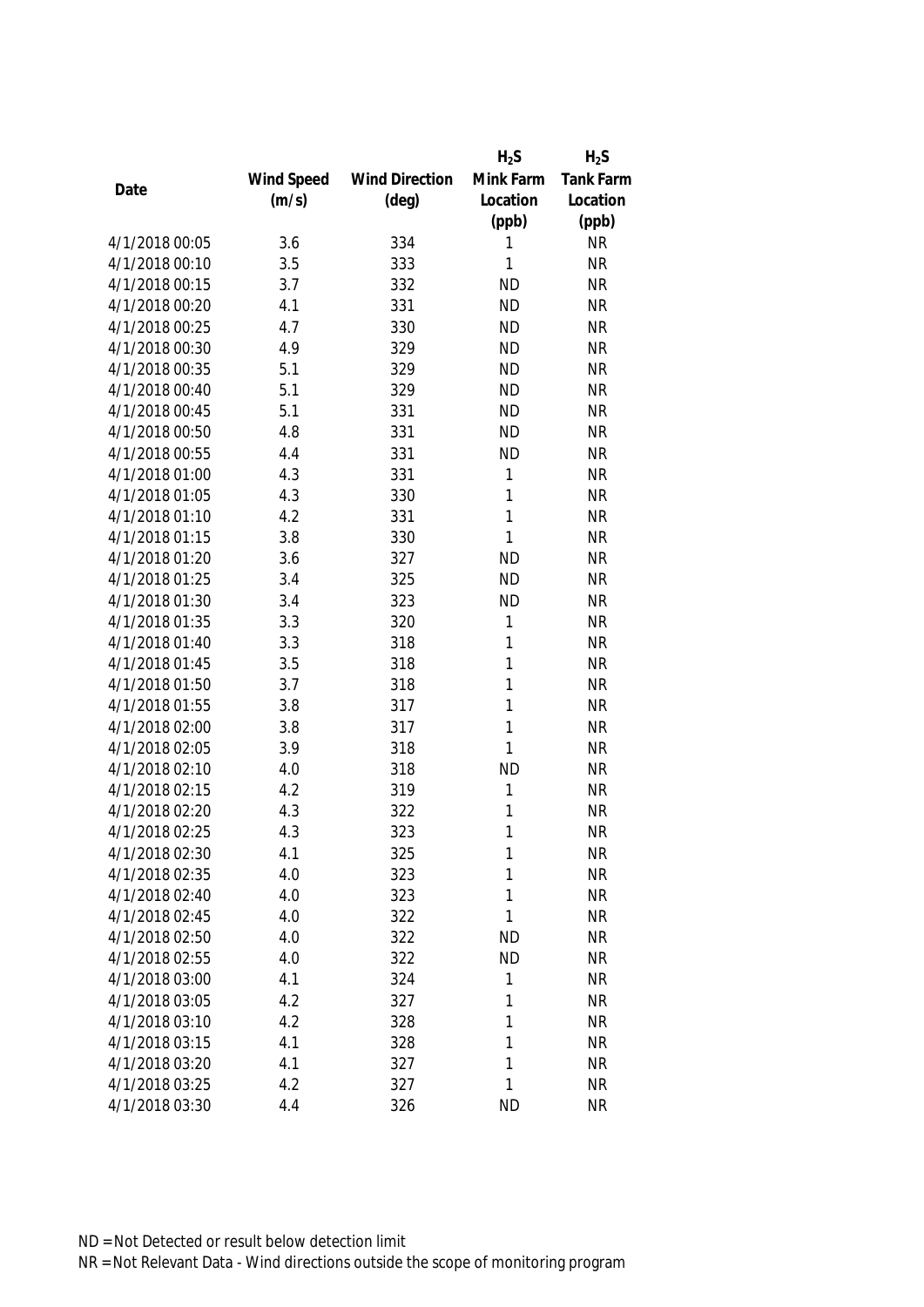| Date | Wind Speed (m/s) | Wind Direction (deg) | $H_2S$ Mink Farm Location (ppb) | $H_2S$ Tank Farm Location (ppb) |
|---|---|---|---|---|
| 4/1/2018 00:05 | 3.6 | 334 | 1 | NR |
| 4/1/2018 00:10 | 3.5 | 333 | 1 | NR |
| 4/1/2018 00:15 | 3.7 | 332 | ND | NR |
| 4/1/2018 00:20 | 4.1 | 331 | ND | NR |
| 4/1/2018 00:25 | 4.7 | 330 | ND | NR |
| 4/1/2018 00:30 | 4.9 | 329 | ND | NR |
| 4/1/2018 00:35 | 5.1 | 329 | ND | NR |
| 4/1/2018 00:40 | 5.1 | 329 | ND | NR |
| 4/1/2018 00:45 | 5.1 | 331 | ND | NR |
| 4/1/2018 00:50 | 4.8 | 331 | ND | NR |
| 4/1/2018 00:55 | 4.4 | 331 | ND | NR |
| 4/1/2018 01:00 | 4.3 | 331 | 1 | NR |
| 4/1/2018 01:05 | 4.3 | 330 | 1 | NR |
| 4/1/2018 01:10 | 4.2 | 331 | 1 | NR |
| 4/1/2018 01:15 | 3.8 | 330 | 1 | NR |
| 4/1/2018 01:20 | 3.6 | 327 | ND | NR |
| 4/1/2018 01:25 | 3.4 | 325 | ND | NR |
| 4/1/2018 01:30 | 3.4 | 323 | ND | NR |
| 4/1/2018 01:35 | 3.3 | 320 | 1 | NR |
| 4/1/2018 01:40 | 3.3 | 318 | 1 | NR |
| 4/1/2018 01:45 | 3.5 | 318 | 1 | NR |
| 4/1/2018 01:50 | 3.7 | 318 | 1 | NR |
| 4/1/2018 01:55 | 3.8 | 317 | 1 | NR |
| 4/1/2018 02:00 | 3.8 | 317 | 1 | NR |
| 4/1/2018 02:05 | 3.9 | 318 | 1 | NR |
| 4/1/2018 02:10 | 4.0 | 318 | ND | NR |
| 4/1/2018 02:15 | 4.2 | 319 | 1 | NR |
| 4/1/2018 02:20 | 4.3 | 322 | 1 | NR |
| 4/1/2018 02:25 | 4.3 | 323 | 1 | NR |
| 4/1/2018 02:30 | 4.1 | 325 | 1 | NR |
| 4/1/2018 02:35 | 4.0 | 323 | 1 | NR |
| 4/1/2018 02:40 | 4.0 | 323 | 1 | NR |
| 4/1/2018 02:45 | 4.0 | 322 | 1 | NR |
| 4/1/2018 02:50 | 4.0 | 322 | ND | NR |
| 4/1/2018 02:55 | 4.0 | 322 | ND | NR |
| 4/1/2018 03:00 | 4.1 | 324 | 1 | NR |
| 4/1/2018 03:05 | 4.2 | 327 | 1 | NR |
| 4/1/2018 03:10 | 4.2 | 328 | 1 | NR |
| 4/1/2018 03:15 | 4.1 | 328 | 1 | NR |
| 4/1/2018 03:20 | 4.1 | 327 | 1 | NR |
| 4/1/2018 03:25 | 4.2 | 327 | 1 | NR |
| 4/1/2018 03:30 | 4.4 | 326 | ND | NR |

ND = Not Detected or result below detection limit

NR = Not Relevant Data - Wind directions outside the scope of monitoring program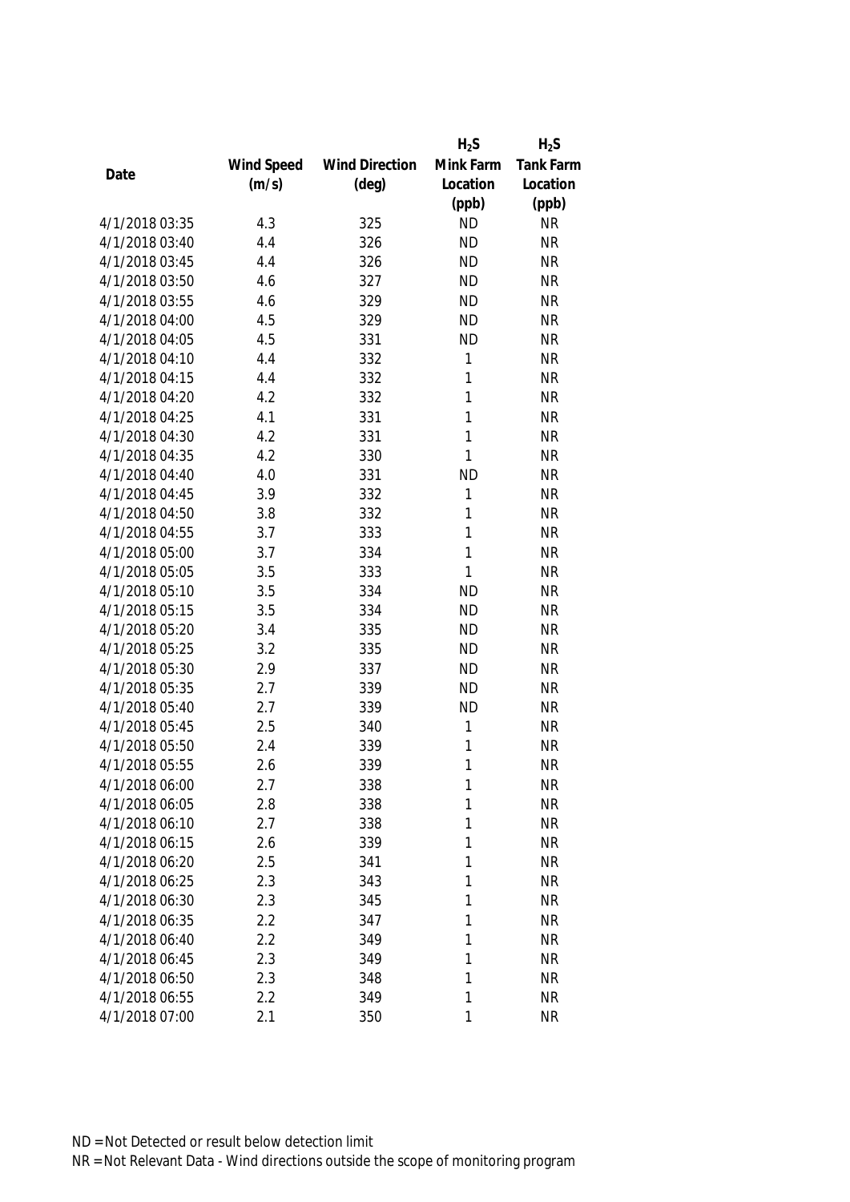| Date | Wind Speed (m/s) | Wind Direction (deg) | $H_2S$ Mink Farm Location (ppb) | $H_2S$ Tank Farm Location (ppb) |
|---|---|---|---|---|
| 4/1/2018 03:35 | 4.3 | 325 | ND | NR |
| 4/1/2018 03:40 | 4.4 | 326 | ND | NR |
| 4/1/2018 03:45 | 4.4 | 326 | ND | NR |
| 4/1/2018 03:50 | 4.6 | 327 | ND | NR |
| 4/1/2018 03:55 | 4.6 | 329 | ND | NR |
| 4/1/2018 04:00 | 4.5 | 329 | ND | NR |
| 4/1/2018 04:05 | 4.5 | 331 | ND | NR |
| 4/1/2018 04:10 | 4.4 | 332 | 1 | NR |
| 4/1/2018 04:15 | 4.4 | 332 | 1 | NR |
| 4/1/2018 04:20 | 4.2 | 332 | 1 | NR |
| 4/1/2018 04:25 | 4.1 | 331 | 1 | NR |
| 4/1/2018 04:30 | 4.2 | 331 | 1 | NR |
| 4/1/2018 04:35 | 4.2 | 330 | 1 | NR |
| 4/1/2018 04:40 | 4.0 | 331 | ND | NR |
| 4/1/2018 04:45 | 3.9 | 332 | 1 | NR |
| 4/1/2018 04:50 | 3.8 | 332 | 1 | NR |
| 4/1/2018 04:55 | 3.7 | 333 | 1 | NR |
| 4/1/2018 05:00 | 3.7 | 334 | 1 | NR |
| 4/1/2018 05:05 | 3.5 | 333 | 1 | NR |
| 4/1/2018 05:10 | 3.5 | 334 | ND | NR |
| 4/1/2018 05:15 | 3.5 | 334 | ND | NR |
| 4/1/2018 05:20 | 3.4 | 335 | ND | NR |
| 4/1/2018 05:25 | 3.2 | 335 | ND | NR |
| 4/1/2018 05:30 | 2.9 | 337 | ND | NR |
| 4/1/2018 05:35 | 2.7 | 339 | ND | NR |
| 4/1/2018 05:40 | 2.7 | 339 | ND | NR |
| 4/1/2018 05:45 | 2.5 | 340 | 1 | NR |
| 4/1/2018 05:50 | 2.4 | 339 | 1 | NR |
| 4/1/2018 05:55 | 2.6 | 339 | 1 | NR |
| 4/1/2018 06:00 | 2.7 | 338 | 1 | NR |
| 4/1/2018 06:05 | 2.8 | 338 | 1 | NR |
| 4/1/2018 06:10 | 2.7 | 338 | 1 | NR |
| 4/1/2018 06:15 | 2.6 | 339 | 1 | NR |
| 4/1/2018 06:20 | 2.5 | 341 | 1 | NR |
| 4/1/2018 06:25 | 2.3 | 343 | 1 | NR |
| 4/1/2018 06:30 | 2.3 | 345 | 1 | NR |
| 4/1/2018 06:35 | 2.2 | 347 | 1 | NR |
| 4/1/2018 06:40 | 2.2 | 349 | 1 | NR |
| 4/1/2018 06:45 | 2.3 | 349 | 1 | NR |
| 4/1/2018 06:50 | 2.3 | 348 | 1 | NR |
| 4/1/2018 06:55 | 2.2 | 349 | 1 | NR |
| 4/1/2018 07:00 | 2.1 | 350 | 1 | NR |

ND = Not Detected or result below detection limit

NR = Not Relevant Data - Wind directions outside the scope of monitoring program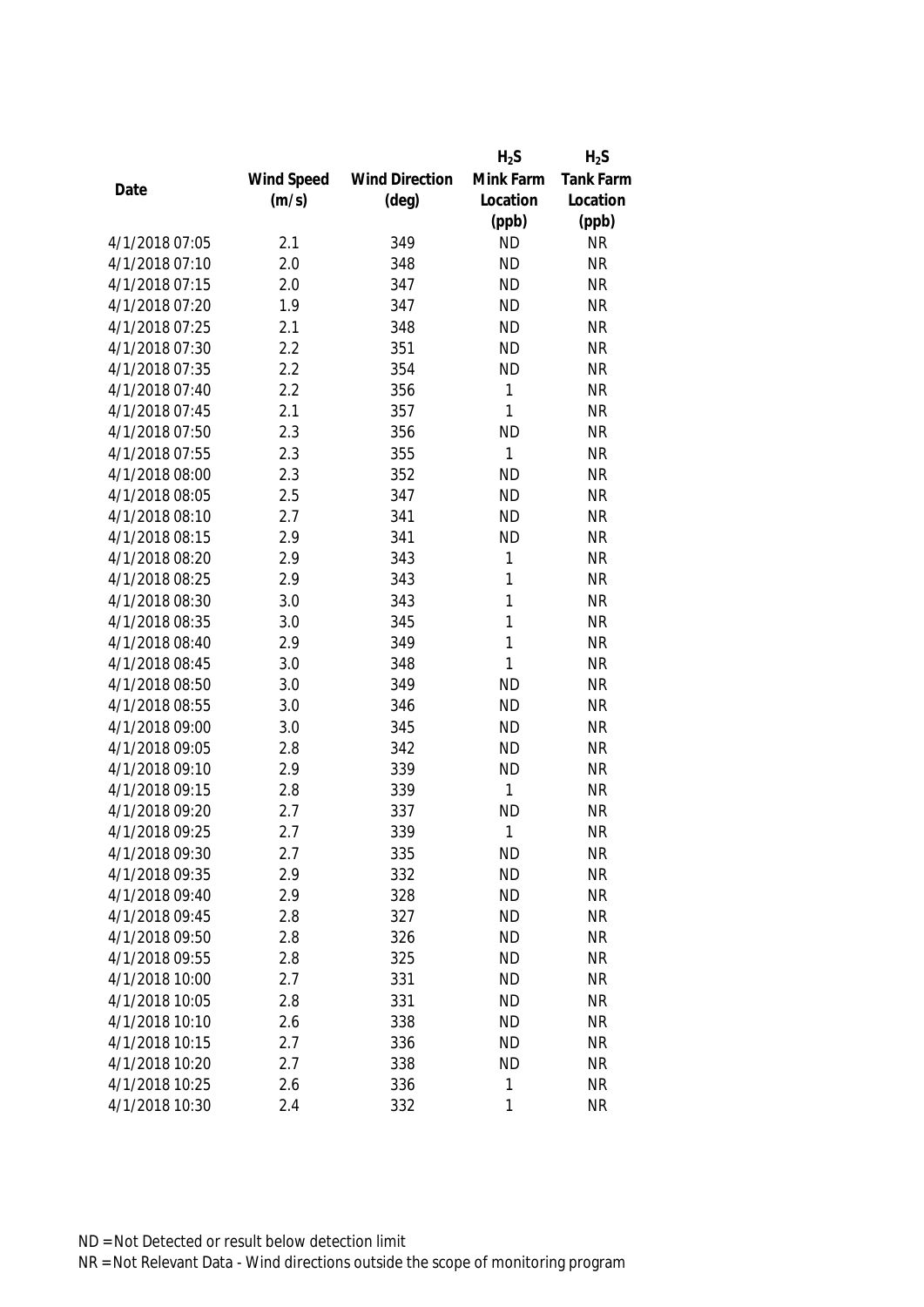| Date | Wind Speed (m/s) | Wind Direction (deg) | $H_2S$ Mink Farm Location (ppb) | $H_2S$ Tank Farm Location (ppb) |
|---|---|---|---|---|
| 4/1/2018 07:05 | 2.1 | 349 | ND | NR |
| 4/1/2018 07:10 | 2.0 | 348 | ND | NR |
| 4/1/2018 07:15 | 2.0 | 347 | ND | NR |
| 4/1/2018 07:20 | 1.9 | 347 | ND | NR |
| 4/1/2018 07:25 | 2.1 | 348 | ND | NR |
| 4/1/2018 07:30 | 2.2 | 351 | ND | NR |
| 4/1/2018 07:35 | 2.2 | 354 | ND | NR |
| 4/1/2018 07:40 | 2.2 | 356 | 1 | NR |
| 4/1/2018 07:45 | 2.1 | 357 | 1 | NR |
| 4/1/2018 07:50 | 2.3 | 356 | ND | NR |
| 4/1/2018 07:55 | 2.3 | 355 | 1 | NR |
| 4/1/2018 08:00 | 2.3 | 352 | ND | NR |
| 4/1/2018 08:05 | 2.5 | 347 | ND | NR |
| 4/1/2018 08:10 | 2.7 | 341 | ND | NR |
| 4/1/2018 08:15 | 2.9 | 341 | ND | NR |
| 4/1/2018 08:20 | 2.9 | 343 | 1 | NR |
| 4/1/2018 08:25 | 2.9 | 343 | 1 | NR |
| 4/1/2018 08:30 | 3.0 | 343 | 1 | NR |
| 4/1/2018 08:35 | 3.0 | 345 | 1 | NR |
| 4/1/2018 08:40 | 2.9 | 349 | 1 | NR |
| 4/1/2018 08:45 | 3.0 | 348 | 1 | NR |
| 4/1/2018 08:50 | 3.0 | 349 | ND | NR |
| 4/1/2018 08:55 | 3.0 | 346 | ND | NR |
| 4/1/2018 09:00 | 3.0 | 345 | ND | NR |
| 4/1/2018 09:05 | 2.8 | 342 | ND | NR |
| 4/1/2018 09:10 | 2.9 | 339 | ND | NR |
| 4/1/2018 09:15 | 2.8 | 339 | 1 | NR |
| 4/1/2018 09:20 | 2.7 | 337 | ND | NR |
| 4/1/2018 09:25 | 2.7 | 339 | 1 | NR |
| 4/1/2018 09:30 | 2.7 | 335 | ND | NR |
| 4/1/2018 09:35 | 2.9 | 332 | ND | NR |
| 4/1/2018 09:40 | 2.9 | 328 | ND | NR |
| 4/1/2018 09:45 | 2.8 | 327 | ND | NR |
| 4/1/2018 09:50 | 2.8 | 326 | ND | NR |
| 4/1/2018 09:55 | 2.8 | 325 | ND | NR |
| 4/1/2018 10:00 | 2.7 | 331 | ND | NR |
| 4/1/2018 10:05 | 2.8 | 331 | ND | NR |
| 4/1/2018 10:10 | 2.6 | 338 | ND | NR |
| 4/1/2018 10:15 | 2.7 | 336 | ND | NR |
| 4/1/2018 10:20 | 2.7 | 338 | ND | NR |
| 4/1/2018 10:25 | 2.6 | 336 | 1 | NR |
| 4/1/2018 10:30 | 2.4 | 332 | 1 | NR |

ND = Not Detected or result below detection limit

NR = Not Relevant Data - Wind directions outside the scope of monitoring program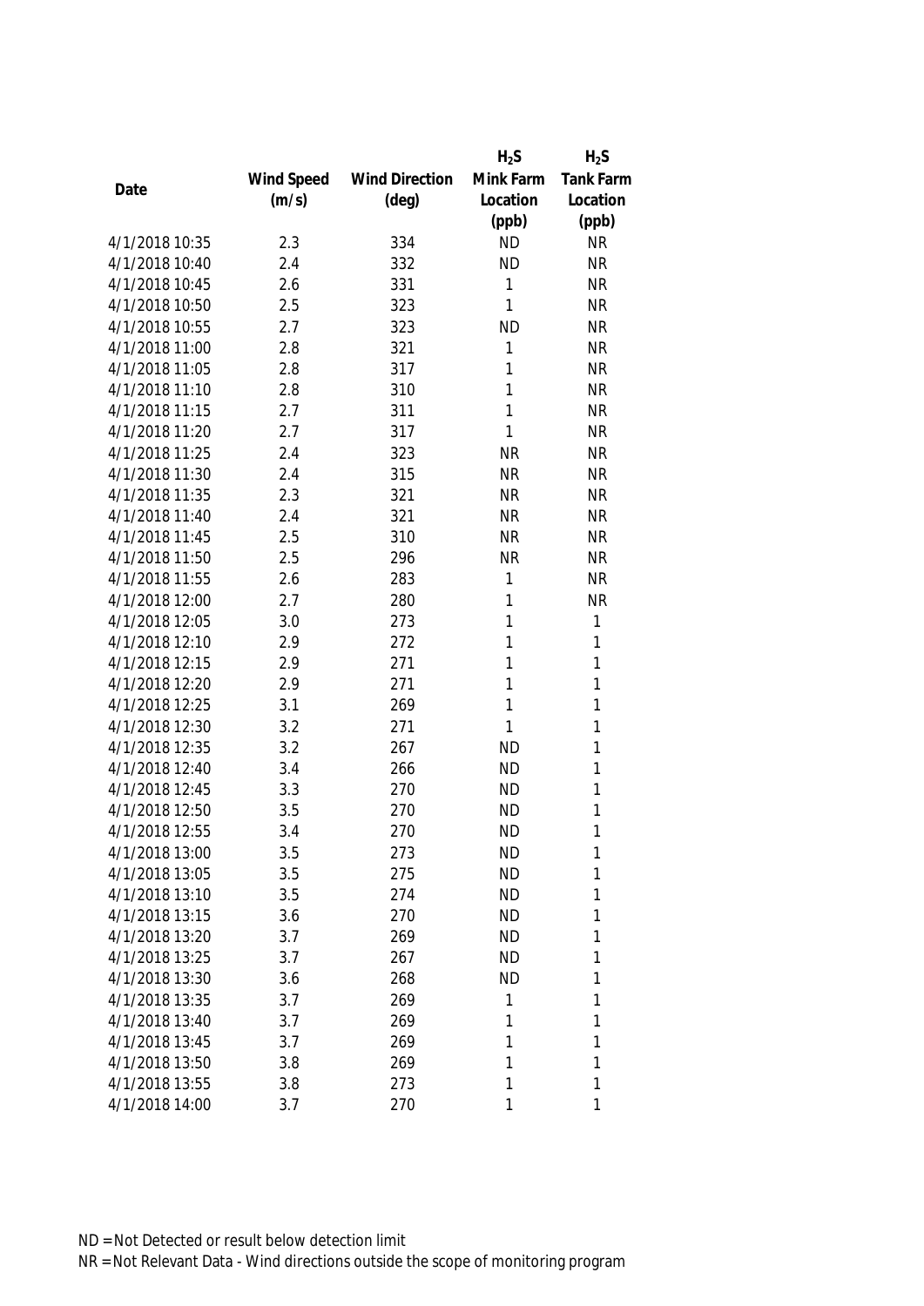| Date | Wind Speed (m/s) | Wind Direction (deg) | $H_2S$ Mink Farm Location (ppb) | $H_2S$ Tank Farm Location (ppb) |
|---|---|---|---|---|
| 4/1/2018 10:35 | 2.3 | 334 | ND | NR |
| 4/1/2018 10:40 | 2.4 | 332 | ND | NR |
| 4/1/2018 10:45 | 2.6 | 331 | 1 | NR |
| 4/1/2018 10:50 | 2.5 | 323 | 1 | NR |
| 4/1/2018 10:55 | 2.7 | 323 | ND | NR |
| 4/1/2018 11:00 | 2.8 | 321 | 1 | NR |
| 4/1/2018 11:05 | 2.8 | 317 | 1 | NR |
| 4/1/2018 11:10 | 2.8 | 310 | 1 | NR |
| 4/1/2018 11:15 | 2.7 | 311 | 1 | NR |
| 4/1/2018 11:20 | 2.7 | 317 | 1 | NR |
| 4/1/2018 11:25 | 2.4 | 323 | NR | NR |
| 4/1/2018 11:30 | 2.4 | 315 | NR | NR |
| 4/1/2018 11:35 | 2.3 | 321 | NR | NR |
| 4/1/2018 11:40 | 2.4 | 321 | NR | NR |
| 4/1/2018 11:45 | 2.5 | 310 | NR | NR |
| 4/1/2018 11:50 | 2.5 | 296 | NR | NR |
| 4/1/2018 11:55 | 2.6 | 283 | 1 | NR |
| 4/1/2018 12:00 | 2.7 | 280 | 1 | NR |
| 4/1/2018 12:05 | 3.0 | 273 | 1 | 1 |
| 4/1/2018 12:10 | 2.9 | 272 | 1 | 1 |
| 4/1/2018 12:15 | 2.9 | 271 | 1 | 1 |
| 4/1/2018 12:20 | 2.9 | 271 | 1 | 1 |
| 4/1/2018 12:25 | 3.1 | 269 | 1 | 1 |
| 4/1/2018 12:30 | 3.2 | 271 | 1 | 1 |
| 4/1/2018 12:35 | 3.2 | 267 | ND | 1 |
| 4/1/2018 12:40 | 3.4 | 266 | ND | 1 |
| 4/1/2018 12:45 | 3.3 | 270 | ND | 1 |
| 4/1/2018 12:50 | 3.5 | 270 | ND | 1 |
| 4/1/2018 12:55 | 3.4 | 270 | ND | 1 |
| 4/1/2018 13:00 | 3.5 | 273 | ND | 1 |
| 4/1/2018 13:05 | 3.5 | 275 | ND | 1 |
| 4/1/2018 13:10 | 3.5 | 274 | ND | 1 |
| 4/1/2018 13:15 | 3.6 | 270 | ND | 1 |
| 4/1/2018 13:20 | 3.7 | 269 | ND | 1 |
| 4/1/2018 13:25 | 3.7 | 267 | ND | 1 |
| 4/1/2018 13:30 | 3.6 | 268 | ND | 1 |
| 4/1/2018 13:35 | 3.7 | 269 | 1 | 1 |
| 4/1/2018 13:40 | 3.7 | 269 | 1 | 1 |
| 4/1/2018 13:45 | 3.7 | 269 | 1 | 1 |
| 4/1/2018 13:50 | 3.8 | 269 | 1 | 1 |
| 4/1/2018 13:55 | 3.8 | 273 | 1 | 1 |
| 4/1/2018 14:00 | 3.7 | 270 | 1 | 1 |

ND = Not Detected or result below detection limit

NR = Not Relevant Data - Wind directions outside the scope of monitoring program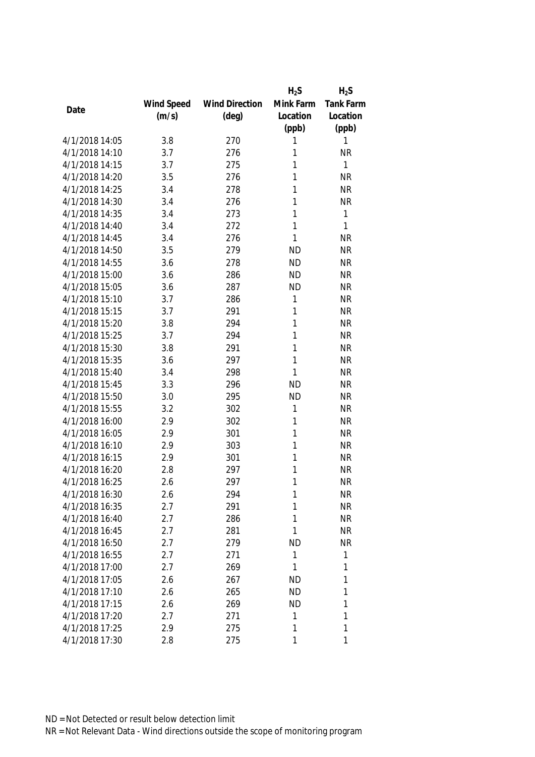| Date | Wind Speed (m/s) | Wind Direction (deg) | $H_2S$ Mink Farm Location (ppb) | $H_2S$ Tank Farm Location (ppb) |
|---|---|---|---|---|
| 4/1/2018 14:05 | 3.8 | 270 | 1 | 1 |
| 4/1/2018 14:10 | 3.7 | 276 | 1 | NR |
| 4/1/2018 14:15 | 3.7 | 275 | 1 | 1 |
| 4/1/2018 14:20 | 3.5 | 276 | 1 | NR |
| 4/1/2018 14:25 | 3.4 | 278 | 1 | NR |
| 4/1/2018 14:30 | 3.4 | 276 | 1 | NR |
| 4/1/2018 14:35 | 3.4 | 273 | 1 | 1 |
| 4/1/2018 14:40 | 3.4 | 272 | 1 | 1 |
| 4/1/2018 14:45 | 3.4 | 276 | 1 | NR |
| 4/1/2018 14:50 | 3.5 | 279 | ND | NR |
| 4/1/2018 14:55 | 3.6 | 278 | ND | NR |
| 4/1/2018 15:00 | 3.6 | 286 | ND | NR |
| 4/1/2018 15:05 | 3.6 | 287 | ND | NR |
| 4/1/2018 15:10 | 3.7 | 286 | 1 | NR |
| 4/1/2018 15:15 | 3.7 | 291 | 1 | NR |
| 4/1/2018 15:20 | 3.8 | 294 | 1 | NR |
| 4/1/2018 15:25 | 3.7 | 294 | 1 | NR |
| 4/1/2018 15:30 | 3.8 | 291 | 1 | NR |
| 4/1/2018 15:35 | 3.6 | 297 | 1 | NR |
| 4/1/2018 15:40 | 3.4 | 298 | 1 | NR |
| 4/1/2018 15:45 | 3.3 | 296 | ND | NR |
| 4/1/2018 15:50 | 3.0 | 295 | ND | NR |
| 4/1/2018 15:55 | 3.2 | 302 | 1 | NR |
| 4/1/2018 16:00 | 2.9 | 302 | 1 | NR |
| 4/1/2018 16:05 | 2.9 | 301 | 1 | NR |
| 4/1/2018 16:10 | 2.9 | 303 | 1 | NR |
| 4/1/2018 16:15 | 2.9 | 301 | 1 | NR |
| 4/1/2018 16:20 | 2.8 | 297 | 1 | NR |
| 4/1/2018 16:25 | 2.6 | 297 | 1 | NR |
| 4/1/2018 16:30 | 2.6 | 294 | 1 | NR |
| 4/1/2018 16:35 | 2.7 | 291 | 1 | NR |
| 4/1/2018 16:40 | 2.7 | 286 | 1 | NR |
| 4/1/2018 16:45 | 2.7 | 281 | 1 | NR |
| 4/1/2018 16:50 | 2.7 | 279 | ND | NR |
| 4/1/2018 16:55 | 2.7 | 271 | 1 | 1 |
| 4/1/2018 17:00 | 2.7 | 269 | 1 | 1 |
| 4/1/2018 17:05 | 2.6 | 267 | ND | 1 |
| 4/1/2018 17:10 | 2.6 | 265 | ND | 1 |
| 4/1/2018 17:15 | 2.6 | 269 | ND | 1 |
| 4/1/2018 17:20 | 2.7 | 271 | 1 | 1 |
| 4/1/2018 17:25 | 2.9 | 275 | 1 | 1 |
| 4/1/2018 17:30 | 2.8 | 275 | 1 | 1 |

ND = Not Detected or result below detection limit

NR = Not Relevant Data - Wind directions outside the scope of monitoring program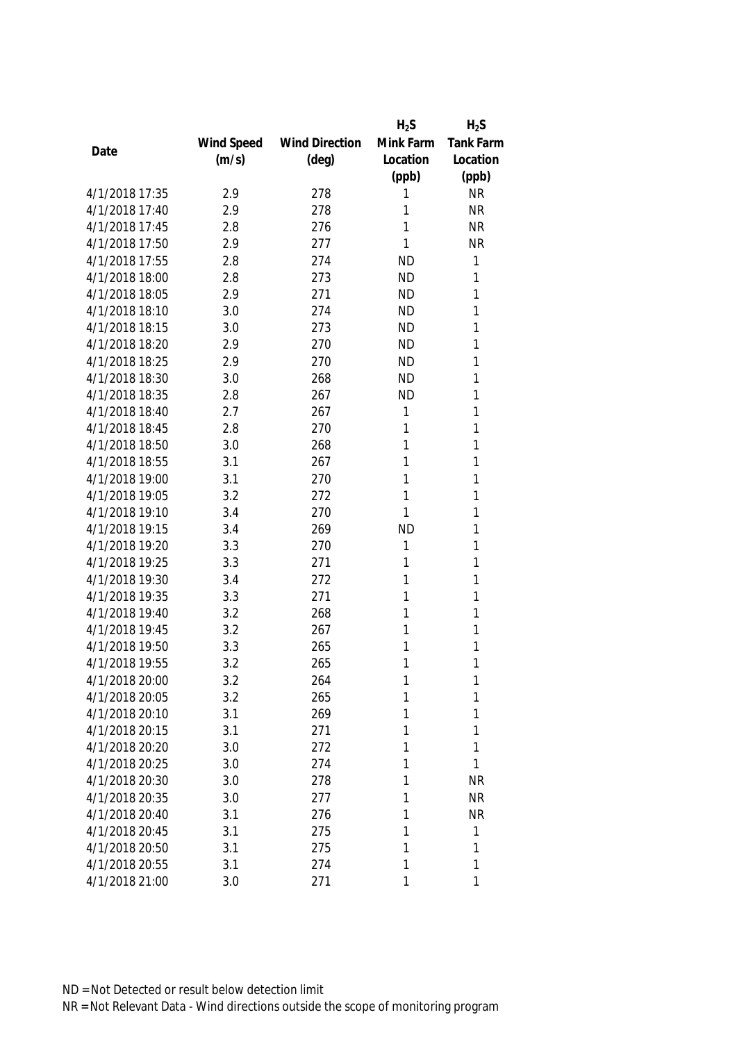| Date | Wind Speed (m/s) | Wind Direction (deg) | $H_2S$ Mink Farm Location (ppb) | $H_2S$ Tank Farm Location (ppb) |
|---|---|---|---|---|
| 4/1/2018 17:35 | 2.9 | 278 | 1 | NR |
| 4/1/2018 17:40 | 2.9 | 278 | 1 | NR |
| 4/1/2018 17:45 | 2.8 | 276 | 1 | NR |
| 4/1/2018 17:50 | 2.9 | 277 | 1 | NR |
| 4/1/2018 17:55 | 2.8 | 274 | ND | 1 |
| 4/1/2018 18:00 | 2.8 | 273 | ND | 1 |
| 4/1/2018 18:05 | 2.9 | 271 | ND | 1 |
| 4/1/2018 18:10 | 3.0 | 274 | ND | 1 |
| 4/1/2018 18:15 | 3.0 | 273 | ND | 1 |
| 4/1/2018 18:20 | 2.9 | 270 | ND | 1 |
| 4/1/2018 18:25 | 2.9 | 270 | ND | 1 |
| 4/1/2018 18:30 | 3.0 | 268 | ND | 1 |
| 4/1/2018 18:35 | 2.8 | 267 | ND | 1 |
| 4/1/2018 18:40 | 2.7 | 267 | 1 | 1 |
| 4/1/2018 18:45 | 2.8 | 270 | 1 | 1 |
| 4/1/2018 18:50 | 3.0 | 268 | 1 | 1 |
| 4/1/2018 18:55 | 3.1 | 267 | 1 | 1 |
| 4/1/2018 19:00 | 3.1 | 270 | 1 | 1 |
| 4/1/2018 19:05 | 3.2 | 272 | 1 | 1 |
| 4/1/2018 19:10 | 3.4 | 270 | 1 | 1 |
| 4/1/2018 19:15 | 3.4 | 269 | ND | 1 |
| 4/1/2018 19:20 | 3.3 | 270 | 1 | 1 |
| 4/1/2018 19:25 | 3.3 | 271 | 1 | 1 |
| 4/1/2018 19:30 | 3.4 | 272 | 1 | 1 |
| 4/1/2018 19:35 | 3.3 | 271 | 1 | 1 |
| 4/1/2018 19:40 | 3.2 | 268 | 1 | 1 |
| 4/1/2018 19:45 | 3.2 | 267 | 1 | 1 |
| 4/1/2018 19:50 | 3.3 | 265 | 1 | 1 |
| 4/1/2018 19:55 | 3.2 | 265 | 1 | 1 |
| 4/1/2018 20:00 | 3.2 | 264 | 1 | 1 |
| 4/1/2018 20:05 | 3.2 | 265 | 1 | 1 |
| 4/1/2018 20:10 | 3.1 | 269 | 1 | 1 |
| 4/1/2018 20:15 | 3.1 | 271 | 1 | 1 |
| 4/1/2018 20:20 | 3.0 | 272 | 1 | 1 |
| 4/1/2018 20:25 | 3.0 | 274 | 1 | 1 |
| 4/1/2018 20:30 | 3.0 | 278 | 1 | NR |
| 4/1/2018 20:35 | 3.0 | 277 | 1 | NR |
| 4/1/2018 20:40 | 3.1 | 276 | 1 | NR |
| 4/1/2018 20:45 | 3.1 | 275 | 1 | 1 |
| 4/1/2018 20:50 | 3.1 | 275 | 1 | 1 |
| 4/1/2018 20:55 | 3.1 | 274 | 1 | 1 |
| 4/1/2018 21:00 | 3.0 | 271 | 1 | 1 |

ND = Not Detected or result below detection limit

NR = Not Relevant Data - Wind directions outside the scope of monitoring program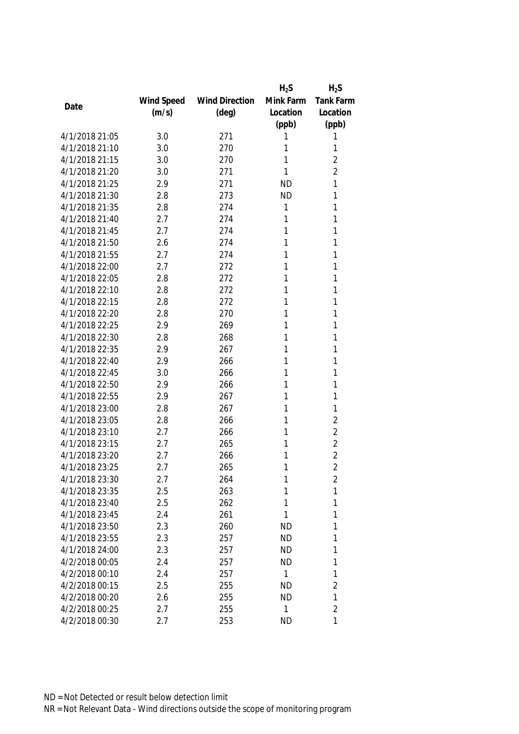| Date | Wind Speed (m/s) | Wind Direction (deg) | $H_2S$ Mink Farm Location (ppb) | $H_2S$ Tank Farm Location (ppb) |
|---|---|---|---|---|
| 4/1/2018 21:05 | 3.0 | 271 | 1 | 1 |
| 4/1/2018 21:10 | 3.0 | 270 | 1 | 1 |
| 4/1/2018 21:15 | 3.0 | 270 | 1 | 2 |
| 4/1/2018 21:20 | 3.0 | 271 | 1 | 2 |
| 4/1/2018 21:25 | 2.9 | 271 | ND | 1 |
| 4/1/2018 21:30 | 2.8 | 273 | ND | 1 |
| 4/1/2018 21:35 | 2.8 | 274 | 1 | 1 |
| 4/1/2018 21:40 | 2.7 | 274 | 1 | 1 |
| 4/1/2018 21:45 | 2.7 | 274 | 1 | 1 |
| 4/1/2018 21:50 | 2.6 | 274 | 1 | 1 |
| 4/1/2018 21:55 | 2.7 | 274 | 1 | 1 |
| 4/1/2018 22:00 | 2.7 | 272 | 1 | 1 |
| 4/1/2018 22:05 | 2.8 | 272 | 1 | 1 |
| 4/1/2018 22:10 | 2.8 | 272 | 1 | 1 |
| 4/1/2018 22:15 | 2.8 | 272 | 1 | 1 |
| 4/1/2018 22:20 | 2.8 | 270 | 1 | 1 |
| 4/1/2018 22:25 | 2.9 | 269 | 1 | 1 |
| 4/1/2018 22:30 | 2.8 | 268 | 1 | 1 |
| 4/1/2018 22:35 | 2.9 | 267 | 1 | 1 |
| 4/1/2018 22:40 | 2.9 | 266 | 1 | 1 |
| 4/1/2018 22:45 | 3.0 | 266 | 1 | 1 |
| 4/1/2018 22:50 | 2.9 | 266 | 1 | 1 |
| 4/1/2018 22:55 | 2.9 | 267 | 1 | 1 |
| 4/1/2018 23:00 | 2.8 | 267 | 1 | 1 |
| 4/1/2018 23:05 | 2.8 | 266 | 1 | 2 |
| 4/1/2018 23:10 | 2.7 | 266 | 1 | 2 |
| 4/1/2018 23:15 | 2.7 | 265 | 1 | 2 |
| 4/1/2018 23:20 | 2.7 | 266 | 1 | 2 |
| 4/1/2018 23:25 | 2.7 | 265 | 1 | 2 |
| 4/1/2018 23:30 | 2.7 | 264 | 1 | 2 |
| 4/1/2018 23:35 | 2.5 | 263 | 1 | 1 |
| 4/1/2018 23:40 | 2.5 | 262 | 1 | 1 |
| 4/1/2018 23:45 | 2.4 | 261 | 1 | 1 |
| 4/1/2018 23:50 | 2.3 | 260 | ND | 1 |
| 4/1/2018 23:55 | 2.3 | 257 | ND | 1 |
| 4/1/2018 24:00 | 2.3 | 257 | ND | 1 |
| 4/2/2018 00:05 | 2.4 | 257 | ND | 1 |
| 4/2/2018 00:10 | 2.4 | 257 | 1 | 1 |
| 4/2/2018 00:15 | 2.5 | 255 | ND | 2 |
| 4/2/2018 00:20 | 2.6 | 255 | ND | 1 |
| 4/2/2018 00:25 | 2.7 | 255 | 1 | 2 |
| 4/2/2018 00:30 | 2.7 | 253 | ND | 1 |

ND = Not Detected or result below detection limit

NR = Not Relevant Data - Wind directions outside the scope of monitoring program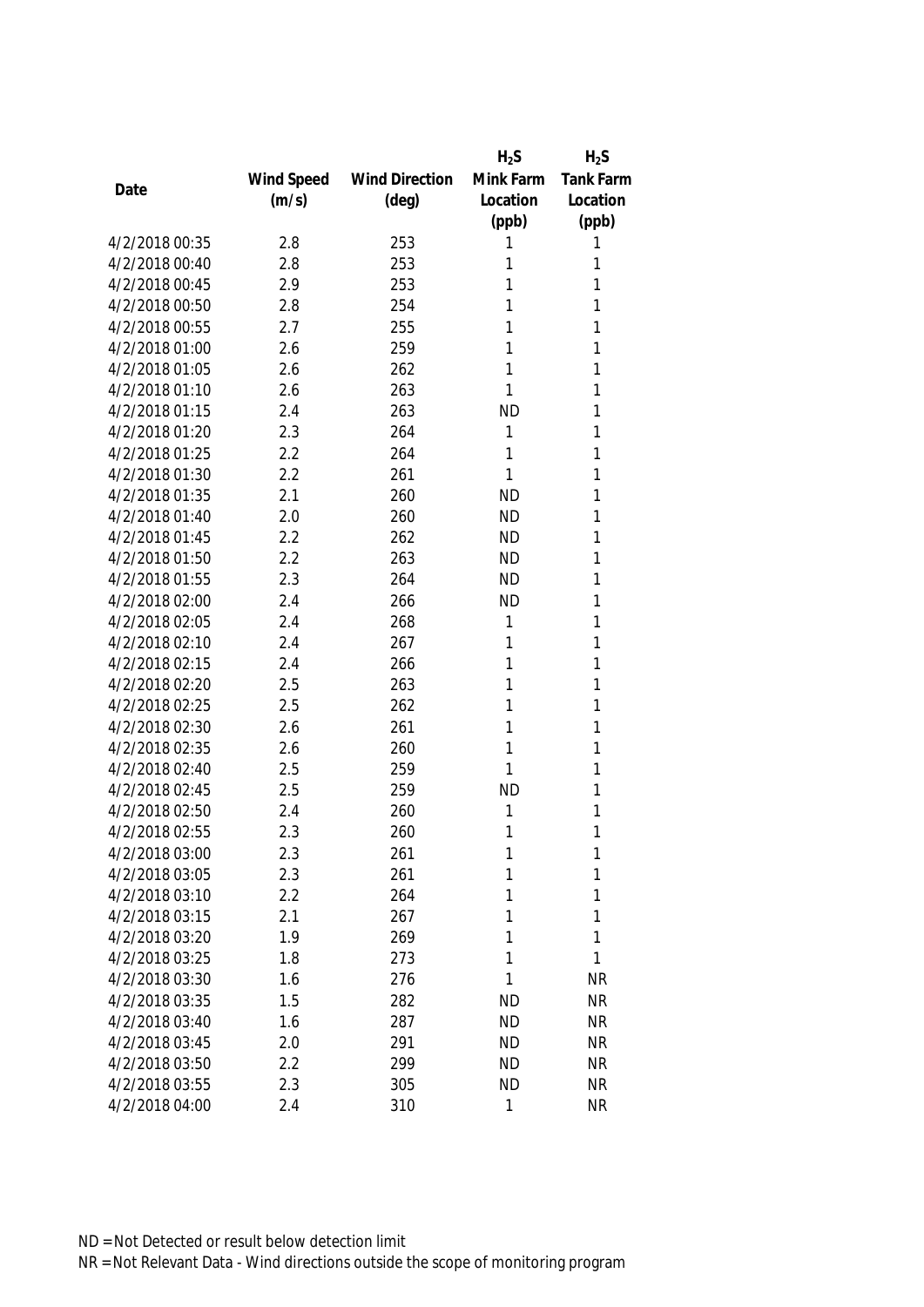| Date | Wind Speed (m/s) | Wind Direction (deg) | $H_2S$ Mink Farm Location (ppb) | $H_2S$ Tank Farm Location (ppb) |
|---|---|---|---|---|
| 4/2/2018 00:35 | 2.8 | 253 | 1 | 1 |
| 4/2/2018 00:40 | 2.8 | 253 | 1 | 1 |
| 4/2/2018 00:45 | 2.9 | 253 | 1 | 1 |
| 4/2/2018 00:50 | 2.8 | 254 | 1 | 1 |
| 4/2/2018 00:55 | 2.7 | 255 | 1 | 1 |
| 4/2/2018 01:00 | 2.6 | 259 | 1 | 1 |
| 4/2/2018 01:05 | 2.6 | 262 | 1 | 1 |
| 4/2/2018 01:10 | 2.6 | 263 | 1 | 1 |
| 4/2/2018 01:15 | 2.4 | 263 | ND | 1 |
| 4/2/2018 01:20 | 2.3 | 264 | 1 | 1 |
| 4/2/2018 01:25 | 2.2 | 264 | 1 | 1 |
| 4/2/2018 01:30 | 2.2 | 261 | 1 | 1 |
| 4/2/2018 01:35 | 2.1 | 260 | ND | 1 |
| 4/2/2018 01:40 | 2.0 | 260 | ND | 1 |
| 4/2/2018 01:45 | 2.2 | 262 | ND | 1 |
| 4/2/2018 01:50 | 2.2 | 263 | ND | 1 |
| 4/2/2018 01:55 | 2.3 | 264 | ND | 1 |
| 4/2/2018 02:00 | 2.4 | 266 | ND | 1 |
| 4/2/2018 02:05 | 2.4 | 268 | 1 | 1 |
| 4/2/2018 02:10 | 2.4 | 267 | 1 | 1 |
| 4/2/2018 02:15 | 2.4 | 266 | 1 | 1 |
| 4/2/2018 02:20 | 2.5 | 263 | 1 | 1 |
| 4/2/2018 02:25 | 2.5 | 262 | 1 | 1 |
| 4/2/2018 02:30 | 2.6 | 261 | 1 | 1 |
| 4/2/2018 02:35 | 2.6 | 260 | 1 | 1 |
| 4/2/2018 02:40 | 2.5 | 259 | 1 | 1 |
| 4/2/2018 02:45 | 2.5 | 259 | ND | 1 |
| 4/2/2018 02:50 | 2.4 | 260 | 1 | 1 |
| 4/2/2018 02:55 | 2.3 | 260 | 1 | 1 |
| 4/2/2018 03:00 | 2.3 | 261 | 1 | 1 |
| 4/2/2018 03:05 | 2.3 | 261 | 1 | 1 |
| 4/2/2018 03:10 | 2.2 | 264 | 1 | 1 |
| 4/2/2018 03:15 | 2.1 | 267 | 1 | 1 |
| 4/2/2018 03:20 | 1.9 | 269 | 1 | 1 |
| 4/2/2018 03:25 | 1.8 | 273 | 1 | 1 |
| 4/2/2018 03:30 | 1.6 | 276 | 1 | NR |
| 4/2/2018 03:35 | 1.5 | 282 | ND | NR |
| 4/2/2018 03:40 | 1.6 | 287 | ND | NR |
| 4/2/2018 03:45 | 2.0 | 291 | ND | NR |
| 4/2/2018 03:50 | 2.2 | 299 | ND | NR |
| 4/2/2018 03:55 | 2.3 | 305 | ND | NR |
| 4/2/2018 04:00 | 2.4 | 310 | 1 | NR |

ND = Not Detected or result below detection limit

NR = Not Relevant Data - Wind directions outside the scope of monitoring program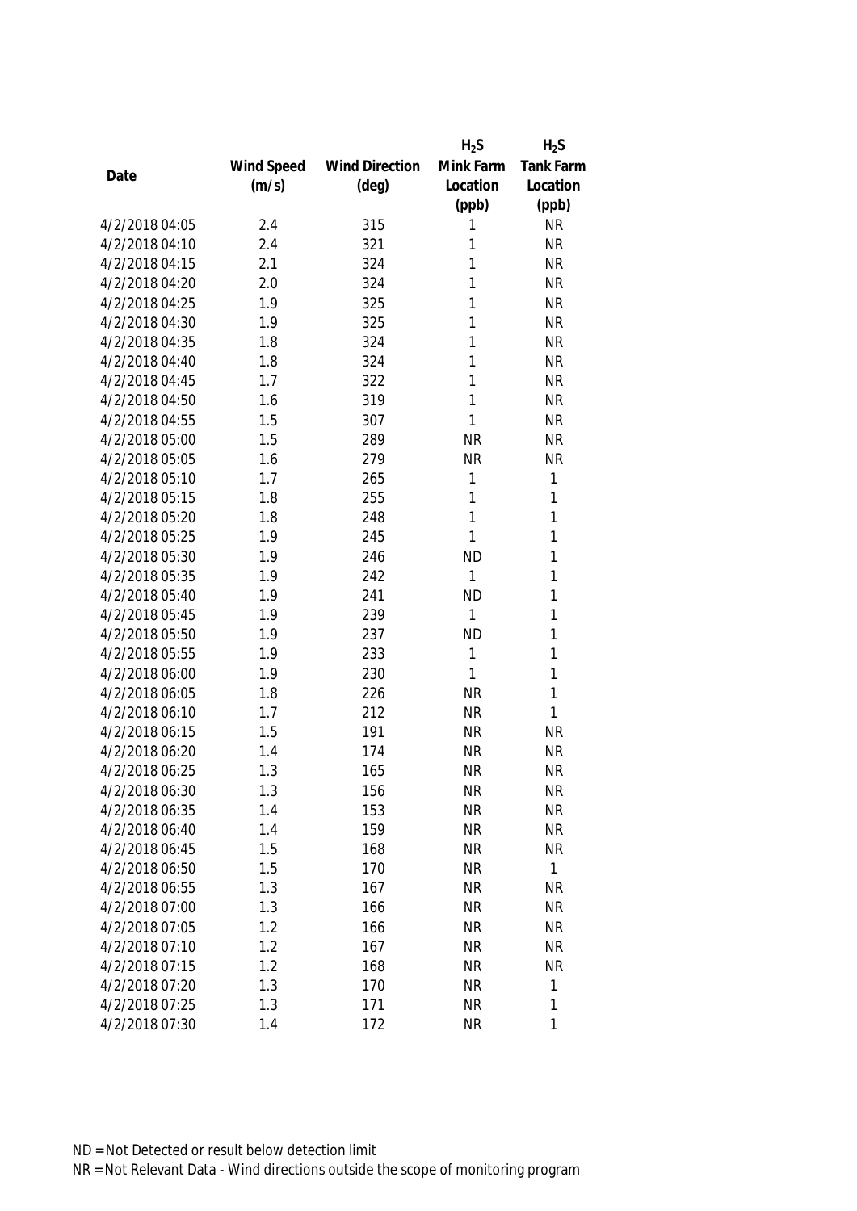| Date | Wind Speed (m/s) | Wind Direction (deg) | $H_2S$ Mink Farm Location (ppb) | $H_2S$ Tank Farm Location (ppb) |
|---|---|---|---|---|
| 4/2/2018 04:05 | 2.4 | 315 | 1 | NR |
| 4/2/2018 04:10 | 2.4 | 321 | 1 | NR |
| 4/2/2018 04:15 | 2.1 | 324 | 1 | NR |
| 4/2/2018 04:20 | 2.0 | 324 | 1 | NR |
| 4/2/2018 04:25 | 1.9 | 325 | 1 | NR |
| 4/2/2018 04:30 | 1.9 | 325 | 1 | NR |
| 4/2/2018 04:35 | 1.8 | 324 | 1 | NR |
| 4/2/2018 04:40 | 1.8 | 324 | 1 | NR |
| 4/2/2018 04:45 | 1.7 | 322 | 1 | NR |
| 4/2/2018 04:50 | 1.6 | 319 | 1 | NR |
| 4/2/2018 04:55 | 1.5 | 307 | 1 | NR |
| 4/2/2018 05:00 | 1.5 | 289 | NR | NR |
| 4/2/2018 05:05 | 1.6 | 279 | NR | NR |
| 4/2/2018 05:10 | 1.7 | 265 | 1 | 1 |
| 4/2/2018 05:15 | 1.8 | 255 | 1 | 1 |
| 4/2/2018 05:20 | 1.8 | 248 | 1 | 1 |
| 4/2/2018 05:25 | 1.9 | 245 | 1 | 1 |
| 4/2/2018 05:30 | 1.9 | 246 | ND | 1 |
| 4/2/2018 05:35 | 1.9 | 242 | 1 | 1 |
| 4/2/2018 05:40 | 1.9 | 241 | ND | 1 |
| 4/2/2018 05:45 | 1.9 | 239 | 1 | 1 |
| 4/2/2018 05:50 | 1.9 | 237 | ND | 1 |
| 4/2/2018 05:55 | 1.9 | 233 | 1 | 1 |
| 4/2/2018 06:00 | 1.9 | 230 | 1 | 1 |
| 4/2/2018 06:05 | 1.8 | 226 | NR | 1 |
| 4/2/2018 06:10 | 1.7 | 212 | NR | 1 |
| 4/2/2018 06:15 | 1.5 | 191 | NR | NR |
| 4/2/2018 06:20 | 1.4 | 174 | NR | NR |
| 4/2/2018 06:25 | 1.3 | 165 | NR | NR |
| 4/2/2018 06:30 | 1.3 | 156 | NR | NR |
| 4/2/2018 06:35 | 1.4 | 153 | NR | NR |
| 4/2/2018 06:40 | 1.4 | 159 | NR | NR |
| 4/2/2018 06:45 | 1.5 | 168 | NR | NR |
| 4/2/2018 06:50 | 1.5 | 170 | NR | 1 |
| 4/2/2018 06:55 | 1.3 | 167 | NR | NR |
| 4/2/2018 07:00 | 1.3 | 166 | NR | NR |
| 4/2/2018 07:05 | 1.2 | 166 | NR | NR |
| 4/2/2018 07:10 | 1.2 | 167 | NR | NR |
| 4/2/2018 07:15 | 1.2 | 168 | NR | NR |
| 4/2/2018 07:20 | 1.3 | 170 | NR | 1 |
| 4/2/2018 07:25 | 1.3 | 171 | NR | 1 |
| 4/2/2018 07:30 | 1.4 | 172 | NR | 1 |

ND = Not Detected or result below detection limit

NR = Not Relevant Data - Wind directions outside the scope of monitoring program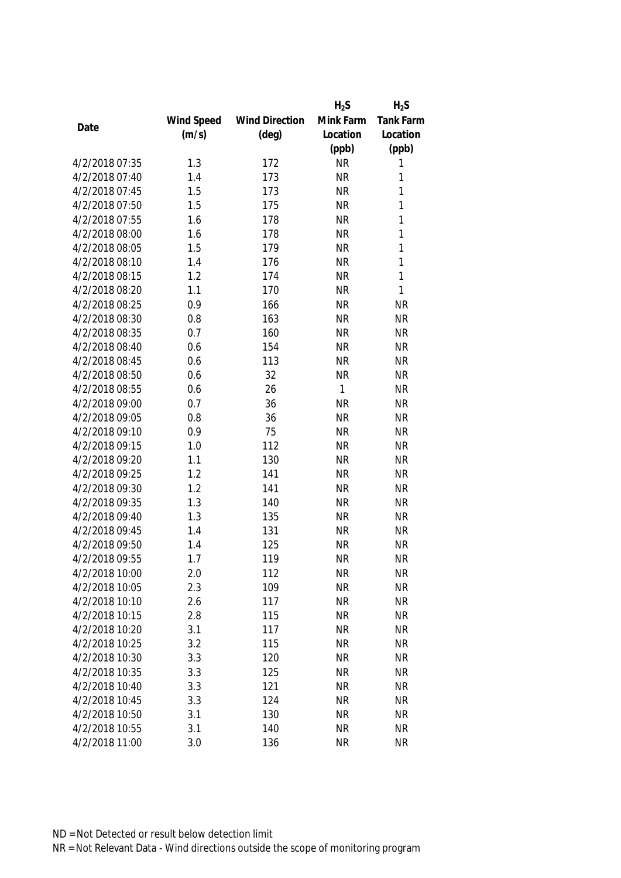| Date | Wind Speed (m/s) | Wind Direction (deg) | $H_2S$ Mink Farm Location (ppb) | $H_2S$ Tank Farm Location (ppb) |
|---|---|---|---|---|
| 4/2/2018 07:35 | 1.3 | 172 | NR | 1 |
| 4/2/2018 07:40 | 1.4 | 173 | NR | 1 |
| 4/2/2018 07:45 | 1.5 | 173 | NR | 1 |
| 4/2/2018 07:50 | 1.5 | 175 | NR | 1 |
| 4/2/2018 07:55 | 1.6 | 178 | NR | 1 |
| 4/2/2018 08:00 | 1.6 | 178 | NR | 1 |
| 4/2/2018 08:05 | 1.5 | 179 | NR | 1 |
| 4/2/2018 08:10 | 1.4 | 176 | NR | 1 |
| 4/2/2018 08:15 | 1.2 | 174 | NR | 1 |
| 4/2/2018 08:20 | 1.1 | 170 | NR | 1 |
| 4/2/2018 08:25 | 0.9 | 166 | NR | NR |
| 4/2/2018 08:30 | 0.8 | 163 | NR | NR |
| 4/2/2018 08:35 | 0.7 | 160 | NR | NR |
| 4/2/2018 08:40 | 0.6 | 154 | NR | NR |
| 4/2/2018 08:45 | 0.6 | 113 | NR | NR |
| 4/2/2018 08:50 | 0.6 | 32 | NR | NR |
| 4/2/2018 08:55 | 0.6 | 26 | 1 | NR |
| 4/2/2018 09:00 | 0.7 | 36 | NR | NR |
| 4/2/2018 09:05 | 0.8 | 36 | NR | NR |
| 4/2/2018 09:10 | 0.9 | 75 | NR | NR |
| 4/2/2018 09:15 | 1.0 | 112 | NR | NR |
| 4/2/2018 09:20 | 1.1 | 130 | NR | NR |
| 4/2/2018 09:25 | 1.2 | 141 | NR | NR |
| 4/2/2018 09:30 | 1.2 | 141 | NR | NR |
| 4/2/2018 09:35 | 1.3 | 140 | NR | NR |
| 4/2/2018 09:40 | 1.3 | 135 | NR | NR |
| 4/2/2018 09:45 | 1.4 | 131 | NR | NR |
| 4/2/2018 09:50 | 1.4 | 125 | NR | NR |
| 4/2/2018 09:55 | 1.7 | 119 | NR | NR |
| 4/2/2018 10:00 | 2.0 | 112 | NR | NR |
| 4/2/2018 10:05 | 2.3 | 109 | NR | NR |
| 4/2/2018 10:10 | 2.6 | 117 | NR | NR |
| 4/2/2018 10:15 | 2.8 | 115 | NR | NR |
| 4/2/2018 10:20 | 3.1 | 117 | NR | NR |
| 4/2/2018 10:25 | 3.2 | 115 | NR | NR |
| 4/2/2018 10:30 | 3.3 | 120 | NR | NR |
| 4/2/2018 10:35 | 3.3 | 125 | NR | NR |
| 4/2/2018 10:40 | 3.3 | 121 | NR | NR |
| 4/2/2018 10:45 | 3.3 | 124 | NR | NR |
| 4/2/2018 10:50 | 3.1 | 130 | NR | NR |
| 4/2/2018 10:55 | 3.1 | 140 | NR | NR |
| 4/2/2018 11:00 | 3.0 | 136 | NR | NR |

ND = Not Detected or result below detection limit
NR = Not Relevant Data - Wind directions outside the scope of monitoring program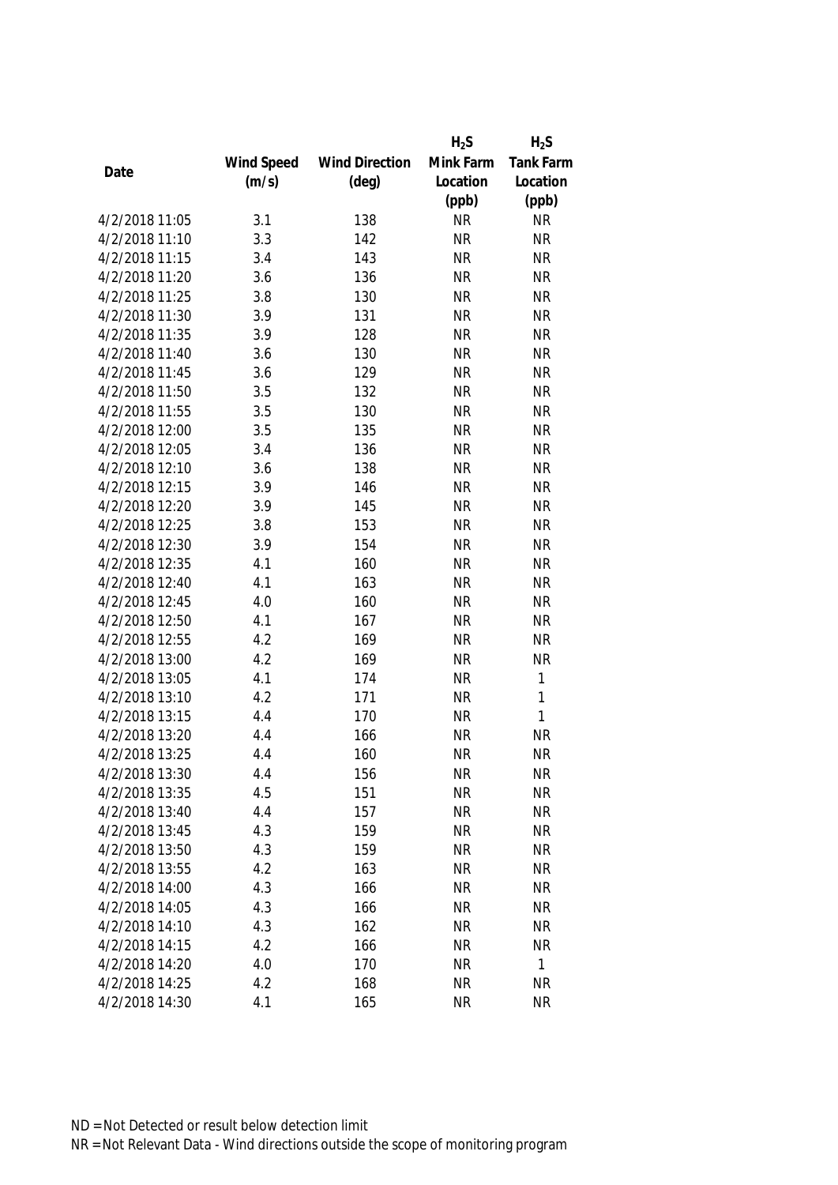| Date | Wind Speed (m/s) | Wind Direction (deg) | $H_2S$ Mink Farm Location (ppb) | $H_2S$ Tank Farm Location (ppb) |
|---|---|---|---|---|
| 4/2/2018 11:05 | 3.1 | 138 | NR | NR |
| 4/2/2018 11:10 | 3.3 | 142 | NR | NR |
| 4/2/2018 11:15 | 3.4 | 143 | NR | NR |
| 4/2/2018 11:20 | 3.6 | 136 | NR | NR |
| 4/2/2018 11:25 | 3.8 | 130 | NR | NR |
| 4/2/2018 11:30 | 3.9 | 131 | NR | NR |
| 4/2/2018 11:35 | 3.9 | 128 | NR | NR |
| 4/2/2018 11:40 | 3.6 | 130 | NR | NR |
| 4/2/2018 11:45 | 3.6 | 129 | NR | NR |
| 4/2/2018 11:50 | 3.5 | 132 | NR | NR |
| 4/2/2018 11:55 | 3.5 | 130 | NR | NR |
| 4/2/2018 12:00 | 3.5 | 135 | NR | NR |
| 4/2/2018 12:05 | 3.4 | 136 | NR | NR |
| 4/2/2018 12:10 | 3.6 | 138 | NR | NR |
| 4/2/2018 12:15 | 3.9 | 146 | NR | NR |
| 4/2/2018 12:20 | 3.9 | 145 | NR | NR |
| 4/2/2018 12:25 | 3.8 | 153 | NR | NR |
| 4/2/2018 12:30 | 3.9 | 154 | NR | NR |
| 4/2/2018 12:35 | 4.1 | 160 | NR | NR |
| 4/2/2018 12:40 | 4.1 | 163 | NR | NR |
| 4/2/2018 12:45 | 4.0 | 160 | NR | NR |
| 4/2/2018 12:50 | 4.1 | 167 | NR | NR |
| 4/2/2018 12:55 | 4.2 | 169 | NR | NR |
| 4/2/2018 13:00 | 4.2 | 169 | NR | NR |
| 4/2/2018 13:05 | 4.1 | 174 | NR | 1 |
| 4/2/2018 13:10 | 4.2 | 171 | NR | 1 |
| 4/2/2018 13:15 | 4.4 | 170 | NR | 1 |
| 4/2/2018 13:20 | 4.4 | 166 | NR | NR |
| 4/2/2018 13:25 | 4.4 | 160 | NR | NR |
| 4/2/2018 13:30 | 4.4 | 156 | NR | NR |
| 4/2/2018 13:35 | 4.5 | 151 | NR | NR |
| 4/2/2018 13:40 | 4.4 | 157 | NR | NR |
| 4/2/2018 13:45 | 4.3 | 159 | NR | NR |
| 4/2/2018 13:50 | 4.3 | 159 | NR | NR |
| 4/2/2018 13:55 | 4.2 | 163 | NR | NR |
| 4/2/2018 14:00 | 4.3 | 166 | NR | NR |
| 4/2/2018 14:05 | 4.3 | 166 | NR | NR |
| 4/2/2018 14:10 | 4.3 | 162 | NR | NR |
| 4/2/2018 14:15 | 4.2 | 166 | NR | NR |
| 4/2/2018 14:20 | 4.0 | 170 | NR | 1 |
| 4/2/2018 14:25 | 4.2 | 168 | NR | NR |
| 4/2/2018 14:30 | 4.1 | 165 | NR | NR |

ND = Not Detected or result below detection limit

NR = Not Relevant Data - Wind directions outside the scope of monitoring program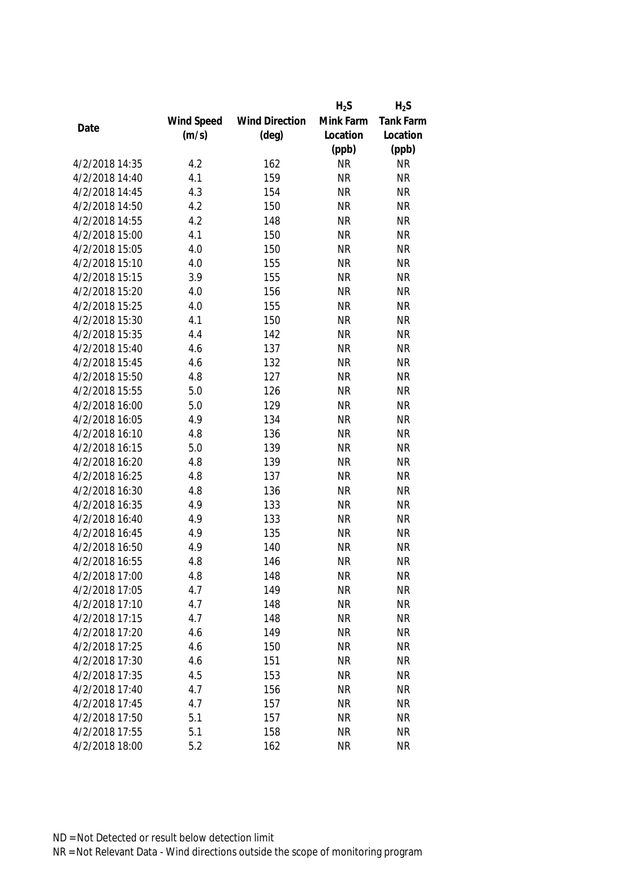| Date | Wind Speed (m/s) | Wind Direction (deg) | $H_2S$ Mink Farm Location (ppb) | $H_2S$ Tank Farm Location (ppb) |
|---|---|---|---|---|
| 4/2/2018 14:35 | 4.2 | 162 | NR | NR |
| 4/2/2018 14:40 | 4.1 | 159 | NR | NR |
| 4/2/2018 14:45 | 4.3 | 154 | NR | NR |
| 4/2/2018 14:50 | 4.2 | 150 | NR | NR |
| 4/2/2018 14:55 | 4.2 | 148 | NR | NR |
| 4/2/2018 15:00 | 4.1 | 150 | NR | NR |
| 4/2/2018 15:05 | 4.0 | 150 | NR | NR |
| 4/2/2018 15:10 | 4.0 | 155 | NR | NR |
| 4/2/2018 15:15 | 3.9 | 155 | NR | NR |
| 4/2/2018 15:20 | 4.0 | 156 | NR | NR |
| 4/2/2018 15:25 | 4.0 | 155 | NR | NR |
| 4/2/2018 15:30 | 4.1 | 150 | NR | NR |
| 4/2/2018 15:35 | 4.4 | 142 | NR | NR |
| 4/2/2018 15:40 | 4.6 | 137 | NR | NR |
| 4/2/2018 15:45 | 4.6 | 132 | NR | NR |
| 4/2/2018 15:50 | 4.8 | 127 | NR | NR |
| 4/2/2018 15:55 | 5.0 | 126 | NR | NR |
| 4/2/2018 16:00 | 5.0 | 129 | NR | NR |
| 4/2/2018 16:05 | 4.9 | 134 | NR | NR |
| 4/2/2018 16:10 | 4.8 | 136 | NR | NR |
| 4/2/2018 16:15 | 5.0 | 139 | NR | NR |
| 4/2/2018 16:20 | 4.8 | 139 | NR | NR |
| 4/2/2018 16:25 | 4.8 | 137 | NR | NR |
| 4/2/2018 16:30 | 4.8 | 136 | NR | NR |
| 4/2/2018 16:35 | 4.9 | 133 | NR | NR |
| 4/2/2018 16:40 | 4.9 | 133 | NR | NR |
| 4/2/2018 16:45 | 4.9 | 135 | NR | NR |
| 4/2/2018 16:50 | 4.9 | 140 | NR | NR |
| 4/2/2018 16:55 | 4.8 | 146 | NR | NR |
| 4/2/2018 17:00 | 4.8 | 148 | NR | NR |
| 4/2/2018 17:05 | 4.7 | 149 | NR | NR |
| 4/2/2018 17:10 | 4.7 | 148 | NR | NR |
| 4/2/2018 17:15 | 4.7 | 148 | NR | NR |
| 4/2/2018 17:20 | 4.6 | 149 | NR | NR |
| 4/2/2018 17:25 | 4.6 | 150 | NR | NR |
| 4/2/2018 17:30 | 4.6 | 151 | NR | NR |
| 4/2/2018 17:35 | 4.5 | 153 | NR | NR |
| 4/2/2018 17:40 | 4.7 | 156 | NR | NR |
| 4/2/2018 17:45 | 4.7 | 157 | NR | NR |
| 4/2/2018 17:50 | 5.1 | 157 | NR | NR |
| 4/2/2018 17:55 | 5.1 | 158 | NR | NR |
| 4/2/2018 18:00 | 5.2 | 162 | NR | NR |

ND = Not Detected or result below detection limit

NR = Not Relevant Data - Wind directions outside the scope of monitoring program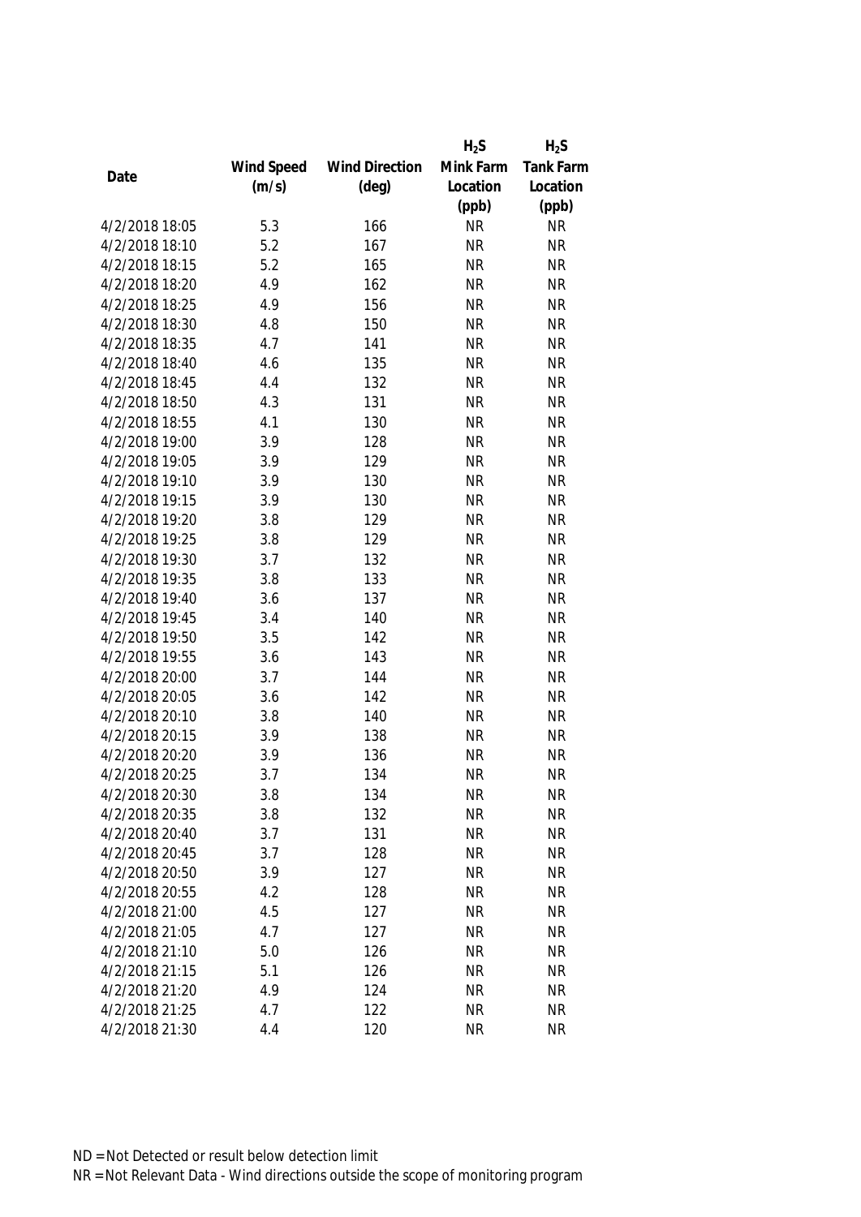| Date | Wind Speed (m/s) | Wind Direction (deg) | $H_2S$ Mink Farm Location (ppb) | $H_2S$ Tank Farm Location (ppb) |
|---|---|---|---|---|
| 4/2/2018 18:05 | 5.3 | 166 | NR | NR |
| 4/2/2018 18:10 | 5.2 | 167 | NR | NR |
| 4/2/2018 18:15 | 5.2 | 165 | NR | NR |
| 4/2/2018 18:20 | 4.9 | 162 | NR | NR |
| 4/2/2018 18:25 | 4.9 | 156 | NR | NR |
| 4/2/2018 18:30 | 4.8 | 150 | NR | NR |
| 4/2/2018 18:35 | 4.7 | 141 | NR | NR |
| 4/2/2018 18:40 | 4.6 | 135 | NR | NR |
| 4/2/2018 18:45 | 4.4 | 132 | NR | NR |
| 4/2/2018 18:50 | 4.3 | 131 | NR | NR |
| 4/2/2018 18:55 | 4.1 | 130 | NR | NR |
| 4/2/2018 19:00 | 3.9 | 128 | NR | NR |
| 4/2/2018 19:05 | 3.9 | 129 | NR | NR |
| 4/2/2018 19:10 | 3.9 | 130 | NR | NR |
| 4/2/2018 19:15 | 3.9 | 130 | NR | NR |
| 4/2/2018 19:20 | 3.8 | 129 | NR | NR |
| 4/2/2018 19:25 | 3.8 | 129 | NR | NR |
| 4/2/2018 19:30 | 3.7 | 132 | NR | NR |
| 4/2/2018 19:35 | 3.8 | 133 | NR | NR |
| 4/2/2018 19:40 | 3.6 | 137 | NR | NR |
| 4/2/2018 19:45 | 3.4 | 140 | NR | NR |
| 4/2/2018 19:50 | 3.5 | 142 | NR | NR |
| 4/2/2018 19:55 | 3.6 | 143 | NR | NR |
| 4/2/2018 20:00 | 3.7 | 144 | NR | NR |
| 4/2/2018 20:05 | 3.6 | 142 | NR | NR |
| 4/2/2018 20:10 | 3.8 | 140 | NR | NR |
| 4/2/2018 20:15 | 3.9 | 138 | NR | NR |
| 4/2/2018 20:20 | 3.9 | 136 | NR | NR |
| 4/2/2018 20:25 | 3.7 | 134 | NR | NR |
| 4/2/2018 20:30 | 3.8 | 134 | NR | NR |
| 4/2/2018 20:35 | 3.8 | 132 | NR | NR |
| 4/2/2018 20:40 | 3.7 | 131 | NR | NR |
| 4/2/2018 20:45 | 3.7 | 128 | NR | NR |
| 4/2/2018 20:50 | 3.9 | 127 | NR | NR |
| 4/2/2018 20:55 | 4.2 | 128 | NR | NR |
| 4/2/2018 21:00 | 4.5 | 127 | NR | NR |
| 4/2/2018 21:05 | 4.7 | 127 | NR | NR |
| 4/2/2018 21:10 | 5.0 | 126 | NR | NR |
| 4/2/2018 21:15 | 5.1 | 126 | NR | NR |
| 4/2/2018 21:20 | 4.9 | 124 | NR | NR |
| 4/2/2018 21:25 | 4.7 | 122 | NR | NR |
| 4/2/2018 21:30 | 4.4 | 120 | NR | NR |

ND = Not Detected or result below detection limit

NR = Not Relevant Data - Wind directions outside the scope of monitoring program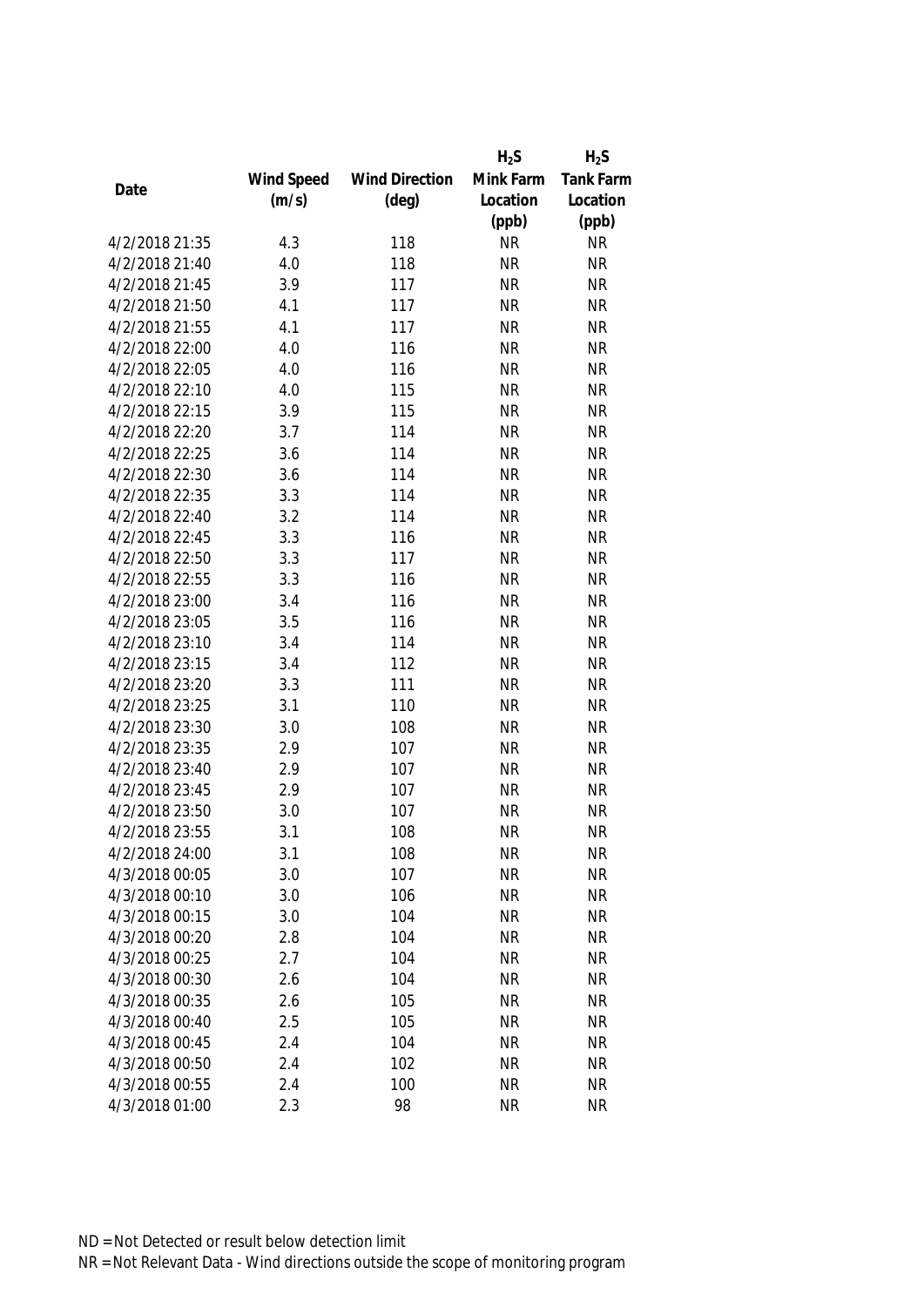| Date | Wind Speed (m/s) | Wind Direction (deg) | $H_2S$ Mink Farm Location (ppb) | $H_2S$ Tank Farm Location (ppb) |
|---|---|---|---|---|
| 4/2/2018 21:35 | 4.3 | 118 | NR | NR |
| 4/2/2018 21:40 | 4.0 | 118 | NR | NR |
| 4/2/2018 21:45 | 3.9 | 117 | NR | NR |
| 4/2/2018 21:50 | 4.1 | 117 | NR | NR |
| 4/2/2018 21:55 | 4.1 | 117 | NR | NR |
| 4/2/2018 22:00 | 4.0 | 116 | NR | NR |
| 4/2/2018 22:05 | 4.0 | 116 | NR | NR |
| 4/2/2018 22:10 | 4.0 | 115 | NR | NR |
| 4/2/2018 22:15 | 3.9 | 115 | NR | NR |
| 4/2/2018 22:20 | 3.7 | 114 | NR | NR |
| 4/2/2018 22:25 | 3.6 | 114 | NR | NR |
| 4/2/2018 22:30 | 3.6 | 114 | NR | NR |
| 4/2/2018 22:35 | 3.3 | 114 | NR | NR |
| 4/2/2018 22:40 | 3.2 | 114 | NR | NR |
| 4/2/2018 22:45 | 3.3 | 116 | NR | NR |
| 4/2/2018 22:50 | 3.3 | 117 | NR | NR |
| 4/2/2018 22:55 | 3.3 | 116 | NR | NR |
| 4/2/2018 23:00 | 3.4 | 116 | NR | NR |
| 4/2/2018 23:05 | 3.5 | 116 | NR | NR |
| 4/2/2018 23:10 | 3.4 | 114 | NR | NR |
| 4/2/2018 23:15 | 3.4 | 112 | NR | NR |
| 4/2/2018 23:20 | 3.3 | 111 | NR | NR |
| 4/2/2018 23:25 | 3.1 | 110 | NR | NR |
| 4/2/2018 23:30 | 3.0 | 108 | NR | NR |
| 4/2/2018 23:35 | 2.9 | 107 | NR | NR |
| 4/2/2018 23:40 | 2.9 | 107 | NR | NR |
| 4/2/2018 23:45 | 2.9 | 107 | NR | NR |
| 4/2/2018 23:50 | 3.0 | 107 | NR | NR |
| 4/2/2018 23:55 | 3.1 | 108 | NR | NR |
| 4/2/2018 24:00 | 3.1 | 108 | NR | NR |
| 4/3/2018 00:05 | 3.0 | 107 | NR | NR |
| 4/3/2018 00:10 | 3.0 | 106 | NR | NR |
| 4/3/2018 00:15 | 3.0 | 104 | NR | NR |
| 4/3/2018 00:20 | 2.8 | 104 | NR | NR |
| 4/3/2018 00:25 | 2.7 | 104 | NR | NR |
| 4/3/2018 00:30 | 2.6 | 104 | NR | NR |
| 4/3/2018 00:35 | 2.6 | 105 | NR | NR |
| 4/3/2018 00:40 | 2.5 | 105 | NR | NR |
| 4/3/2018 00:45 | 2.4 | 104 | NR | NR |
| 4/3/2018 00:50 | 2.4 | 102 | NR | NR |
| 4/3/2018 00:55 | 2.4 | 100 | NR | NR |
| 4/3/2018 01:00 | 2.3 | 98 | NR | NR |

ND = Not Detected or result below detection limit

NR = Not Relevant Data - Wind directions outside the scope of monitoring program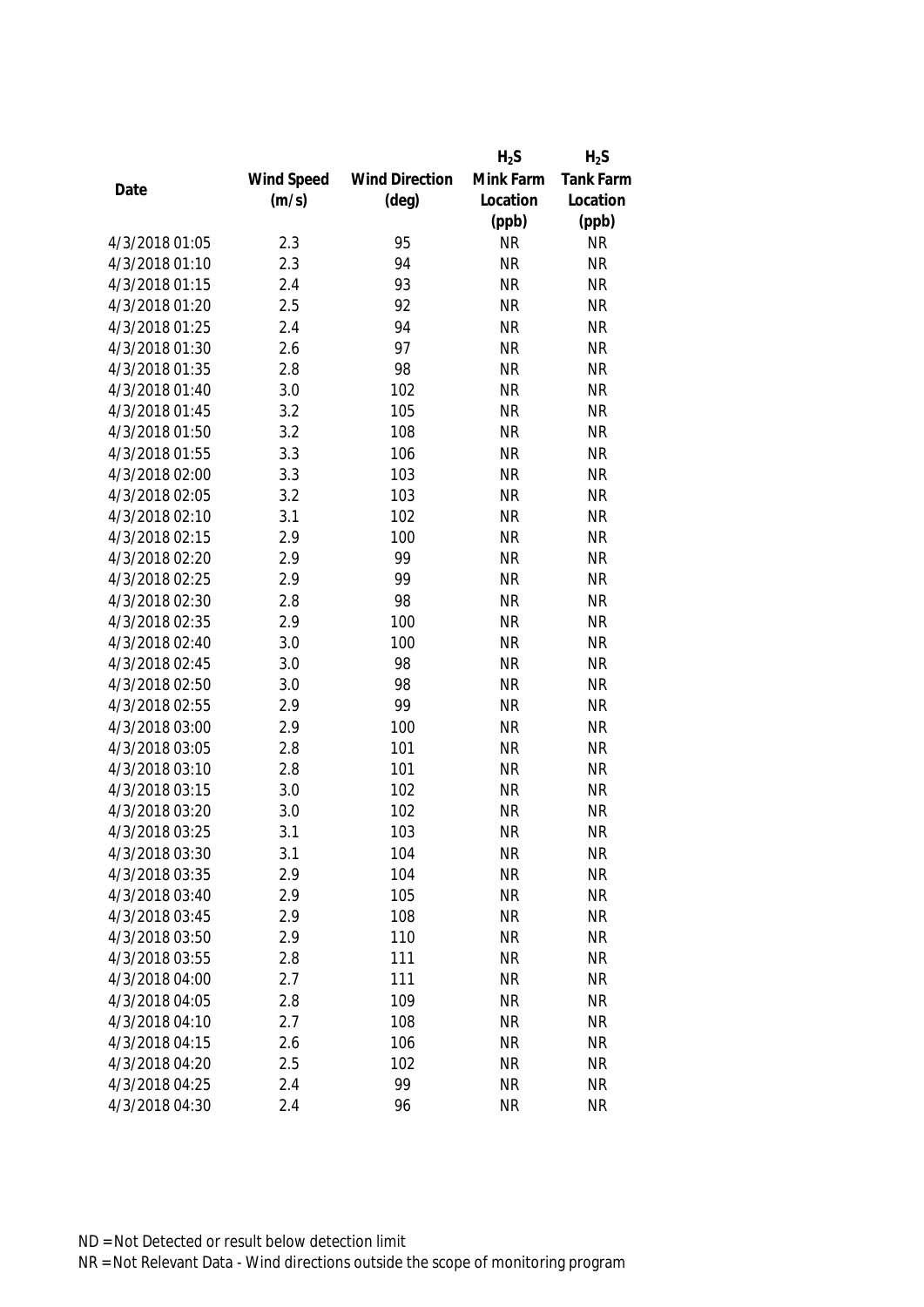| Date | Wind Speed (m/s) | Wind Direction (deg) | $H_2S$ Mink Farm Location (ppb) | $H_2S$ Tank Farm Location (ppb) |
|---|---|---|---|---|
| 4/3/2018 01:05 | 2.3 | 95 | NR | NR |
| 4/3/2018 01:10 | 2.3 | 94 | NR | NR |
| 4/3/2018 01:15 | 2.4 | 93 | NR | NR |
| 4/3/2018 01:20 | 2.5 | 92 | NR | NR |
| 4/3/2018 01:25 | 2.4 | 94 | NR | NR |
| 4/3/2018 01:30 | 2.6 | 97 | NR | NR |
| 4/3/2018 01:35 | 2.8 | 98 | NR | NR |
| 4/3/2018 01:40 | 3.0 | 102 | NR | NR |
| 4/3/2018 01:45 | 3.2 | 105 | NR | NR |
| 4/3/2018 01:50 | 3.2 | 108 | NR | NR |
| 4/3/2018 01:55 | 3.3 | 106 | NR | NR |
| 4/3/2018 02:00 | 3.3 | 103 | NR | NR |
| 4/3/2018 02:05 | 3.2 | 103 | NR | NR |
| 4/3/2018 02:10 | 3.1 | 102 | NR | NR |
| 4/3/2018 02:15 | 2.9 | 100 | NR | NR |
| 4/3/2018 02:20 | 2.9 | 99 | NR | NR |
| 4/3/2018 02:25 | 2.9 | 99 | NR | NR |
| 4/3/2018 02:30 | 2.8 | 98 | NR | NR |
| 4/3/2018 02:35 | 2.9 | 100 | NR | NR |
| 4/3/2018 02:40 | 3.0 | 100 | NR | NR |
| 4/3/2018 02:45 | 3.0 | 98 | NR | NR |
| 4/3/2018 02:50 | 3.0 | 98 | NR | NR |
| 4/3/2018 02:55 | 2.9 | 99 | NR | NR |
| 4/3/2018 03:00 | 2.9 | 100 | NR | NR |
| 4/3/2018 03:05 | 2.8 | 101 | NR | NR |
| 4/3/2018 03:10 | 2.8 | 101 | NR | NR |
| 4/3/2018 03:15 | 3.0 | 102 | NR | NR |
| 4/3/2018 03:20 | 3.0 | 102 | NR | NR |
| 4/3/2018 03:25 | 3.1 | 103 | NR | NR |
| 4/3/2018 03:30 | 3.1 | 104 | NR | NR |
| 4/3/2018 03:35 | 2.9 | 104 | NR | NR |
| 4/3/2018 03:40 | 2.9 | 105 | NR | NR |
| 4/3/2018 03:45 | 2.9 | 108 | NR | NR |
| 4/3/2018 03:50 | 2.9 | 110 | NR | NR |
| 4/3/2018 03:55 | 2.8 | 111 | NR | NR |
| 4/3/2018 04:00 | 2.7 | 111 | NR | NR |
| 4/3/2018 04:05 | 2.8 | 109 | NR | NR |
| 4/3/2018 04:10 | 2.7 | 108 | NR | NR |
| 4/3/2018 04:15 | 2.6 | 106 | NR | NR |
| 4/3/2018 04:20 | 2.5 | 102 | NR | NR |
| 4/3/2018 04:25 | 2.4 | 99 | NR | NR |
| 4/3/2018 04:30 | 2.4 | 96 | NR | NR |

ND = Not Detected or result below detection limit

NR = Not Relevant Data - Wind directions outside the scope of monitoring program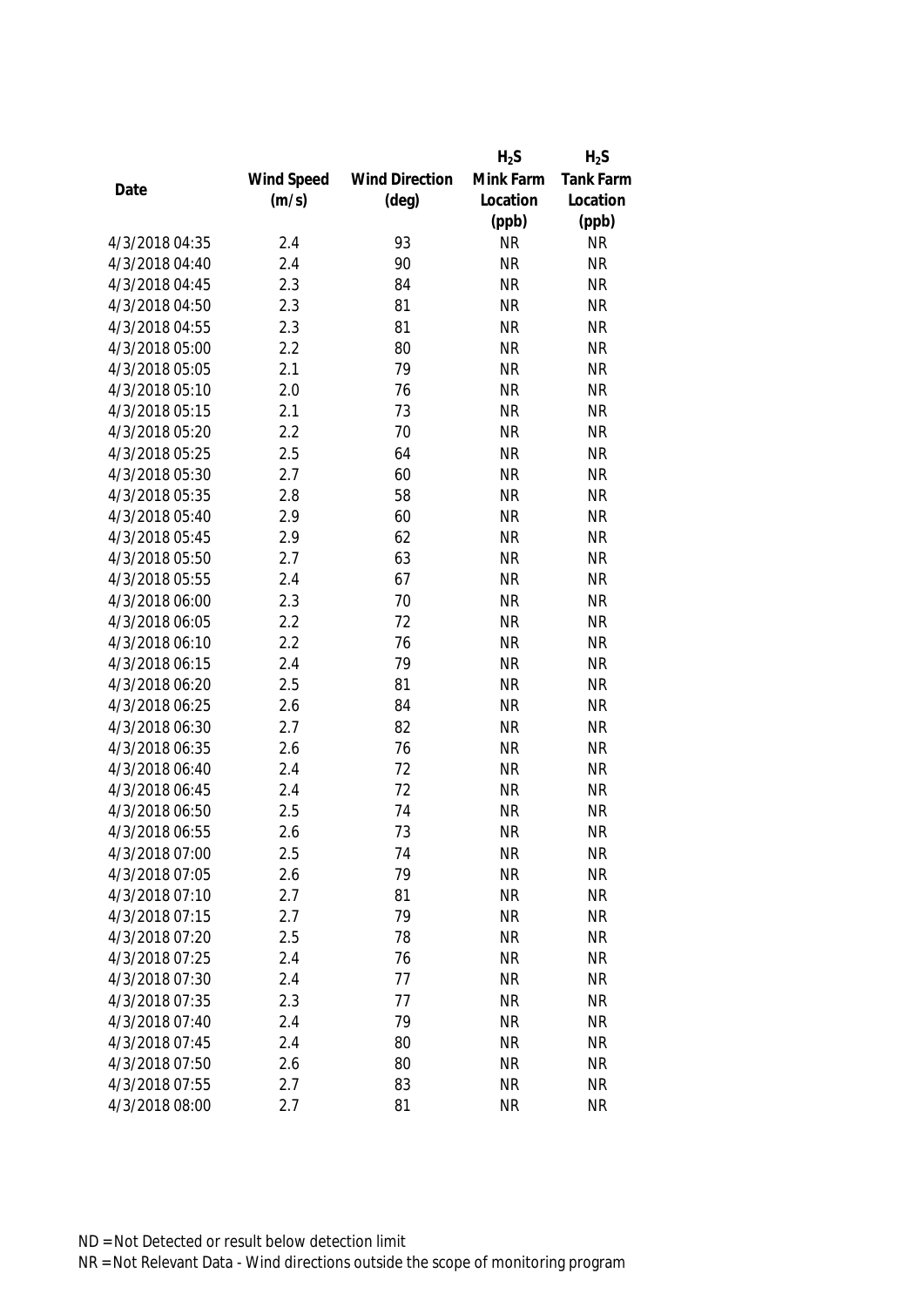| Date | Wind Speed (m/s) | Wind Direction (deg) | $H_2S$ Mink Farm Location (ppb) | $H_2S$ Tank Farm Location (ppb) |
|---|---|---|---|---|
| 4/3/2018 04:35 | 2.4 | 93 | NR | NR |
| 4/3/2018 04:40 | 2.4 | 90 | NR | NR |
| 4/3/2018 04:45 | 2.3 | 84 | NR | NR |
| 4/3/2018 04:50 | 2.3 | 81 | NR | NR |
| 4/3/2018 04:55 | 2.3 | 81 | NR | NR |
| 4/3/2018 05:00 | 2.2 | 80 | NR | NR |
| 4/3/2018 05:05 | 2.1 | 79 | NR | NR |
| 4/3/2018 05:10 | 2.0 | 76 | NR | NR |
| 4/3/2018 05:15 | 2.1 | 73 | NR | NR |
| 4/3/2018 05:20 | 2.2 | 70 | NR | NR |
| 4/3/2018 05:25 | 2.5 | 64 | NR | NR |
| 4/3/2018 05:30 | 2.7 | 60 | NR | NR |
| 4/3/2018 05:35 | 2.8 | 58 | NR | NR |
| 4/3/2018 05:40 | 2.9 | 60 | NR | NR |
| 4/3/2018 05:45 | 2.9 | 62 | NR | NR |
| 4/3/2018 05:50 | 2.7 | 63 | NR | NR |
| 4/3/2018 05:55 | 2.4 | 67 | NR | NR |
| 4/3/2018 06:00 | 2.3 | 70 | NR | NR |
| 4/3/2018 06:05 | 2.2 | 72 | NR | NR |
| 4/3/2018 06:10 | 2.2 | 76 | NR | NR |
| 4/3/2018 06:15 | 2.4 | 79 | NR | NR |
| 4/3/2018 06:20 | 2.5 | 81 | NR | NR |
| 4/3/2018 06:25 | 2.6 | 84 | NR | NR |
| 4/3/2018 06:30 | 2.7 | 82 | NR | NR |
| 4/3/2018 06:35 | 2.6 | 76 | NR | NR |
| 4/3/2018 06:40 | 2.4 | 72 | NR | NR |
| 4/3/2018 06:45 | 2.4 | 72 | NR | NR |
| 4/3/2018 06:50 | 2.5 | 74 | NR | NR |
| 4/3/2018 06:55 | 2.6 | 73 | NR | NR |
| 4/3/2018 07:00 | 2.5 | 74 | NR | NR |
| 4/3/2018 07:05 | 2.6 | 79 | NR | NR |
| 4/3/2018 07:10 | 2.7 | 81 | NR | NR |
| 4/3/2018 07:15 | 2.7 | 79 | NR | NR |
| 4/3/2018 07:20 | 2.5 | 78 | NR | NR |
| 4/3/2018 07:25 | 2.4 | 76 | NR | NR |
| 4/3/2018 07:30 | 2.4 | 77 | NR | NR |
| 4/3/2018 07:35 | 2.3 | 77 | NR | NR |
| 4/3/2018 07:40 | 2.4 | 79 | NR | NR |
| 4/3/2018 07:45 | 2.4 | 80 | NR | NR |
| 4/3/2018 07:50 | 2.6 | 80 | NR | NR |
| 4/3/2018 07:55 | 2.7 | 83 | NR | NR |
| 4/3/2018 08:00 | 2.7 | 81 | NR | NR |

ND = Not Detected or result below detection limit

NR = Not Relevant Data - Wind directions outside the scope of monitoring program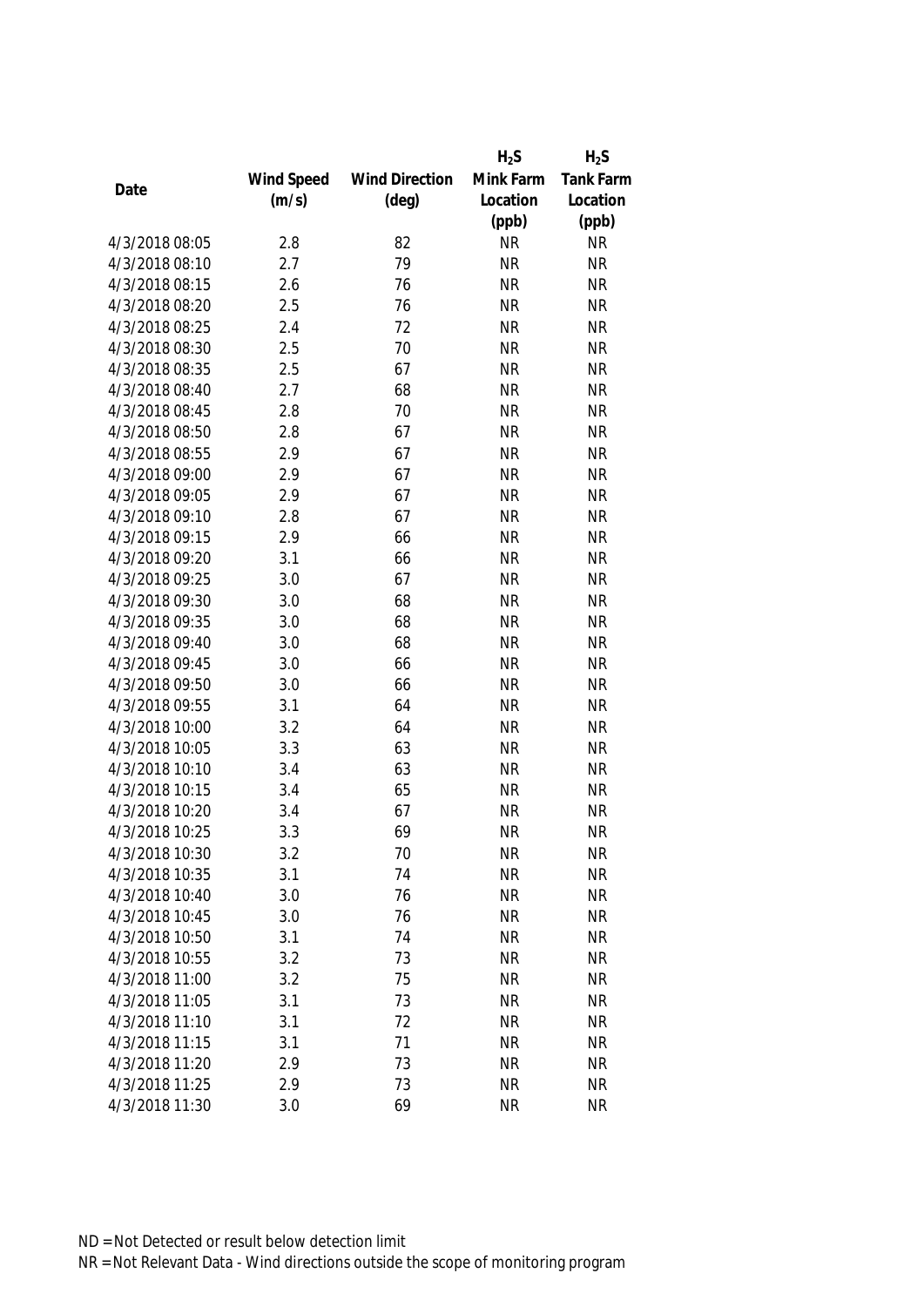| Date | Wind Speed (m/s) | Wind Direction (deg) | $H_2S$ Mink Farm Location (ppb) | $H_2S$ Tank Farm Location (ppb) |
|---|---|---|---|---|
| 4/3/2018 08:05 | 2.8 | 82 | NR | NR |
| 4/3/2018 08:10 | 2.7 | 79 | NR | NR |
| 4/3/2018 08:15 | 2.6 | 76 | NR | NR |
| 4/3/2018 08:20 | 2.5 | 76 | NR | NR |
| 4/3/2018 08:25 | 2.4 | 72 | NR | NR |
| 4/3/2018 08:30 | 2.5 | 70 | NR | NR |
| 4/3/2018 08:35 | 2.5 | 67 | NR | NR |
| 4/3/2018 08:40 | 2.7 | 68 | NR | NR |
| 4/3/2018 08:45 | 2.8 | 70 | NR | NR |
| 4/3/2018 08:50 | 2.8 | 67 | NR | NR |
| 4/3/2018 08:55 | 2.9 | 67 | NR | NR |
| 4/3/2018 09:00 | 2.9 | 67 | NR | NR |
| 4/3/2018 09:05 | 2.9 | 67 | NR | NR |
| 4/3/2018 09:10 | 2.8 | 67 | NR | NR |
| 4/3/2018 09:15 | 2.9 | 66 | NR | NR |
| 4/3/2018 09:20 | 3.1 | 66 | NR | NR |
| 4/3/2018 09:25 | 3.0 | 67 | NR | NR |
| 4/3/2018 09:30 | 3.0 | 68 | NR | NR |
| 4/3/2018 09:35 | 3.0 | 68 | NR | NR |
| 4/3/2018 09:40 | 3.0 | 68 | NR | NR |
| 4/3/2018 09:45 | 3.0 | 66 | NR | NR |
| 4/3/2018 09:50 | 3.0 | 66 | NR | NR |
| 4/3/2018 09:55 | 3.1 | 64 | NR | NR |
| 4/3/2018 10:00 | 3.2 | 64 | NR | NR |
| 4/3/2018 10:05 | 3.3 | 63 | NR | NR |
| 4/3/2018 10:10 | 3.4 | 63 | NR | NR |
| 4/3/2018 10:15 | 3.4 | 65 | NR | NR |
| 4/3/2018 10:20 | 3.4 | 67 | NR | NR |
| 4/3/2018 10:25 | 3.3 | 69 | NR | NR |
| 4/3/2018 10:30 | 3.2 | 70 | NR | NR |
| 4/3/2018 10:35 | 3.1 | 74 | NR | NR |
| 4/3/2018 10:40 | 3.0 | 76 | NR | NR |
| 4/3/2018 10:45 | 3.0 | 76 | NR | NR |
| 4/3/2018 10:50 | 3.1 | 74 | NR | NR |
| 4/3/2018 10:55 | 3.2 | 73 | NR | NR |
| 4/3/2018 11:00 | 3.2 | 75 | NR | NR |
| 4/3/2018 11:05 | 3.1 | 73 | NR | NR |
| 4/3/2018 11:10 | 3.1 | 72 | NR | NR |
| 4/3/2018 11:15 | 3.1 | 71 | NR | NR |
| 4/3/2018 11:20 | 2.9 | 73 | NR | NR |
| 4/3/2018 11:25 | 2.9 | 73 | NR | NR |
| 4/3/2018 11:30 | 3.0 | 69 | NR | NR |

ND = Not Detected or result below detection limit

NR = Not Relevant Data - Wind directions outside the scope of monitoring program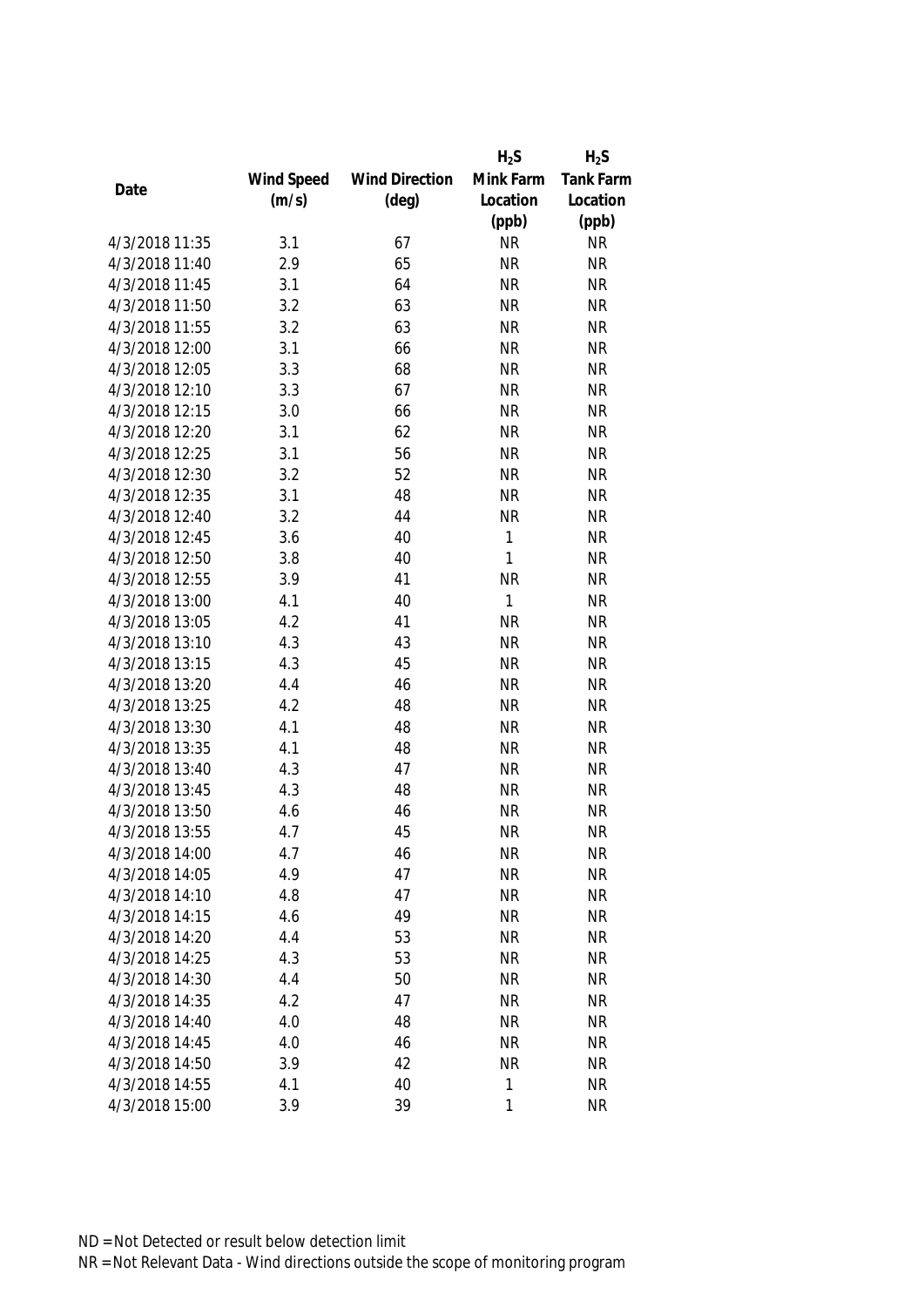| Date | Wind Speed (m/s) | Wind Direction (deg) | $H_2S$ Mink Farm Location (ppb) | $H_2S$ Tank Farm Location (ppb) |
|---|---|---|---|---|
| 4/3/2018 11:35 | 3.1 | 67 | NR | NR |
| 4/3/2018 11:40 | 2.9 | 65 | NR | NR |
| 4/3/2018 11:45 | 3.1 | 64 | NR | NR |
| 4/3/2018 11:50 | 3.2 | 63 | NR | NR |
| 4/3/2018 11:55 | 3.2 | 63 | NR | NR |
| 4/3/2018 12:00 | 3.1 | 66 | NR | NR |
| 4/3/2018 12:05 | 3.3 | 68 | NR | NR |
| 4/3/2018 12:10 | 3.3 | 67 | NR | NR |
| 4/3/2018 12:15 | 3.0 | 66 | NR | NR |
| 4/3/2018 12:20 | 3.1 | 62 | NR | NR |
| 4/3/2018 12:25 | 3.1 | 56 | NR | NR |
| 4/3/2018 12:30 | 3.2 | 52 | NR | NR |
| 4/3/2018 12:35 | 3.1 | 48 | NR | NR |
| 4/3/2018 12:40 | 3.2 | 44 | NR | NR |
| 4/3/2018 12:45 | 3.6 | 40 | 1 | NR |
| 4/3/2018 12:50 | 3.8 | 40 | 1 | NR |
| 4/3/2018 12:55 | 3.9 | 41 | NR | NR |
| 4/3/2018 13:00 | 4.1 | 40 | 1 | NR |
| 4/3/2018 13:05 | 4.2 | 41 | NR | NR |
| 4/3/2018 13:10 | 4.3 | 43 | NR | NR |
| 4/3/2018 13:15 | 4.3 | 45 | NR | NR |
| 4/3/2018 13:20 | 4.4 | 46 | NR | NR |
| 4/3/2018 13:25 | 4.2 | 48 | NR | NR |
| 4/3/2018 13:30 | 4.1 | 48 | NR | NR |
| 4/3/2018 13:35 | 4.1 | 48 | NR | NR |
| 4/3/2018 13:40 | 4.3 | 47 | NR | NR |
| 4/3/2018 13:45 | 4.3 | 48 | NR | NR |
| 4/3/2018 13:50 | 4.6 | 46 | NR | NR |
| 4/3/2018 13:55 | 4.7 | 45 | NR | NR |
| 4/3/2018 14:00 | 4.7 | 46 | NR | NR |
| 4/3/2018 14:05 | 4.9 | 47 | NR | NR |
| 4/3/2018 14:10 | 4.8 | 47 | NR | NR |
| 4/3/2018 14:15 | 4.6 | 49 | NR | NR |
| 4/3/2018 14:20 | 4.4 | 53 | NR | NR |
| 4/3/2018 14:25 | 4.3 | 53 | NR | NR |
| 4/3/2018 14:30 | 4.4 | 50 | NR | NR |
| 4/3/2018 14:35 | 4.2 | 47 | NR | NR |
| 4/3/2018 14:40 | 4.0 | 48 | NR | NR |
| 4/3/2018 14:45 | 4.0 | 46 | NR | NR |
| 4/3/2018 14:50 | 3.9 | 42 | NR | NR |
| 4/3/2018 14:55 | 4.1 | 40 | 1 | NR |
| 4/3/2018 15:00 | 3.9 | 39 | 1 | NR |

ND = Not Detected or result below detection limit

NR = Not Relevant Data - Wind directions outside the scope of monitoring program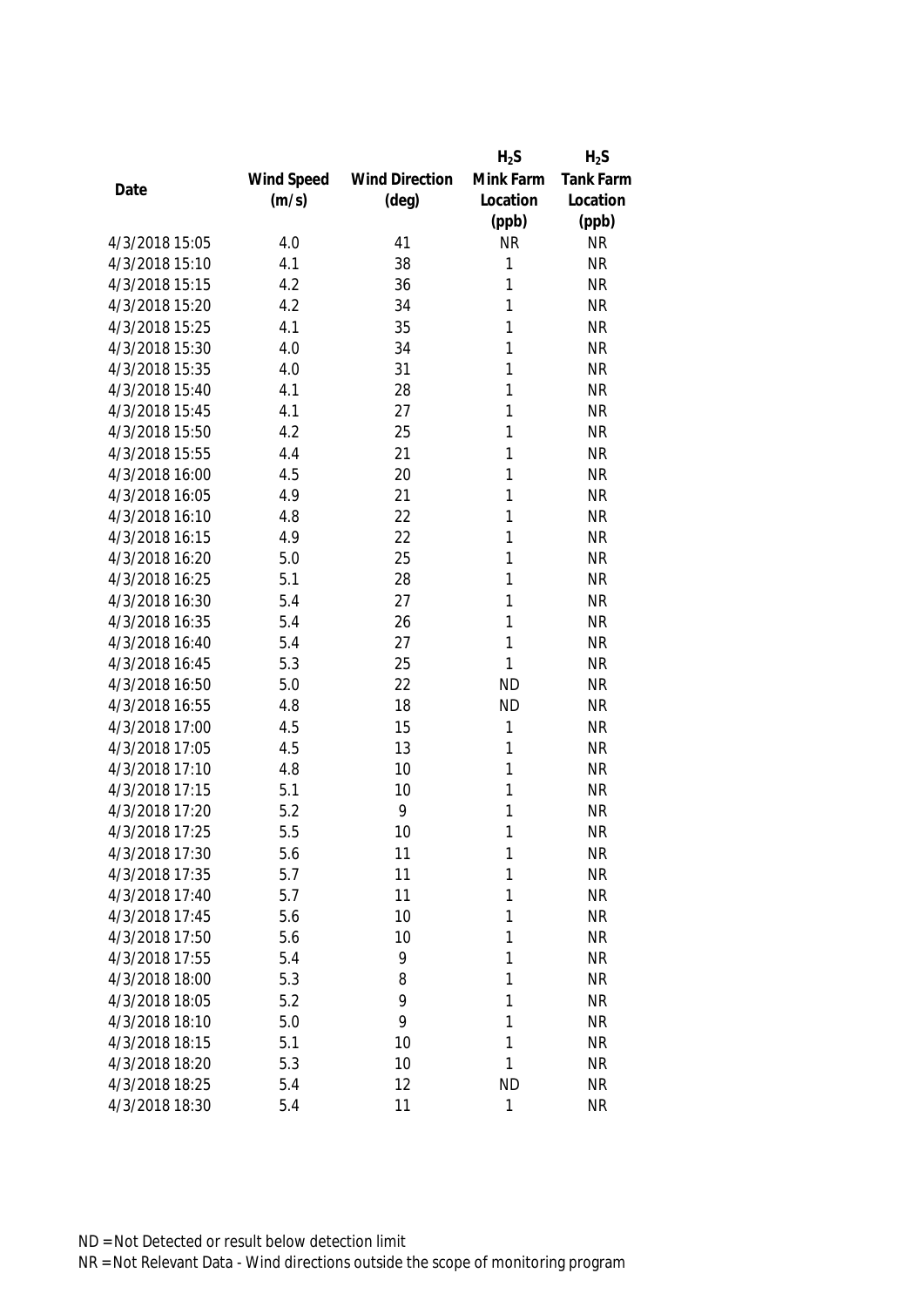| Date | Wind Speed (m/s) | Wind Direction (deg) | $H_2S$ Mink Farm Location (ppb) | $H_2S$ Tank Farm Location (ppb) |
|---|---|---|---|---|
| 4/3/2018 15:05 | 4.0 | 41 | NR | NR |
| 4/3/2018 15:10 | 4.1 | 38 | 1 | NR |
| 4/3/2018 15:15 | 4.2 | 36 | 1 | NR |
| 4/3/2018 15:20 | 4.2 | 34 | 1 | NR |
| 4/3/2018 15:25 | 4.1 | 35 | 1 | NR |
| 4/3/2018 15:30 | 4.0 | 34 | 1 | NR |
| 4/3/2018 15:35 | 4.0 | 31 | 1 | NR |
| 4/3/2018 15:40 | 4.1 | 28 | 1 | NR |
| 4/3/2018 15:45 | 4.1 | 27 | 1 | NR |
| 4/3/2018 15:50 | 4.2 | 25 | 1 | NR |
| 4/3/2018 15:55 | 4.4 | 21 | 1 | NR |
| 4/3/2018 16:00 | 4.5 | 20 | 1 | NR |
| 4/3/2018 16:05 | 4.9 | 21 | 1 | NR |
| 4/3/2018 16:10 | 4.8 | 22 | 1 | NR |
| 4/3/2018 16:15 | 4.9 | 22 | 1 | NR |
| 4/3/2018 16:20 | 5.0 | 25 | 1 | NR |
| 4/3/2018 16:25 | 5.1 | 28 | 1 | NR |
| 4/3/2018 16:30 | 5.4 | 27 | 1 | NR |
| 4/3/2018 16:35 | 5.4 | 26 | 1 | NR |
| 4/3/2018 16:40 | 5.4 | 27 | 1 | NR |
| 4/3/2018 16:45 | 5.3 | 25 | 1 | NR |
| 4/3/2018 16:50 | 5.0 | 22 | ND | NR |
| 4/3/2018 16:55 | 4.8 | 18 | ND | NR |
| 4/3/2018 17:00 | 4.5 | 15 | 1 | NR |
| 4/3/2018 17:05 | 4.5 | 13 | 1 | NR |
| 4/3/2018 17:10 | 4.8 | 10 | 1 | NR |
| 4/3/2018 17:15 | 5.1 | 10 | 1 | NR |
| 4/3/2018 17:20 | 5.2 | 9 | 1 | NR |
| 4/3/2018 17:25 | 5.5 | 10 | 1 | NR |
| 4/3/2018 17:30 | 5.6 | 11 | 1 | NR |
| 4/3/2018 17:35 | 5.7 | 11 | 1 | NR |
| 4/3/2018 17:40 | 5.7 | 11 | 1 | NR |
| 4/3/2018 17:45 | 5.6 | 10 | 1 | NR |
| 4/3/2018 17:50 | 5.6 | 10 | 1 | NR |
| 4/3/2018 17:55 | 5.4 | 9 | 1 | NR |
| 4/3/2018 18:00 | 5.3 | 8 | 1 | NR |
| 4/3/2018 18:05 | 5.2 | 9 | 1 | NR |
| 4/3/2018 18:10 | 5.0 | 9 | 1 | NR |
| 4/3/2018 18:15 | 5.1 | 10 | 1 | NR |
| 4/3/2018 18:20 | 5.3 | 10 | 1 | NR |
| 4/3/2018 18:25 | 5.4 | 12 | ND | NR |
| 4/3/2018 18:30 | 5.4 | 11 | 1 | NR |

ND = Not Detected or result below detection limit
NR = Not Relevant Data - Wind directions outside the scope of monitoring program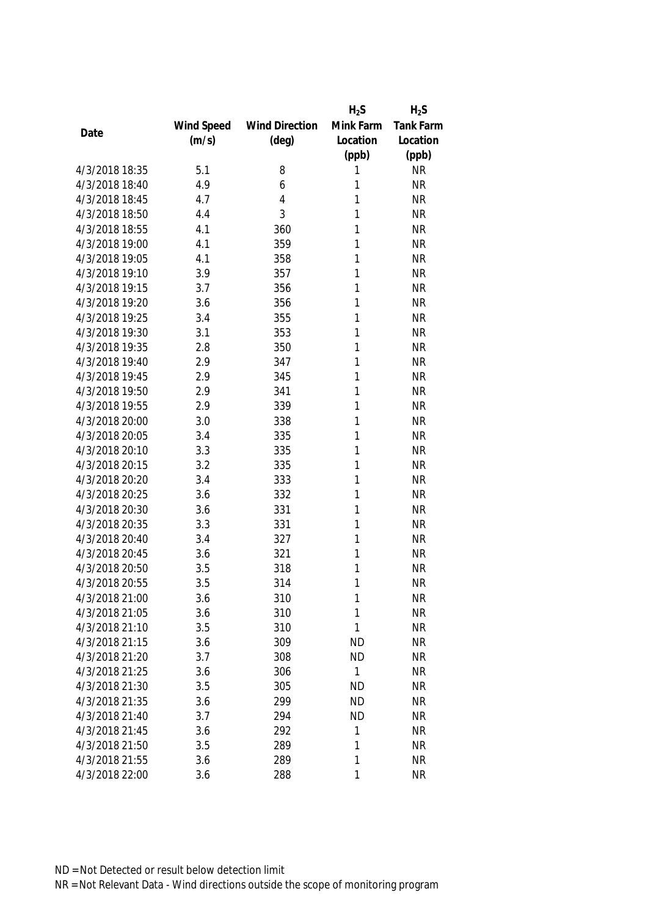| Date | Wind Speed (m/s) | Wind Direction (deg) | $H_2S$ Mink Farm Location (ppb) | $H_2S$ Tank Farm Location (ppb) |
|---|---|---|---|---|
| 4/3/2018 18:35 | 5.1 | 8 | 1 | NR |
| 4/3/2018 18:40 | 4.9 | 6 | 1 | NR |
| 4/3/2018 18:45 | 4.7 | 4 | 1 | NR |
| 4/3/2018 18:50 | 4.4 | 3 | 1 | NR |
| 4/3/2018 18:55 | 4.1 | 360 | 1 | NR |
| 4/3/2018 19:00 | 4.1 | 359 | 1 | NR |
| 4/3/2018 19:05 | 4.1 | 358 | 1 | NR |
| 4/3/2018 19:10 | 3.9 | 357 | 1 | NR |
| 4/3/2018 19:15 | 3.7 | 356 | 1 | NR |
| 4/3/2018 19:20 | 3.6 | 356 | 1 | NR |
| 4/3/2018 19:25 | 3.4 | 355 | 1 | NR |
| 4/3/2018 19:30 | 3.1 | 353 | 1 | NR |
| 4/3/2018 19:35 | 2.8 | 350 | 1 | NR |
| 4/3/2018 19:40 | 2.9 | 347 | 1 | NR |
| 4/3/2018 19:45 | 2.9 | 345 | 1 | NR |
| 4/3/2018 19:50 | 2.9 | 341 | 1 | NR |
| 4/3/2018 19:55 | 2.9 | 339 | 1 | NR |
| 4/3/2018 20:00 | 3.0 | 338 | 1 | NR |
| 4/3/2018 20:05 | 3.4 | 335 | 1 | NR |
| 4/3/2018 20:10 | 3.3 | 335 | 1 | NR |
| 4/3/2018 20:15 | 3.2 | 335 | 1 | NR |
| 4/3/2018 20:20 | 3.4 | 333 | 1 | NR |
| 4/3/2018 20:25 | 3.6 | 332 | 1 | NR |
| 4/3/2018 20:30 | 3.6 | 331 | 1 | NR |
| 4/3/2018 20:35 | 3.3 | 331 | 1 | NR |
| 4/3/2018 20:40 | 3.4 | 327 | 1 | NR |
| 4/3/2018 20:45 | 3.6 | 321 | 1 | NR |
| 4/3/2018 20:50 | 3.5 | 318 | 1 | NR |
| 4/3/2018 20:55 | 3.5 | 314 | 1 | NR |
| 4/3/2018 21:00 | 3.6 | 310 | 1 | NR |
| 4/3/2018 21:05 | 3.6 | 310 | 1 | NR |
| 4/3/2018 21:10 | 3.5 | 310 | 1 | NR |
| 4/3/2018 21:15 | 3.6 | 309 | ND | NR |
| 4/3/2018 21:20 | 3.7 | 308 | ND | NR |
| 4/3/2018 21:25 | 3.6 | 306 | 1 | NR |
| 4/3/2018 21:30 | 3.5 | 305 | ND | NR |
| 4/3/2018 21:35 | 3.6 | 299 | ND | NR |
| 4/3/2018 21:40 | 3.7 | 294 | ND | NR |
| 4/3/2018 21:45 | 3.6 | 292 | 1 | NR |
| 4/3/2018 21:50 | 3.5 | 289 | 1 | NR |
| 4/3/2018 21:55 | 3.6 | 289 | 1 | NR |
| 4/3/2018 22:00 | 3.6 | 288 | 1 | NR |

ND = Not Detected or result below detection limit

NR = Not Relevant Data - Wind directions outside the scope of monitoring program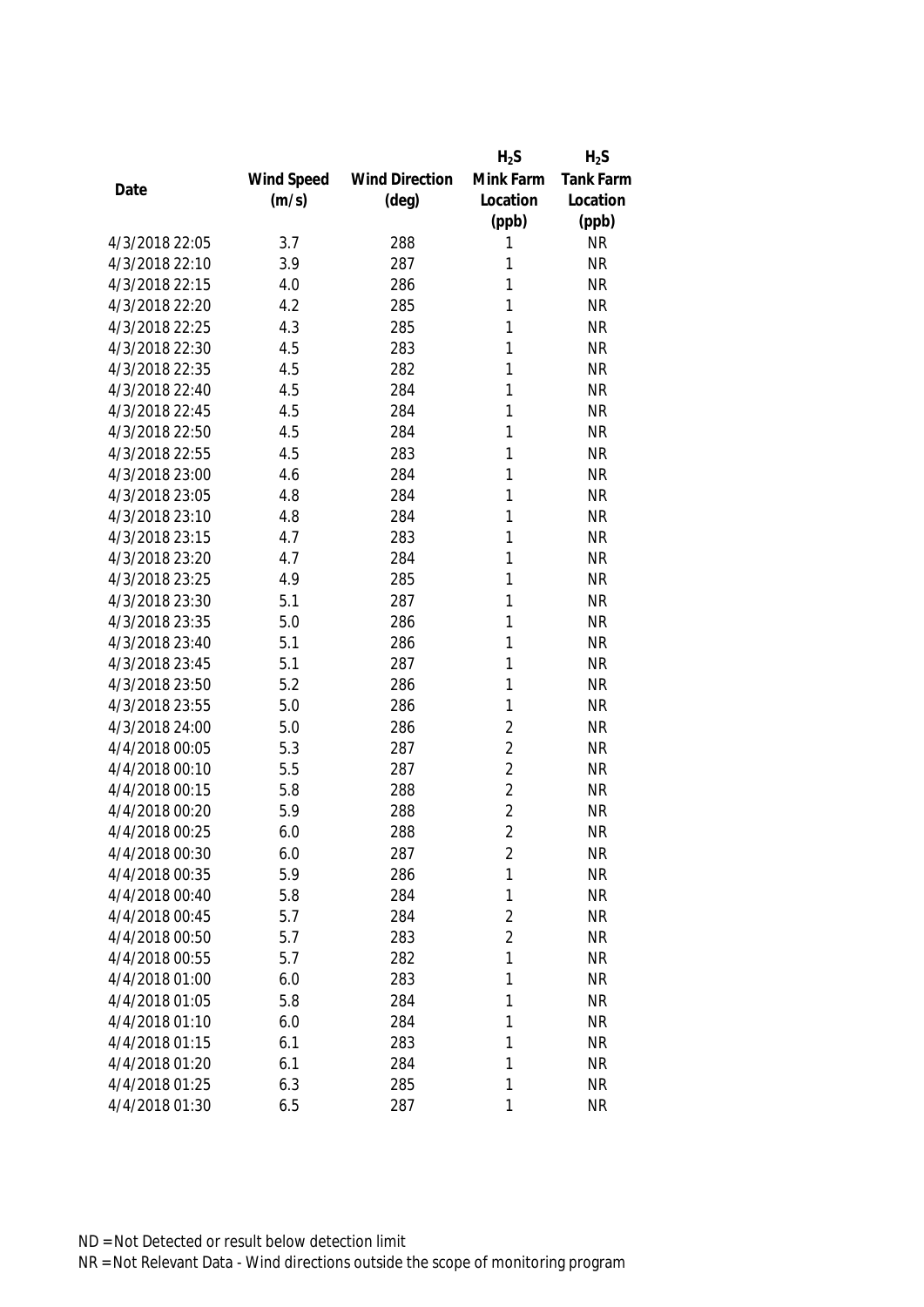| Date | Wind Speed (m/s) | Wind Direction (deg) | $H_2S$ Mink Farm Location (ppb) | $H_2S$ Tank Farm Location (ppb) |
|---|---|---|---|---|
| 4/3/2018 22:05 | 3.7 | 288 | 1 | NR |
| 4/3/2018 22:10 | 3.9 | 287 | 1 | NR |
| 4/3/2018 22:15 | 4.0 | 286 | 1 | NR |
| 4/3/2018 22:20 | 4.2 | 285 | 1 | NR |
| 4/3/2018 22:25 | 4.3 | 285 | 1 | NR |
| 4/3/2018 22:30 | 4.5 | 283 | 1 | NR |
| 4/3/2018 22:35 | 4.5 | 282 | 1 | NR |
| 4/3/2018 22:40 | 4.5 | 284 | 1 | NR |
| 4/3/2018 22:45 | 4.5 | 284 | 1 | NR |
| 4/3/2018 22:50 | 4.5 | 284 | 1 | NR |
| 4/3/2018 22:55 | 4.5 | 283 | 1 | NR |
| 4/3/2018 23:00 | 4.6 | 284 | 1 | NR |
| 4/3/2018 23:05 | 4.8 | 284 | 1 | NR |
| 4/3/2018 23:10 | 4.8 | 284 | 1 | NR |
| 4/3/2018 23:15 | 4.7 | 283 | 1 | NR |
| 4/3/2018 23:20 | 4.7 | 284 | 1 | NR |
| 4/3/2018 23:25 | 4.9 | 285 | 1 | NR |
| 4/3/2018 23:30 | 5.1 | 287 | 1 | NR |
| 4/3/2018 23:35 | 5.0 | 286 | 1 | NR |
| 4/3/2018 23:40 | 5.1 | 286 | 1 | NR |
| 4/3/2018 23:45 | 5.1 | 287 | 1 | NR |
| 4/3/2018 23:50 | 5.2 | 286 | 1 | NR |
| 4/3/2018 23:55 | 5.0 | 286 | 1 | NR |
| 4/3/2018 24:00 | 5.0 | 286 | 2 | NR |
| 4/4/2018 00:05 | 5.3 | 287 | 2 | NR |
| 4/4/2018 00:10 | 5.5 | 287 | 2 | NR |
| 4/4/2018 00:15 | 5.8 | 288 | 2 | NR |
| 4/4/2018 00:20 | 5.9 | 288 | 2 | NR |
| 4/4/2018 00:25 | 6.0 | 288 | 2 | NR |
| 4/4/2018 00:30 | 6.0 | 287 | 2 | NR |
| 4/4/2018 00:35 | 5.9 | 286 | 1 | NR |
| 4/4/2018 00:40 | 5.8 | 284 | 1 | NR |
| 4/4/2018 00:45 | 5.7 | 284 | 2 | NR |
| 4/4/2018 00:50 | 5.7 | 283 | 2 | NR |
| 4/4/2018 00:55 | 5.7 | 282 | 1 | NR |
| 4/4/2018 01:00 | 6.0 | 283 | 1 | NR |
| 4/4/2018 01:05 | 5.8 | 284 | 1 | NR |
| 4/4/2018 01:10 | 6.0 | 284 | 1 | NR |
| 4/4/2018 01:15 | 6.1 | 283 | 1 | NR |
| 4/4/2018 01:20 | 6.1 | 284 | 1 | NR |
| 4/4/2018 01:25 | 6.3 | 285 | 1 | NR |
| 4/4/2018 01:30 | 6.5 | 287 | 1 | NR |

ND = Not Detected or result below detection limit
NR = Not Relevant Data - Wind directions outside the scope of monitoring program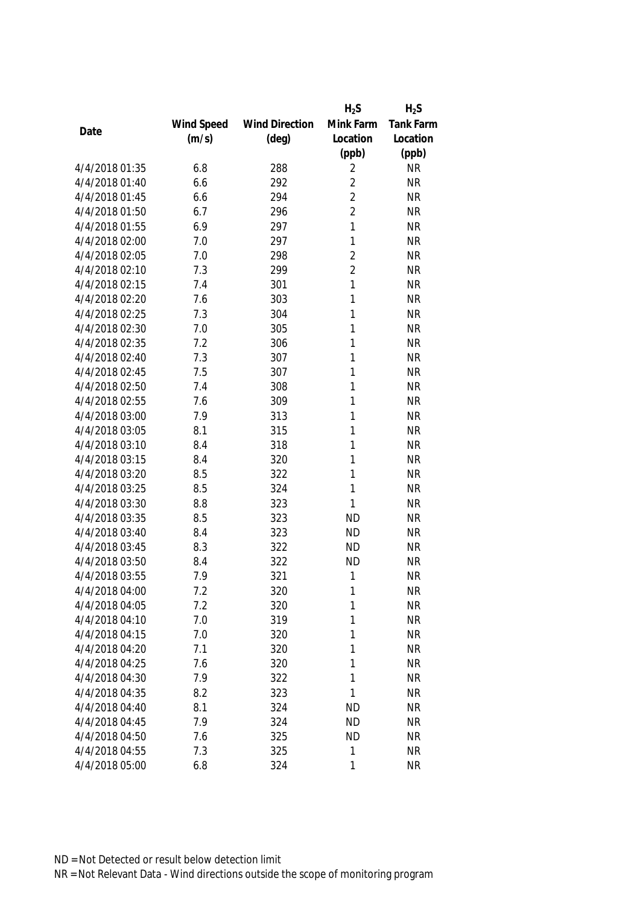| Date | Wind Speed (m/s) | Wind Direction (deg) | $H_2S$ Mink Farm Location (ppb) | $H_2S$ Tank Farm Location (ppb) |
|---|---|---|---|---|
| 4/4/2018 01:35 | 6.8 | 288 | 2 | NR |
| 4/4/2018 01:40 | 6.6 | 292 | 2 | NR |
| 4/4/2018 01:45 | 6.6 | 294 | 2 | NR |
| 4/4/2018 01:50 | 6.7 | 296 | 2 | NR |
| 4/4/2018 01:55 | 6.9 | 297 | 1 | NR |
| 4/4/2018 02:00 | 7.0 | 297 | 1 | NR |
| 4/4/2018 02:05 | 7.0 | 298 | 2 | NR |
| 4/4/2018 02:10 | 7.3 | 299 | 2 | NR |
| 4/4/2018 02:15 | 7.4 | 301 | 1 | NR |
| 4/4/2018 02:20 | 7.6 | 303 | 1 | NR |
| 4/4/2018 02:25 | 7.3 | 304 | 1 | NR |
| 4/4/2018 02:30 | 7.0 | 305 | 1 | NR |
| 4/4/2018 02:35 | 7.2 | 306 | 1 | NR |
| 4/4/2018 02:40 | 7.3 | 307 | 1 | NR |
| 4/4/2018 02:45 | 7.5 | 307 | 1 | NR |
| 4/4/2018 02:50 | 7.4 | 308 | 1 | NR |
| 4/4/2018 02:55 | 7.6 | 309 | 1 | NR |
| 4/4/2018 03:00 | 7.9 | 313 | 1 | NR |
| 4/4/2018 03:05 | 8.1 | 315 | 1 | NR |
| 4/4/2018 03:10 | 8.4 | 318 | 1 | NR |
| 4/4/2018 03:15 | 8.4 | 320 | 1 | NR |
| 4/4/2018 03:20 | 8.5 | 322 | 1 | NR |
| 4/4/2018 03:25 | 8.5 | 324 | 1 | NR |
| 4/4/2018 03:30 | 8.8 | 323 | 1 | NR |
| 4/4/2018 03:35 | 8.5 | 323 | ND | NR |
| 4/4/2018 03:40 | 8.4 | 323 | ND | NR |
| 4/4/2018 03:45 | 8.3 | 322 | ND | NR |
| 4/4/2018 03:50 | 8.4 | 322 | ND | NR |
| 4/4/2018 03:55 | 7.9 | 321 | 1 | NR |
| 4/4/2018 04:00 | 7.2 | 320 | 1 | NR |
| 4/4/2018 04:05 | 7.2 | 320 | 1 | NR |
| 4/4/2018 04:10 | 7.0 | 319 | 1 | NR |
| 4/4/2018 04:15 | 7.0 | 320 | 1 | NR |
| 4/4/2018 04:20 | 7.1 | 320 | 1 | NR |
| 4/4/2018 04:25 | 7.6 | 320 | 1 | NR |
| 4/4/2018 04:30 | 7.9 | 322 | 1 | NR |
| 4/4/2018 04:35 | 8.2 | 323 | 1 | NR |
| 4/4/2018 04:40 | 8.1 | 324 | ND | NR |
| 4/4/2018 04:45 | 7.9 | 324 | ND | NR |
| 4/4/2018 04:50 | 7.6 | 325 | ND | NR |
| 4/4/2018 04:55 | 7.3 | 325 | 1 | NR |
| 4/4/2018 05:00 | 6.8 | 324 | 1 | NR |

ND = Not Detected or result below detection limit

NR = Not Relevant Data - Wind directions outside the scope of monitoring program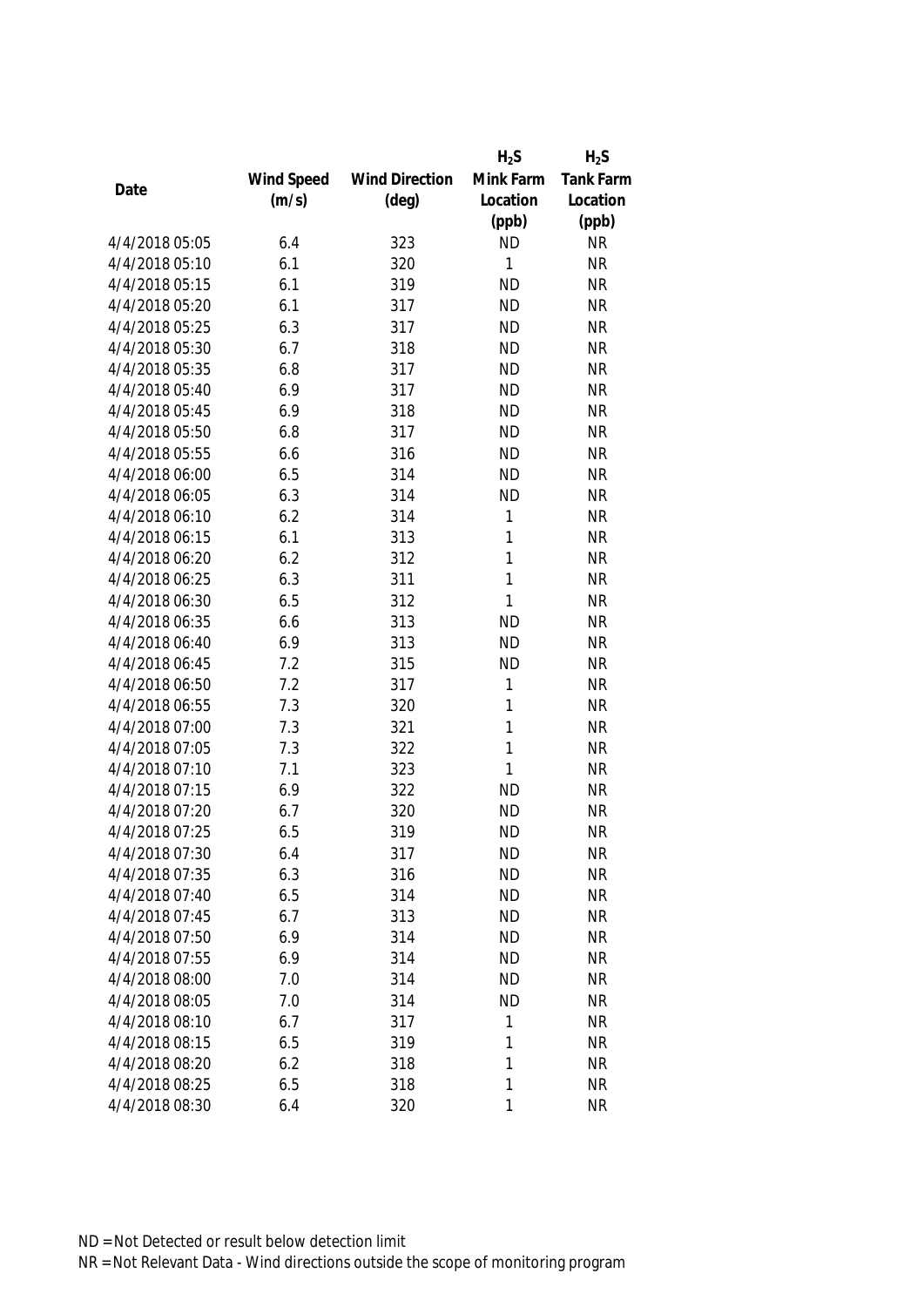| Date | Wind Speed (m/s) | Wind Direction (deg) | $H_2S$ Mink Farm Location (ppb) | $H_2S$ Tank Farm Location (ppb) |
|---|---|---|---|---|
| 4/4/2018 05:05 | 6.4 | 323 | ND | NR |
| 4/4/2018 05:10 | 6.1 | 320 | 1 | NR |
| 4/4/2018 05:15 | 6.1 | 319 | ND | NR |
| 4/4/2018 05:20 | 6.1 | 317 | ND | NR |
| 4/4/2018 05:25 | 6.3 | 317 | ND | NR |
| 4/4/2018 05:30 | 6.7 | 318 | ND | NR |
| 4/4/2018 05:35 | 6.8 | 317 | ND | NR |
| 4/4/2018 05:40 | 6.9 | 317 | ND | NR |
| 4/4/2018 05:45 | 6.9 | 318 | ND | NR |
| 4/4/2018 05:50 | 6.8 | 317 | ND | NR |
| 4/4/2018 05:55 | 6.6 | 316 | ND | NR |
| 4/4/2018 06:00 | 6.5 | 314 | ND | NR |
| 4/4/2018 06:05 | 6.3 | 314 | ND | NR |
| 4/4/2018 06:10 | 6.2 | 314 | 1 | NR |
| 4/4/2018 06:15 | 6.1 | 313 | 1 | NR |
| 4/4/2018 06:20 | 6.2 | 312 | 1 | NR |
| 4/4/2018 06:25 | 6.3 | 311 | 1 | NR |
| 4/4/2018 06:30 | 6.5 | 312 | 1 | NR |
| 4/4/2018 06:35 | 6.6 | 313 | ND | NR |
| 4/4/2018 06:40 | 6.9 | 313 | ND | NR |
| 4/4/2018 06:45 | 7.2 | 315 | ND | NR |
| 4/4/2018 06:50 | 7.2 | 317 | 1 | NR |
| 4/4/2018 06:55 | 7.3 | 320 | 1 | NR |
| 4/4/2018 07:00 | 7.3 | 321 | 1 | NR |
| 4/4/2018 07:05 | 7.3 | 322 | 1 | NR |
| 4/4/2018 07:10 | 7.1 | 323 | 1 | NR |
| 4/4/2018 07:15 | 6.9 | 322 | ND | NR |
| 4/4/2018 07:20 | 6.7 | 320 | ND | NR |
| 4/4/2018 07:25 | 6.5 | 319 | ND | NR |
| 4/4/2018 07:30 | 6.4 | 317 | ND | NR |
| 4/4/2018 07:35 | 6.3 | 316 | ND | NR |
| 4/4/2018 07:40 | 6.5 | 314 | ND | NR |
| 4/4/2018 07:45 | 6.7 | 313 | ND | NR |
| 4/4/2018 07:50 | 6.9 | 314 | ND | NR |
| 4/4/2018 07:55 | 6.9 | 314 | ND | NR |
| 4/4/2018 08:00 | 7.0 | 314 | ND | NR |
| 4/4/2018 08:05 | 7.0 | 314 | ND | NR |
| 4/4/2018 08:10 | 6.7 | 317 | 1 | NR |
| 4/4/2018 08:15 | 6.5 | 319 | 1 | NR |
| 4/4/2018 08:20 | 6.2 | 318 | 1 | NR |
| 4/4/2018 08:25 | 6.5 | 318 | 1 | NR |
| 4/4/2018 08:30 | 6.4 | 320 | 1 | NR |

ND = Not Detected or result below detection limit

NR = Not Relevant Data - Wind directions outside the scope of monitoring program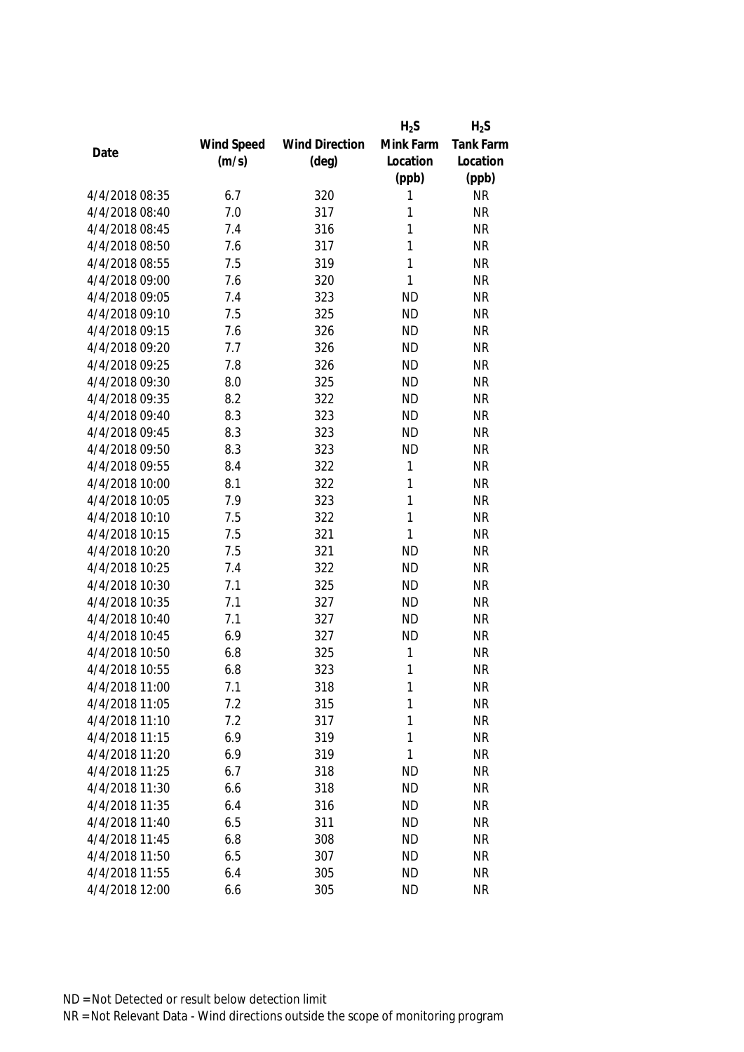| Date | Wind Speed (m/s) | Wind Direction (deg) | $H_2S$ Mink Farm Location (ppb) | $H_2S$ Tank Farm Location (ppb) |
|---|---|---|---|---|
| 4/4/2018 08:35 | 6.7 | 320 | 1 | NR |
| 4/4/2018 08:40 | 7.0 | 317 | 1 | NR |
| 4/4/2018 08:45 | 7.4 | 316 | 1 | NR |
| 4/4/2018 08:50 | 7.6 | 317 | 1 | NR |
| 4/4/2018 08:55 | 7.5 | 319 | 1 | NR |
| 4/4/2018 09:00 | 7.6 | 320 | 1 | NR |
| 4/4/2018 09:05 | 7.4 | 323 | ND | NR |
| 4/4/2018 09:10 | 7.5 | 325 | ND | NR |
| 4/4/2018 09:15 | 7.6 | 326 | ND | NR |
| 4/4/2018 09:20 | 7.7 | 326 | ND | NR |
| 4/4/2018 09:25 | 7.8 | 326 | ND | NR |
| 4/4/2018 09:30 | 8.0 | 325 | ND | NR |
| 4/4/2018 09:35 | 8.2 | 322 | ND | NR |
| 4/4/2018 09:40 | 8.3 | 323 | ND | NR |
| 4/4/2018 09:45 | 8.3 | 323 | ND | NR |
| 4/4/2018 09:50 | 8.3 | 323 | ND | NR |
| 4/4/2018 09:55 | 8.4 | 322 | 1 | NR |
| 4/4/2018 10:00 | 8.1 | 322 | 1 | NR |
| 4/4/2018 10:05 | 7.9 | 323 | 1 | NR |
| 4/4/2018 10:10 | 7.5 | 322 | 1 | NR |
| 4/4/2018 10:15 | 7.5 | 321 | 1 | NR |
| 4/4/2018 10:20 | 7.5 | 321 | ND | NR |
| 4/4/2018 10:25 | 7.4 | 322 | ND | NR |
| 4/4/2018 10:30 | 7.1 | 325 | ND | NR |
| 4/4/2018 10:35 | 7.1 | 327 | ND | NR |
| 4/4/2018 10:40 | 7.1 | 327 | ND | NR |
| 4/4/2018 10:45 | 6.9 | 327 | ND | NR |
| 4/4/2018 10:50 | 6.8 | 325 | 1 | NR |
| 4/4/2018 10:55 | 6.8 | 323 | 1 | NR |
| 4/4/2018 11:00 | 7.1 | 318 | 1 | NR |
| 4/4/2018 11:05 | 7.2 | 315 | 1 | NR |
| 4/4/2018 11:10 | 7.2 | 317 | 1 | NR |
| 4/4/2018 11:15 | 6.9 | 319 | 1 | NR |
| 4/4/2018 11:20 | 6.9 | 319 | 1 | NR |
| 4/4/2018 11:25 | 6.7 | 318 | ND | NR |
| 4/4/2018 11:30 | 6.6 | 318 | ND | NR |
| 4/4/2018 11:35 | 6.4 | 316 | ND | NR |
| 4/4/2018 11:40 | 6.5 | 311 | ND | NR |
| 4/4/2018 11:45 | 6.8 | 308 | ND | NR |
| 4/4/2018 11:50 | 6.5 | 307 | ND | NR |
| 4/4/2018 11:55 | 6.4 | 305 | ND | NR |
| 4/4/2018 12:00 | 6.6 | 305 | ND | NR |

ND = Not Detected or result below detection limit

NR = Not Relevant Data - Wind directions outside the scope of monitoring program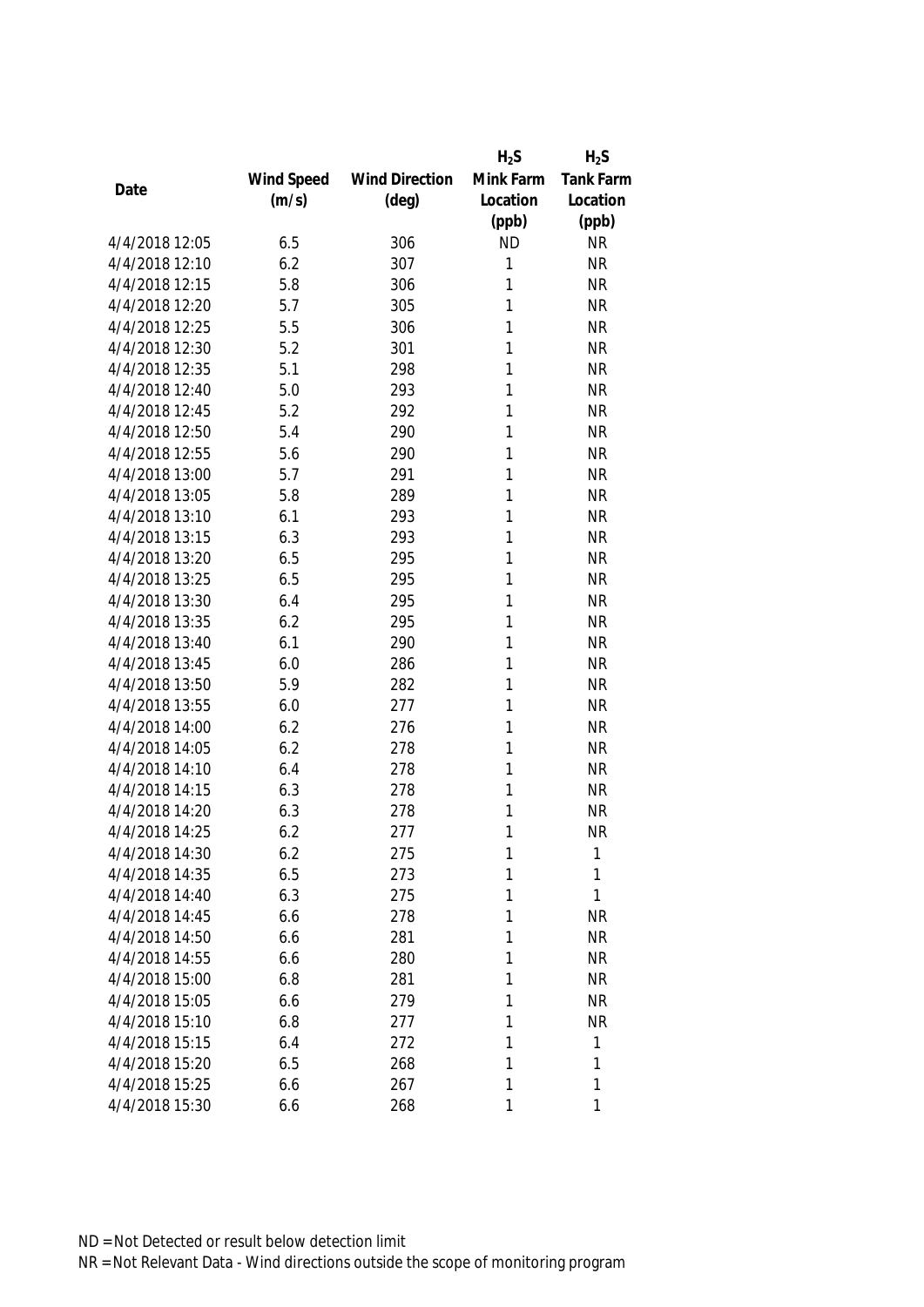| Date | Wind Speed (m/s) | Wind Direction (deg) | $H_2S$ Mink Farm Location (ppb) | $H_2S$ Tank Farm Location (ppb) |
|---|---|---|---|---|
| 4/4/2018 12:05 | 6.5 | 306 | ND | NR |
| 4/4/2018 12:10 | 6.2 | 307 | 1 | NR |
| 4/4/2018 12:15 | 5.8 | 306 | 1 | NR |
| 4/4/2018 12:20 | 5.7 | 305 | 1 | NR |
| 4/4/2018 12:25 | 5.5 | 306 | 1 | NR |
| 4/4/2018 12:30 | 5.2 | 301 | 1 | NR |
| 4/4/2018 12:35 | 5.1 | 298 | 1 | NR |
| 4/4/2018 12:40 | 5.0 | 293 | 1 | NR |
| 4/4/2018 12:45 | 5.2 | 292 | 1 | NR |
| 4/4/2018 12:50 | 5.4 | 290 | 1 | NR |
| 4/4/2018 12:55 | 5.6 | 290 | 1 | NR |
| 4/4/2018 13:00 | 5.7 | 291 | 1 | NR |
| 4/4/2018 13:05 | 5.8 | 289 | 1 | NR |
| 4/4/2018 13:10 | 6.1 | 293 | 1 | NR |
| 4/4/2018 13:15 | 6.3 | 293 | 1 | NR |
| 4/4/2018 13:20 | 6.5 | 295 | 1 | NR |
| 4/4/2018 13:25 | 6.5 | 295 | 1 | NR |
| 4/4/2018 13:30 | 6.4 | 295 | 1 | NR |
| 4/4/2018 13:35 | 6.2 | 295 | 1 | NR |
| 4/4/2018 13:40 | 6.1 | 290 | 1 | NR |
| 4/4/2018 13:45 | 6.0 | 286 | 1 | NR |
| 4/4/2018 13:50 | 5.9 | 282 | 1 | NR |
| 4/4/2018 13:55 | 6.0 | 277 | 1 | NR |
| 4/4/2018 14:00 | 6.2 | 276 | 1 | NR |
| 4/4/2018 14:05 | 6.2 | 278 | 1 | NR |
| 4/4/2018 14:10 | 6.4 | 278 | 1 | NR |
| 4/4/2018 14:15 | 6.3 | 278 | 1 | NR |
| 4/4/2018 14:20 | 6.3 | 278 | 1 | NR |
| 4/4/2018 14:25 | 6.2 | 277 | 1 | NR |
| 4/4/2018 14:30 | 6.2 | 275 | 1 | 1 |
| 4/4/2018 14:35 | 6.5 | 273 | 1 | 1 |
| 4/4/2018 14:40 | 6.3 | 275 | 1 | 1 |
| 4/4/2018 14:45 | 6.6 | 278 | 1 | NR |
| 4/4/2018 14:50 | 6.6 | 281 | 1 | NR |
| 4/4/2018 14:55 | 6.6 | 280 | 1 | NR |
| 4/4/2018 15:00 | 6.8 | 281 | 1 | NR |
| 4/4/2018 15:05 | 6.6 | 279 | 1 | NR |
| 4/4/2018 15:10 | 6.8 | 277 | 1 | NR |
| 4/4/2018 15:15 | 6.4 | 272 | 1 | 1 |
| 4/4/2018 15:20 | 6.5 | 268 | 1 | 1 |
| 4/4/2018 15:25 | 6.6 | 267 | 1 | 1 |
| 4/4/2018 15:30 | 6.6 | 268 | 1 | 1 |

ND = Not Detected or result below detection limit

NR = Not Relevant Data - Wind directions outside the scope of monitoring program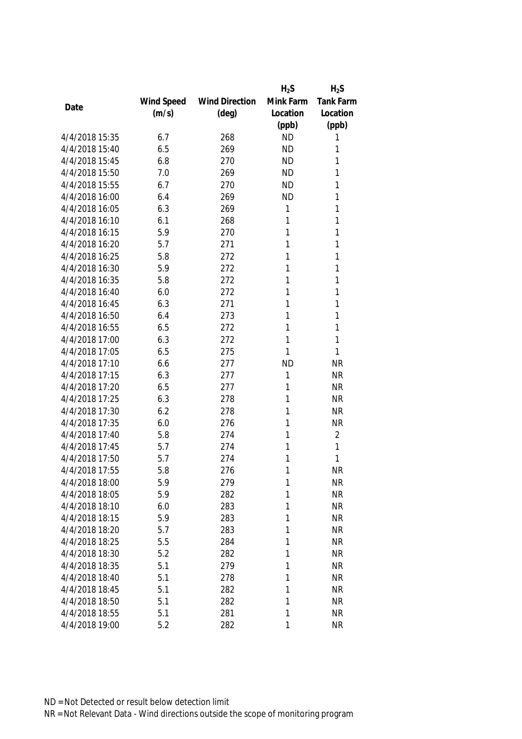| Date | Wind Speed (m/s) | Wind Direction (deg) | $H_2S$ Mink Farm Location (ppb) | $H_2S$ Tank Farm Location (ppb) |
|---|---|---|---|---|
| 4/4/2018 15:35 | 6.7 | 268 | ND | 1 |
| 4/4/2018 15:40 | 6.5 | 269 | ND | 1 |
| 4/4/2018 15:45 | 6.8 | 270 | ND | 1 |
| 4/4/2018 15:50 | 7.0 | 269 | ND | 1 |
| 4/4/2018 15:55 | 6.7 | 270 | ND | 1 |
| 4/4/2018 16:00 | 6.4 | 269 | ND | 1 |
| 4/4/2018 16:05 | 6.3 | 269 | 1 | 1 |
| 4/4/2018 16:10 | 6.1 | 268 | 1 | 1 |
| 4/4/2018 16:15 | 5.9 | 270 | 1 | 1 |
| 4/4/2018 16:20 | 5.7 | 271 | 1 | 1 |
| 4/4/2018 16:25 | 5.8 | 272 | 1 | 1 |
| 4/4/2018 16:30 | 5.9 | 272 | 1 | 1 |
| 4/4/2018 16:35 | 5.8 | 272 | 1 | 1 |
| 4/4/2018 16:40 | 6.0 | 272 | 1 | 1 |
| 4/4/2018 16:45 | 6.3 | 271 | 1 | 1 |
| 4/4/2018 16:50 | 6.4 | 273 | 1 | 1 |
| 4/4/2018 16:55 | 6.5 | 272 | 1 | 1 |
| 4/4/2018 17:00 | 6.3 | 272 | 1 | 1 |
| 4/4/2018 17:05 | 6.5 | 275 | 1 | 1 |
| 4/4/2018 17:10 | 6.6 | 277 | ND | NR |
| 4/4/2018 17:15 | 6.3 | 277 | 1 | NR |
| 4/4/2018 17:20 | 6.5 | 277 | 1 | NR |
| 4/4/2018 17:25 | 6.3 | 278 | 1 | NR |
| 4/4/2018 17:30 | 6.2 | 278 | 1 | NR |
| 4/4/2018 17:35 | 6.0 | 276 | 1 | NR |
| 4/4/2018 17:40 | 5.8 | 274 | 1 | 2 |
| 4/4/2018 17:45 | 5.7 | 274 | 1 | 1 |
| 4/4/2018 17:50 | 5.7 | 274 | 1 | 1 |
| 4/4/2018 17:55 | 5.8 | 276 | 1 | NR |
| 4/4/2018 18:00 | 5.9 | 279 | 1 | NR |
| 4/4/2018 18:05 | 5.9 | 282 | 1 | NR |
| 4/4/2018 18:10 | 6.0 | 283 | 1 | NR |
| 4/4/2018 18:15 | 5.9 | 283 | 1 | NR |
| 4/4/2018 18:20 | 5.7 | 283 | 1 | NR |
| 4/4/2018 18:25 | 5.5 | 284 | 1 | NR |
| 4/4/2018 18:30 | 5.2 | 282 | 1 | NR |
| 4/4/2018 18:35 | 5.1 | 279 | 1 | NR |
| 4/4/2018 18:40 | 5.1 | 278 | 1 | NR |
| 4/4/2018 18:45 | 5.1 | 282 | 1 | NR |
| 4/4/2018 18:50 | 5.1 | 282 | 1 | NR |
| 4/4/2018 18:55 | 5.1 | 281 | 1 | NR |
| 4/4/2018 19:00 | 5.2 | 282 | 1 | NR |

ND = Not Detected or result below detection limit

NR = Not Relevant Data - Wind directions outside the scope of monitoring program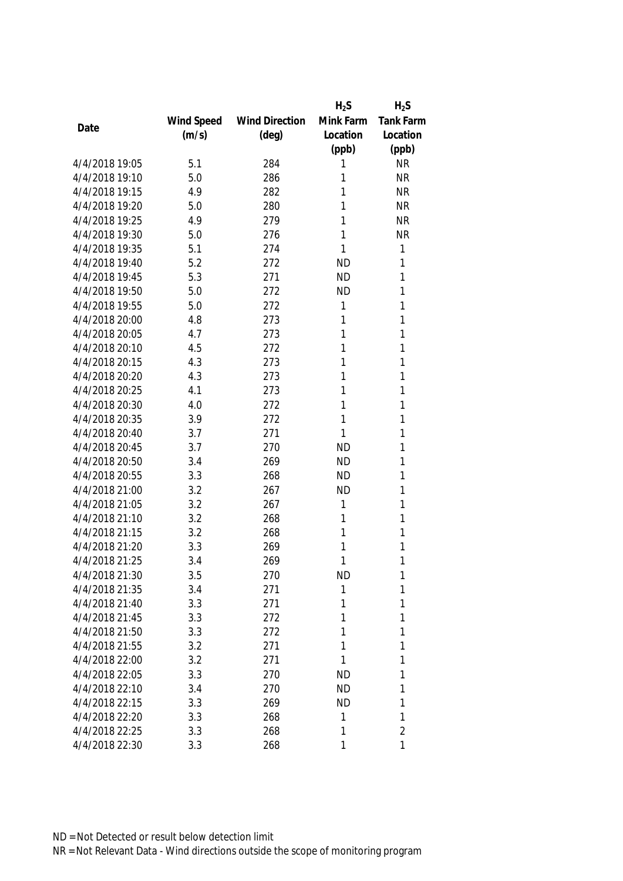| Date | Wind Speed (m/s) | Wind Direction (deg) | $H_2S$ Mink Farm Location (ppb) | $H_2S$ Tank Farm Location (ppb) |
|---|---|---|---|---|
| 4/4/2018 19:05 | 5.1 | 284 | 1 | NR |
| 4/4/2018 19:10 | 5.0 | 286 | 1 | NR |
| 4/4/2018 19:15 | 4.9 | 282 | 1 | NR |
| 4/4/2018 19:20 | 5.0 | 280 | 1 | NR |
| 4/4/2018 19:25 | 4.9 | 279 | 1 | NR |
| 4/4/2018 19:30 | 5.0 | 276 | 1 | NR |
| 4/4/2018 19:35 | 5.1 | 274 | 1 | 1 |
| 4/4/2018 19:40 | 5.2 | 272 | ND | 1 |
| 4/4/2018 19:45 | 5.3 | 271 | ND | 1 |
| 4/4/2018 19:50 | 5.0 | 272 | ND | 1 |
| 4/4/2018 19:55 | 5.0 | 272 | 1 | 1 |
| 4/4/2018 20:00 | 4.8 | 273 | 1 | 1 |
| 4/4/2018 20:05 | 4.7 | 273 | 1 | 1 |
| 4/4/2018 20:10 | 4.5 | 272 | 1 | 1 |
| 4/4/2018 20:15 | 4.3 | 273 | 1 | 1 |
| 4/4/2018 20:20 | 4.3 | 273 | 1 | 1 |
| 4/4/2018 20:25 | 4.1 | 273 | 1 | 1 |
| 4/4/2018 20:30 | 4.0 | 272 | 1 | 1 |
| 4/4/2018 20:35 | 3.9 | 272 | 1 | 1 |
| 4/4/2018 20:40 | 3.7 | 271 | 1 | 1 |
| 4/4/2018 20:45 | 3.7 | 270 | ND | 1 |
| 4/4/2018 20:50 | 3.4 | 269 | ND | 1 |
| 4/4/2018 20:55 | 3.3 | 268 | ND | 1 |
| 4/4/2018 21:00 | 3.2 | 267 | ND | 1 |
| 4/4/2018 21:05 | 3.2 | 267 | 1 | 1 |
| 4/4/2018 21:10 | 3.2 | 268 | 1 | 1 |
| 4/4/2018 21:15 | 3.2 | 268 | 1 | 1 |
| 4/4/2018 21:20 | 3.3 | 269 | 1 | 1 |
| 4/4/2018 21:25 | 3.4 | 269 | 1 | 1 |
| 4/4/2018 21:30 | 3.5 | 270 | ND | 1 |
| 4/4/2018 21:35 | 3.4 | 271 | 1 | 1 |
| 4/4/2018 21:40 | 3.3 | 271 | 1 | 1 |
| 4/4/2018 21:45 | 3.3 | 272 | 1 | 1 |
| 4/4/2018 21:50 | 3.3 | 272 | 1 | 1 |
| 4/4/2018 21:55 | 3.2 | 271 | 1 | 1 |
| 4/4/2018 22:00 | 3.2 | 271 | 1 | 1 |
| 4/4/2018 22:05 | 3.3 | 270 | ND | 1 |
| 4/4/2018 22:10 | 3.4 | 270 | ND | 1 |
| 4/4/2018 22:15 | 3.3 | 269 | ND | 1 |
| 4/4/2018 22:20 | 3.3 | 268 | 1 | 1 |
| 4/4/2018 22:25 | 3.3 | 268 | 1 | 2 |
| 4/4/2018 22:30 | 3.3 | 268 | 1 | 1 |

ND = Not Detected or result below detection limit

NR = Not Relevant Data - Wind directions outside the scope of monitoring program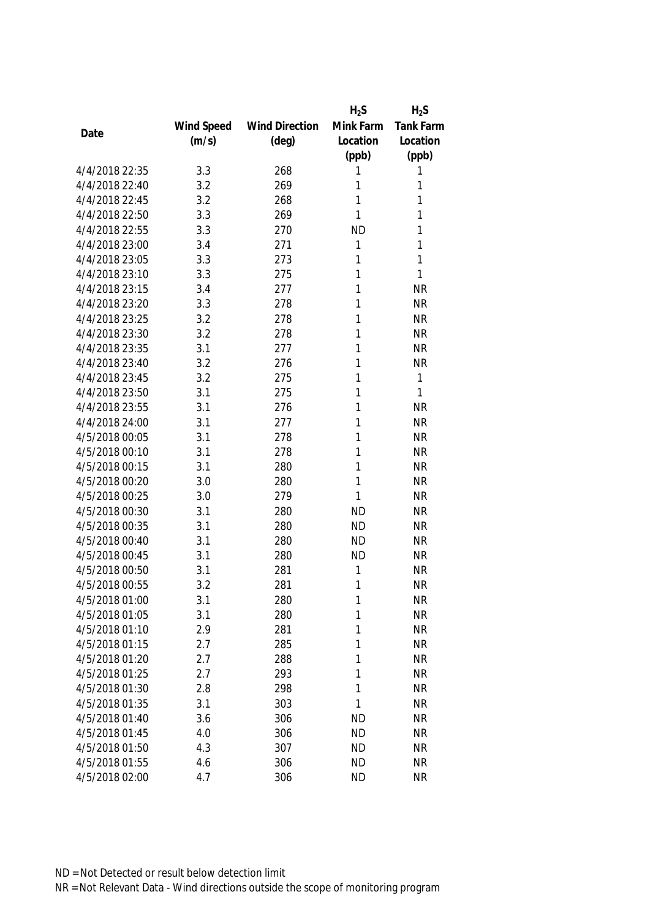| Date | Wind Speed (m/s) | Wind Direction (deg) | $H_2S$ Mink Farm Location (ppb) | $H_2S$ Tank Farm Location (ppb) |
|---|---|---|---|---|
| 4/4/2018 22:35 | 3.3 | 268 | 1 | 1 |
| 4/4/2018 22:40 | 3.2 | 269 | 1 | 1 |
| 4/4/2018 22:45 | 3.2 | 268 | 1 | 1 |
| 4/4/2018 22:50 | 3.3 | 269 | 1 | 1 |
| 4/4/2018 22:55 | 3.3 | 270 | ND | 1 |
| 4/4/2018 23:00 | 3.4 | 271 | 1 | 1 |
| 4/4/2018 23:05 | 3.3 | 273 | 1 | 1 |
| 4/4/2018 23:10 | 3.3 | 275 | 1 | 1 |
| 4/4/2018 23:15 | 3.4 | 277 | 1 | NR |
| 4/4/2018 23:20 | 3.3 | 278 | 1 | NR |
| 4/4/2018 23:25 | 3.2 | 278 | 1 | NR |
| 4/4/2018 23:30 | 3.2 | 278 | 1 | NR |
| 4/4/2018 23:35 | 3.1 | 277 | 1 | NR |
| 4/4/2018 23:40 | 3.2 | 276 | 1 | NR |
| 4/4/2018 23:45 | 3.2 | 275 | 1 | 1 |
| 4/4/2018 23:50 | 3.1 | 275 | 1 | 1 |
| 4/4/2018 23:55 | 3.1 | 276 | 1 | NR |
| 4/4/2018 24:00 | 3.1 | 277 | 1 | NR |
| 4/5/2018 00:05 | 3.1 | 278 | 1 | NR |
| 4/5/2018 00:10 | 3.1 | 278 | 1 | NR |
| 4/5/2018 00:15 | 3.1 | 280 | 1 | NR |
| 4/5/2018 00:20 | 3.0 | 280 | 1 | NR |
| 4/5/2018 00:25 | 3.0 | 279 | 1 | NR |
| 4/5/2018 00:30 | 3.1 | 280 | ND | NR |
| 4/5/2018 00:35 | 3.1 | 280 | ND | NR |
| 4/5/2018 00:40 | 3.1 | 280 | ND | NR |
| 4/5/2018 00:45 | 3.1 | 280 | ND | NR |
| 4/5/2018 00:50 | 3.1 | 281 | 1 | NR |
| 4/5/2018 00:55 | 3.2 | 281 | 1 | NR |
| 4/5/2018 01:00 | 3.1 | 280 | 1 | NR |
| 4/5/2018 01:05 | 3.1 | 280 | 1 | NR |
| 4/5/2018 01:10 | 2.9 | 281 | 1 | NR |
| 4/5/2018 01:15 | 2.7 | 285 | 1 | NR |
| 4/5/2018 01:20 | 2.7 | 288 | 1 | NR |
| 4/5/2018 01:25 | 2.7 | 293 | 1 | NR |
| 4/5/2018 01:30 | 2.8 | 298 | 1 | NR |
| 4/5/2018 01:35 | 3.1 | 303 | 1 | NR |
| 4/5/2018 01:40 | 3.6 | 306 | ND | NR |
| 4/5/2018 01:45 | 4.0 | 306 | ND | NR |
| 4/5/2018 01:50 | 4.3 | 307 | ND | NR |
| 4/5/2018 01:55 | 4.6 | 306 | ND | NR |
| 4/5/2018 02:00 | 4.7 | 306 | ND | NR |

ND = Not Detected or result below detection limit

NR = Not Relevant Data - Wind directions outside the scope of monitoring program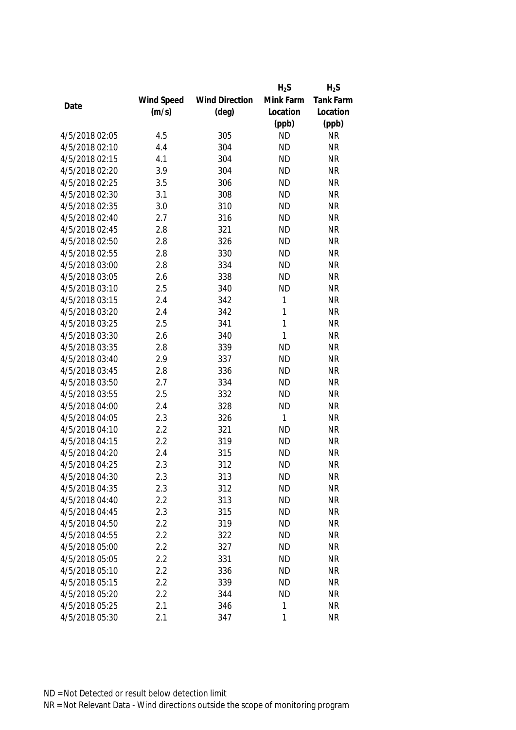| Date | Wind Speed (m/s) | Wind Direction (deg) | $H_2S$ Mink Farm Location (ppb) | $H_2S$ Tank Farm Location (ppb) |
|---|---|---|---|---|
| 4/5/2018 02:05 | 4.5 | 305 | ND | NR |
| 4/5/2018 02:10 | 4.4 | 304 | ND | NR |
| 4/5/2018 02:15 | 4.1 | 304 | ND | NR |
| 4/5/2018 02:20 | 3.9 | 304 | ND | NR |
| 4/5/2018 02:25 | 3.5 | 306 | ND | NR |
| 4/5/2018 02:30 | 3.1 | 308 | ND | NR |
| 4/5/2018 02:35 | 3.0 | 310 | ND | NR |
| 4/5/2018 02:40 | 2.7 | 316 | ND | NR |
| 4/5/2018 02:45 | 2.8 | 321 | ND | NR |
| 4/5/2018 02:50 | 2.8 | 326 | ND | NR |
| 4/5/2018 02:55 | 2.8 | 330 | ND | NR |
| 4/5/2018 03:00 | 2.8 | 334 | ND | NR |
| 4/5/2018 03:05 | 2.6 | 338 | ND | NR |
| 4/5/2018 03:10 | 2.5 | 340 | ND | NR |
| 4/5/2018 03:15 | 2.4 | 342 | 1 | NR |
| 4/5/2018 03:20 | 2.4 | 342 | 1 | NR |
| 4/5/2018 03:25 | 2.5 | 341 | 1 | NR |
| 4/5/2018 03:30 | 2.6 | 340 | 1 | NR |
| 4/5/2018 03:35 | 2.8 | 339 | ND | NR |
| 4/5/2018 03:40 | 2.9 | 337 | ND | NR |
| 4/5/2018 03:45 | 2.8 | 336 | ND | NR |
| 4/5/2018 03:50 | 2.7 | 334 | ND | NR |
| 4/5/2018 03:55 | 2.5 | 332 | ND | NR |
| 4/5/2018 04:00 | 2.4 | 328 | ND | NR |
| 4/5/2018 04:05 | 2.3 | 326 | 1 | NR |
| 4/5/2018 04:10 | 2.2 | 321 | ND | NR |
| 4/5/2018 04:15 | 2.2 | 319 | ND | NR |
| 4/5/2018 04:20 | 2.4 | 315 | ND | NR |
| 4/5/2018 04:25 | 2.3 | 312 | ND | NR |
| 4/5/2018 04:30 | 2.3 | 313 | ND | NR |
| 4/5/2018 04:35 | 2.3 | 312 | ND | NR |
| 4/5/2018 04:40 | 2.2 | 313 | ND | NR |
| 4/5/2018 04:45 | 2.3 | 315 | ND | NR |
| 4/5/2018 04:50 | 2.2 | 319 | ND | NR |
| 4/5/2018 04:55 | 2.2 | 322 | ND | NR |
| 4/5/2018 05:00 | 2.2 | 327 | ND | NR |
| 4/5/2018 05:05 | 2.2 | 331 | ND | NR |
| 4/5/2018 05:10 | 2.2 | 336 | ND | NR |
| 4/5/2018 05:15 | 2.2 | 339 | ND | NR |
| 4/5/2018 05:20 | 2.2 | 344 | ND | NR |
| 4/5/2018 05:25 | 2.1 | 346 | 1 | NR |
| 4/5/2018 05:30 | 2.1 | 347 | 1 | NR |

ND = Not Detected or result below detection limit

NR = Not Relevant Data - Wind directions outside the scope of monitoring program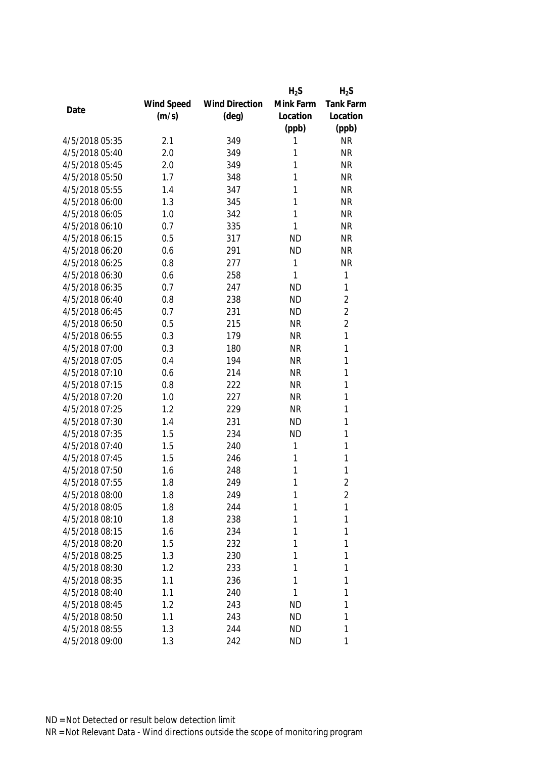| Date | Wind Speed (m/s) | Wind Direction (deg) | $H_2S$ Mink Farm Location (ppb) | $H_2S$ Tank Farm Location (ppb) |
|---|---|---|---|---|
| 4/5/2018 05:35 | 2.1 | 349 | 1 | NR |
| 4/5/2018 05:40 | 2.0 | 349 | 1 | NR |
| 4/5/2018 05:45 | 2.0 | 349 | 1 | NR |
| 4/5/2018 05:50 | 1.7 | 348 | 1 | NR |
| 4/5/2018 05:55 | 1.4 | 347 | 1 | NR |
| 4/5/2018 06:00 | 1.3 | 345 | 1 | NR |
| 4/5/2018 06:05 | 1.0 | 342 | 1 | NR |
| 4/5/2018 06:10 | 0.7 | 335 | 1 | NR |
| 4/5/2018 06:15 | 0.5 | 317 | ND | NR |
| 4/5/2018 06:20 | 0.6 | 291 | ND | NR |
| 4/5/2018 06:25 | 0.8 | 277 | 1 | NR |
| 4/5/2018 06:30 | 0.6 | 258 | 1 | 1 |
| 4/5/2018 06:35 | 0.7 | 247 | ND | 1 |
| 4/5/2018 06:40 | 0.8 | 238 | ND | 2 |
| 4/5/2018 06:45 | 0.7 | 231 | ND | 2 |
| 4/5/2018 06:50 | 0.5 | 215 | NR | 2 |
| 4/5/2018 06:55 | 0.3 | 179 | NR | 1 |
| 4/5/2018 07:00 | 0.3 | 180 | NR | 1 |
| 4/5/2018 07:05 | 0.4 | 194 | NR | 1 |
| 4/5/2018 07:10 | 0.6 | 214 | NR | 1 |
| 4/5/2018 07:15 | 0.8 | 222 | NR | 1 |
| 4/5/2018 07:20 | 1.0 | 227 | NR | 1 |
| 4/5/2018 07:25 | 1.2 | 229 | NR | 1 |
| 4/5/2018 07:30 | 1.4 | 231 | ND | 1 |
| 4/5/2018 07:35 | 1.5 | 234 | ND | 1 |
| 4/5/2018 07:40 | 1.5 | 240 | 1 | 1 |
| 4/5/2018 07:45 | 1.5 | 246 | 1 | 1 |
| 4/5/2018 07:50 | 1.6 | 248 | 1 | 1 |
| 4/5/2018 07:55 | 1.8 | 249 | 1 | 2 |
| 4/5/2018 08:00 | 1.8 | 249 | 1 | 2 |
| 4/5/2018 08:05 | 1.8 | 244 | 1 | 1 |
| 4/5/2018 08:10 | 1.8 | 238 | 1 | 1 |
| 4/5/2018 08:15 | 1.6 | 234 | 1 | 1 |
| 4/5/2018 08:20 | 1.5 | 232 | 1 | 1 |
| 4/5/2018 08:25 | 1.3 | 230 | 1 | 1 |
| 4/5/2018 08:30 | 1.2 | 233 | 1 | 1 |
| 4/5/2018 08:35 | 1.1 | 236 | 1 | 1 |
| 4/5/2018 08:40 | 1.1 | 240 | 1 | 1 |
| 4/5/2018 08:45 | 1.2 | 243 | ND | 1 |
| 4/5/2018 08:50 | 1.1 | 243 | ND | 1 |
| 4/5/2018 08:55 | 1.3 | 244 | ND | 1 |
| 4/5/2018 09:00 | 1.3 | 242 | ND | 1 |

ND = Not Detected or result below detection limit

NR = Not Relevant Data - Wind directions outside the scope of monitoring program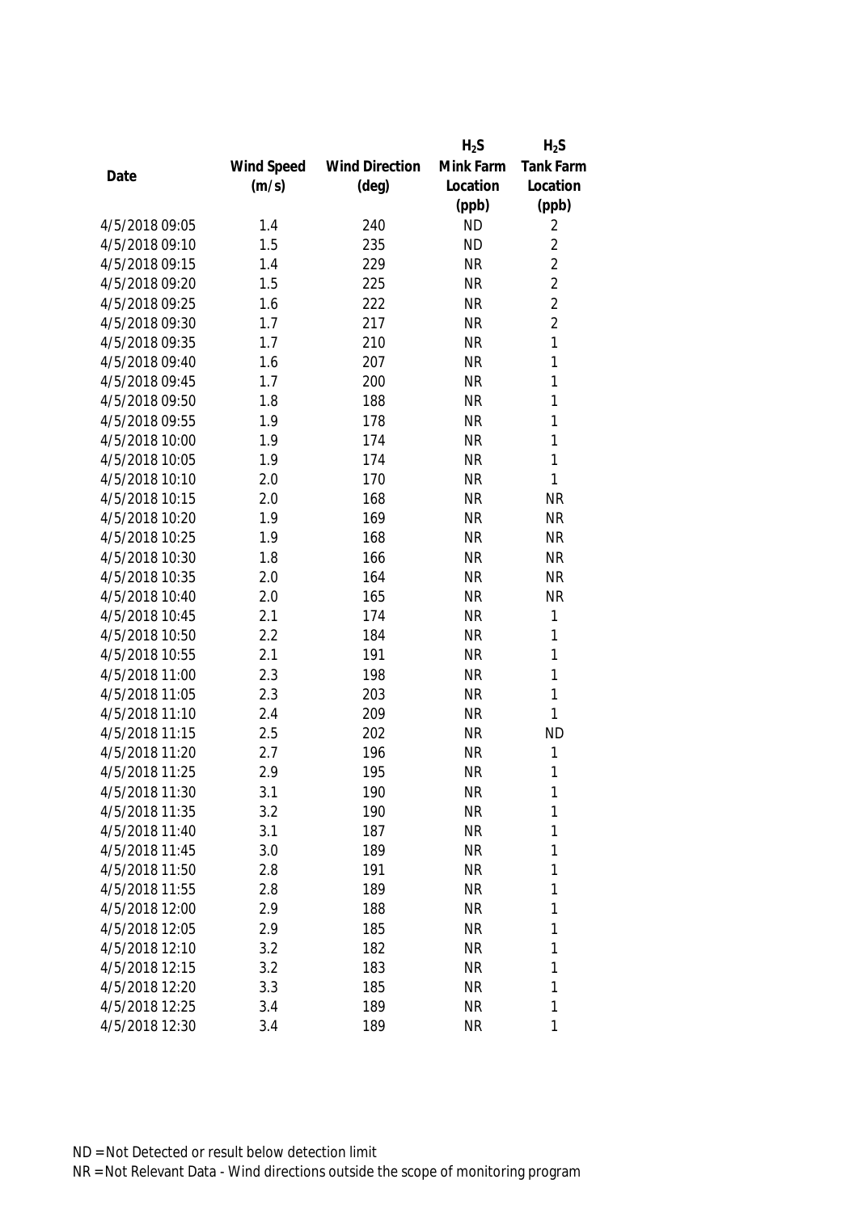| Date | Wind Speed (m/s) | Wind Direction (deg) | $H_2S$ Mink Farm Location (ppb) | $H_2S$ Tank Farm Location (ppb) |
|---|---|---|---|---|
| 4/5/2018 09:05 | 1.4 | 240 | ND | 2 |
| 4/5/2018 09:10 | 1.5 | 235 | ND | 2 |
| 4/5/2018 09:15 | 1.4 | 229 | NR | 2 |
| 4/5/2018 09:20 | 1.5 | 225 | NR | 2 |
| 4/5/2018 09:25 | 1.6 | 222 | NR | 2 |
| 4/5/2018 09:30 | 1.7 | 217 | NR | 2 |
| 4/5/2018 09:35 | 1.7 | 210 | NR | 1 |
| 4/5/2018 09:40 | 1.6 | 207 | NR | 1 |
| 4/5/2018 09:45 | 1.7 | 200 | NR | 1 |
| 4/5/2018 09:50 | 1.8 | 188 | NR | 1 |
| 4/5/2018 09:55 | 1.9 | 178 | NR | 1 |
| 4/5/2018 10:00 | 1.9 | 174 | NR | 1 |
| 4/5/2018 10:05 | 1.9 | 174 | NR | 1 |
| 4/5/2018 10:10 | 2.0 | 170 | NR | 1 |
| 4/5/2018 10:15 | 2.0 | 168 | NR | NR |
| 4/5/2018 10:20 | 1.9 | 169 | NR | NR |
| 4/5/2018 10:25 | 1.9 | 168 | NR | NR |
| 4/5/2018 10:30 | 1.8 | 166 | NR | NR |
| 4/5/2018 10:35 | 2.0 | 164 | NR | NR |
| 4/5/2018 10:40 | 2.0 | 165 | NR | NR |
| 4/5/2018 10:45 | 2.1 | 174 | NR | 1 |
| 4/5/2018 10:50 | 2.2 | 184 | NR | 1 |
| 4/5/2018 10:55 | 2.1 | 191 | NR | 1 |
| 4/5/2018 11:00 | 2.3 | 198 | NR | 1 |
| 4/5/2018 11:05 | 2.3 | 203 | NR | 1 |
| 4/5/2018 11:10 | 2.4 | 209 | NR | 1 |
| 4/5/2018 11:15 | 2.5 | 202 | NR | ND |
| 4/5/2018 11:20 | 2.7 | 196 | NR | 1 |
| 4/5/2018 11:25 | 2.9 | 195 | NR | 1 |
| 4/5/2018 11:30 | 3.1 | 190 | NR | 1 |
| 4/5/2018 11:35 | 3.2 | 190 | NR | 1 |
| 4/5/2018 11:40 | 3.1 | 187 | NR | 1 |
| 4/5/2018 11:45 | 3.0 | 189 | NR | 1 |
| 4/5/2018 11:50 | 2.8 | 191 | NR | 1 |
| 4/5/2018 11:55 | 2.8 | 189 | NR | 1 |
| 4/5/2018 12:00 | 2.9 | 188 | NR | 1 |
| 4/5/2018 12:05 | 2.9 | 185 | NR | 1 |
| 4/5/2018 12:10 | 3.2 | 182 | NR | 1 |
| 4/5/2018 12:15 | 3.2 | 183 | NR | 1 |
| 4/5/2018 12:20 | 3.3 | 185 | NR | 1 |
| 4/5/2018 12:25 | 3.4 | 189 | NR | 1 |
| 4/5/2018 12:30 | 3.4 | 189 | NR | 1 |

ND = Not Detected or result below detection limit

NR = Not Relevant Data - Wind directions outside the scope of monitoring program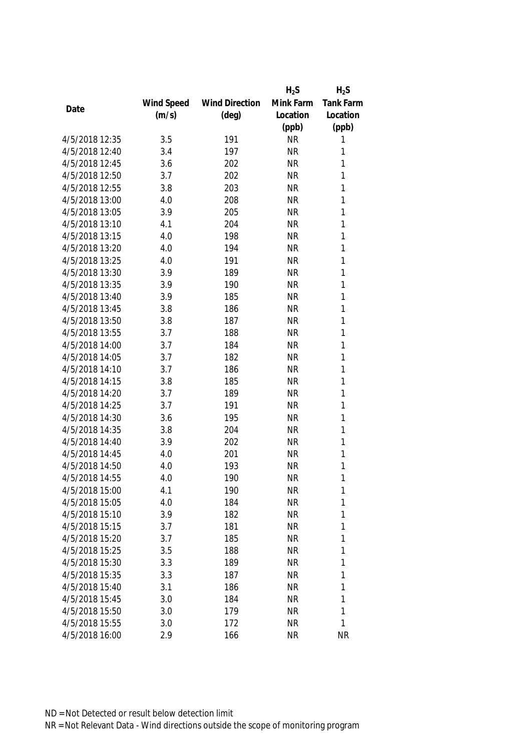| Date | Wind Speed (m/s) | Wind Direction (deg) | $H_2S$ Mink Farm Location (ppb) | $H_2S$ Tank Farm Location (ppb) |
|---|---|---|---|---|
| 4/5/2018 12:35 | 3.5 | 191 | NR | 1 |
| 4/5/2018 12:40 | 3.4 | 197 | NR | 1 |
| 4/5/2018 12:45 | 3.6 | 202 | NR | 1 |
| 4/5/2018 12:50 | 3.7 | 202 | NR | 1 |
| 4/5/2018 12:55 | 3.8 | 203 | NR | 1 |
| 4/5/2018 13:00 | 4.0 | 208 | NR | 1 |
| 4/5/2018 13:05 | 3.9 | 205 | NR | 1 |
| 4/5/2018 13:10 | 4.1 | 204 | NR | 1 |
| 4/5/2018 13:15 | 4.0 | 198 | NR | 1 |
| 4/5/2018 13:20 | 4.0 | 194 | NR | 1 |
| 4/5/2018 13:25 | 4.0 | 191 | NR | 1 |
| 4/5/2018 13:30 | 3.9 | 189 | NR | 1 |
| 4/5/2018 13:35 | 3.9 | 190 | NR | 1 |
| 4/5/2018 13:40 | 3.9 | 185 | NR | 1 |
| 4/5/2018 13:45 | 3.8 | 186 | NR | 1 |
| 4/5/2018 13:50 | 3.8 | 187 | NR | 1 |
| 4/5/2018 13:55 | 3.7 | 188 | NR | 1 |
| 4/5/2018 14:00 | 3.7 | 184 | NR | 1 |
| 4/5/2018 14:05 | 3.7 | 182 | NR | 1 |
| 4/5/2018 14:10 | 3.7 | 186 | NR | 1 |
| 4/5/2018 14:15 | 3.8 | 185 | NR | 1 |
| 4/5/2018 14:20 | 3.7 | 189 | NR | 1 |
| 4/5/2018 14:25 | 3.7 | 191 | NR | 1 |
| 4/5/2018 14:30 | 3.6 | 195 | NR | 1 |
| 4/5/2018 14:35 | 3.8 | 204 | NR | 1 |
| 4/5/2018 14:40 | 3.9 | 202 | NR | 1 |
| 4/5/2018 14:45 | 4.0 | 201 | NR | 1 |
| 4/5/2018 14:50 | 4.0 | 193 | NR | 1 |
| 4/5/2018 14:55 | 4.0 | 190 | NR | 1 |
| 4/5/2018 15:00 | 4.1 | 190 | NR | 1 |
| 4/5/2018 15:05 | 4.0 | 184 | NR | 1 |
| 4/5/2018 15:10 | 3.9 | 182 | NR | 1 |
| 4/5/2018 15:15 | 3.7 | 181 | NR | 1 |
| 4/5/2018 15:20 | 3.7 | 185 | NR | 1 |
| 4/5/2018 15:25 | 3.5 | 188 | NR | 1 |
| 4/5/2018 15:30 | 3.3 | 189 | NR | 1 |
| 4/5/2018 15:35 | 3.3 | 187 | NR | 1 |
| 4/5/2018 15:40 | 3.1 | 186 | NR | 1 |
| 4/5/2018 15:45 | 3.0 | 184 | NR | 1 |
| 4/5/2018 15:50 | 3.0 | 179 | NR | 1 |
| 4/5/2018 15:55 | 3.0 | 172 | NR | 1 |
| 4/5/2018 16:00 | 2.9 | 166 | NR | NR |

ND = Not Detected or result below detection limit

NR = Not Relevant Data - Wind directions outside the scope of monitoring program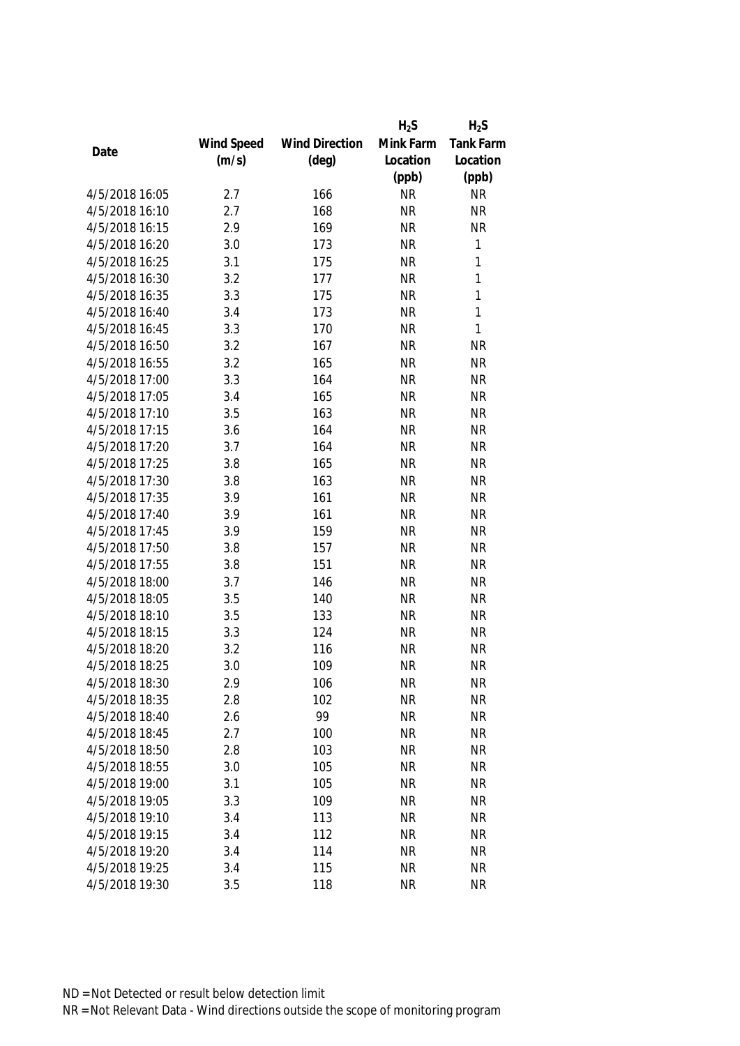| Date | Wind Speed (m/s) | Wind Direction (deg) | $H_2S$ Mink Farm Location (ppb) | $H_2S$ Tank Farm Location (ppb) |
|---|---|---|---|---|
| 4/5/2018 16:05 | 2.7 | 166 | NR | NR |
| 4/5/2018 16:10 | 2.7 | 168 | NR | NR |
| 4/5/2018 16:15 | 2.9 | 169 | NR | NR |
| 4/5/2018 16:20 | 3.0 | 173 | NR | 1 |
| 4/5/2018 16:25 | 3.1 | 175 | NR | 1 |
| 4/5/2018 16:30 | 3.2 | 177 | NR | 1 |
| 4/5/2018 16:35 | 3.3 | 175 | NR | 1 |
| 4/5/2018 16:40 | 3.4 | 173 | NR | 1 |
| 4/5/2018 16:45 | 3.3 | 170 | NR | 1 |
| 4/5/2018 16:50 | 3.2 | 167 | NR | NR |
| 4/5/2018 16:55 | 3.2 | 165 | NR | NR |
| 4/5/2018 17:00 | 3.3 | 164 | NR | NR |
| 4/5/2018 17:05 | 3.4 | 165 | NR | NR |
| 4/5/2018 17:10 | 3.5 | 163 | NR | NR |
| 4/5/2018 17:15 | 3.6 | 164 | NR | NR |
| 4/5/2018 17:20 | 3.7 | 164 | NR | NR |
| 4/5/2018 17:25 | 3.8 | 165 | NR | NR |
| 4/5/2018 17:30 | 3.8 | 163 | NR | NR |
| 4/5/2018 17:35 | 3.9 | 161 | NR | NR |
| 4/5/2018 17:40 | 3.9 | 161 | NR | NR |
| 4/5/2018 17:45 | 3.9 | 159 | NR | NR |
| 4/5/2018 17:50 | 3.8 | 157 | NR | NR |
| 4/5/2018 17:55 | 3.8 | 151 | NR | NR |
| 4/5/2018 18:00 | 3.7 | 146 | NR | NR |
| 4/5/2018 18:05 | 3.5 | 140 | NR | NR |
| 4/5/2018 18:10 | 3.5 | 133 | NR | NR |
| 4/5/2018 18:15 | 3.3 | 124 | NR | NR |
| 4/5/2018 18:20 | 3.2 | 116 | NR | NR |
| 4/5/2018 18:25 | 3.0 | 109 | NR | NR |
| 4/5/2018 18:30 | 2.9 | 106 | NR | NR |
| 4/5/2018 18:35 | 2.8 | 102 | NR | NR |
| 4/5/2018 18:40 | 2.6 | 99 | NR | NR |
| 4/5/2018 18:45 | 2.7 | 100 | NR | NR |
| 4/5/2018 18:50 | 2.8 | 103 | NR | NR |
| 4/5/2018 18:55 | 3.0 | 105 | NR | NR |
| 4/5/2018 19:00 | 3.1 | 105 | NR | NR |
| 4/5/2018 19:05 | 3.3 | 109 | NR | NR |
| 4/5/2018 19:10 | 3.4 | 113 | NR | NR |
| 4/5/2018 19:15 | 3.4 | 112 | NR | NR |
| 4/5/2018 19:20 | 3.4 | 114 | NR | NR |
| 4/5/2018 19:25 | 3.4 | 115 | NR | NR |
| 4/5/2018 19:30 | 3.5 | 118 | NR | NR |

ND = Not Detected or result below detection limit

NR = Not Relevant Data - Wind directions outside the scope of monitoring program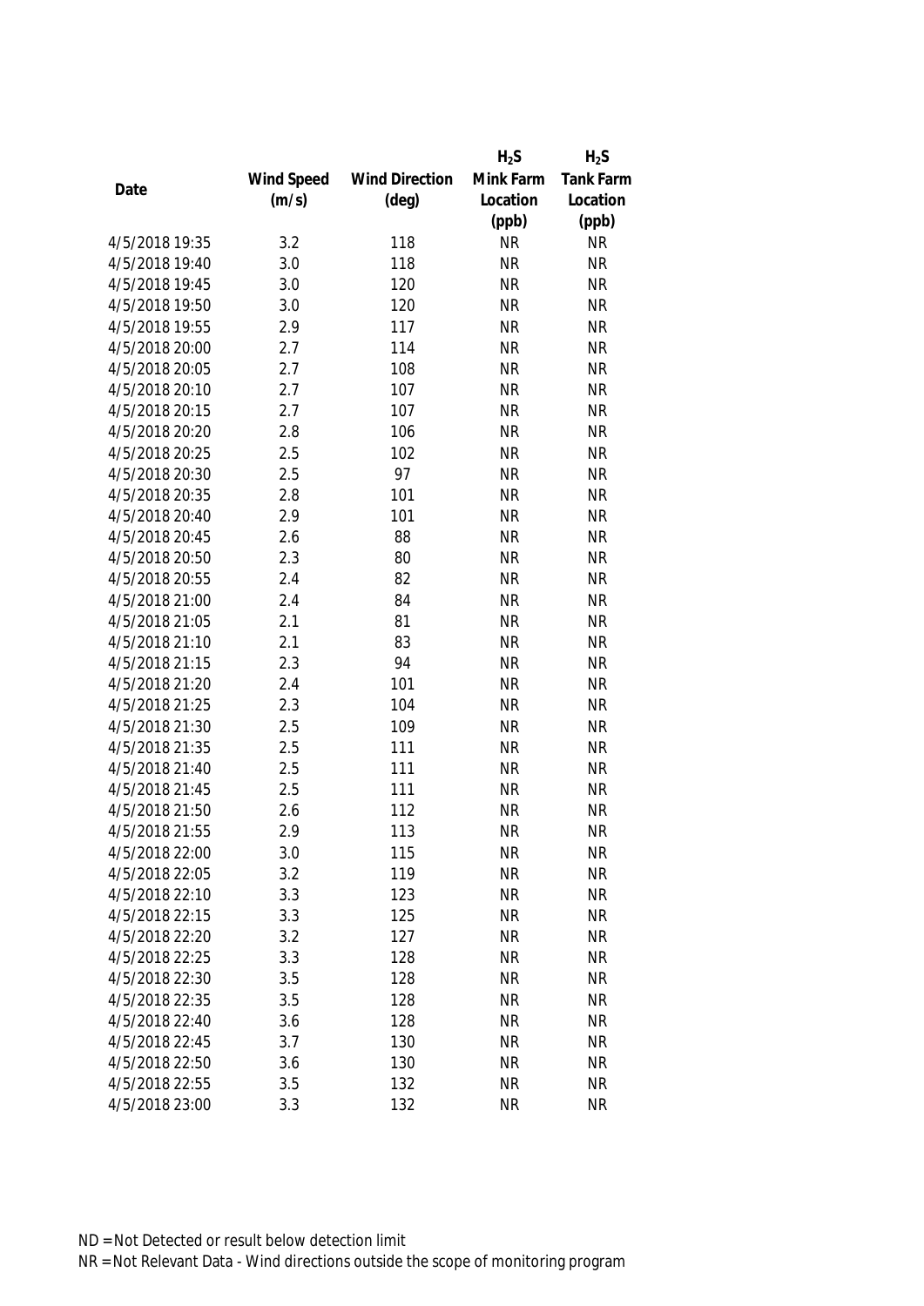| Date | Wind Speed (m/s) | Wind Direction (deg) | $H_2S$ Mink Farm Location (ppb) | $H_2S$ Tank Farm Location (ppb) |
|---|---|---|---|---|
| 4/5/2018 19:35 | 3.2 | 118 | NR | NR |
| 4/5/2018 19:40 | 3.0 | 118 | NR | NR |
| 4/5/2018 19:45 | 3.0 | 120 | NR | NR |
| 4/5/2018 19:50 | 3.0 | 120 | NR | NR |
| 4/5/2018 19:55 | 2.9 | 117 | NR | NR |
| 4/5/2018 20:00 | 2.7 | 114 | NR | NR |
| 4/5/2018 20:05 | 2.7 | 108 | NR | NR |
| 4/5/2018 20:10 | 2.7 | 107 | NR | NR |
| 4/5/2018 20:15 | 2.7 | 107 | NR | NR |
| 4/5/2018 20:20 | 2.8 | 106 | NR | NR |
| 4/5/2018 20:25 | 2.5 | 102 | NR | NR |
| 4/5/2018 20:30 | 2.5 | 97 | NR | NR |
| 4/5/2018 20:35 | 2.8 | 101 | NR | NR |
| 4/5/2018 20:40 | 2.9 | 101 | NR | NR |
| 4/5/2018 20:45 | 2.6 | 88 | NR | NR |
| 4/5/2018 20:50 | 2.3 | 80 | NR | NR |
| 4/5/2018 20:55 | 2.4 | 82 | NR | NR |
| 4/5/2018 21:00 | 2.4 | 84 | NR | NR |
| 4/5/2018 21:05 | 2.1 | 81 | NR | NR |
| 4/5/2018 21:10 | 2.1 | 83 | NR | NR |
| 4/5/2018 21:15 | 2.3 | 94 | NR | NR |
| 4/5/2018 21:20 | 2.4 | 101 | NR | NR |
| 4/5/2018 21:25 | 2.3 | 104 | NR | NR |
| 4/5/2018 21:30 | 2.5 | 109 | NR | NR |
| 4/5/2018 21:35 | 2.5 | 111 | NR | NR |
| 4/5/2018 21:40 | 2.5 | 111 | NR | NR |
| 4/5/2018 21:45 | 2.5 | 111 | NR | NR |
| 4/5/2018 21:50 | 2.6 | 112 | NR | NR |
| 4/5/2018 21:55 | 2.9 | 113 | NR | NR |
| 4/5/2018 22:00 | 3.0 | 115 | NR | NR |
| 4/5/2018 22:05 | 3.2 | 119 | NR | NR |
| 4/5/2018 22:10 | 3.3 | 123 | NR | NR |
| 4/5/2018 22:15 | 3.3 | 125 | NR | NR |
| 4/5/2018 22:20 | 3.2 | 127 | NR | NR |
| 4/5/2018 22:25 | 3.3 | 128 | NR | NR |
| 4/5/2018 22:30 | 3.5 | 128 | NR | NR |
| 4/5/2018 22:35 | 3.5 | 128 | NR | NR |
| 4/5/2018 22:40 | 3.6 | 128 | NR | NR |
| 4/5/2018 22:45 | 3.7 | 130 | NR | NR |
| 4/5/2018 22:50 | 3.6 | 130 | NR | NR |
| 4/5/2018 22:55 | 3.5 | 132 | NR | NR |
| 4/5/2018 23:00 | 3.3 | 132 | NR | NR |

ND = Not Detected or result below detection limit

NR = Not Relevant Data - Wind directions outside the scope of monitoring program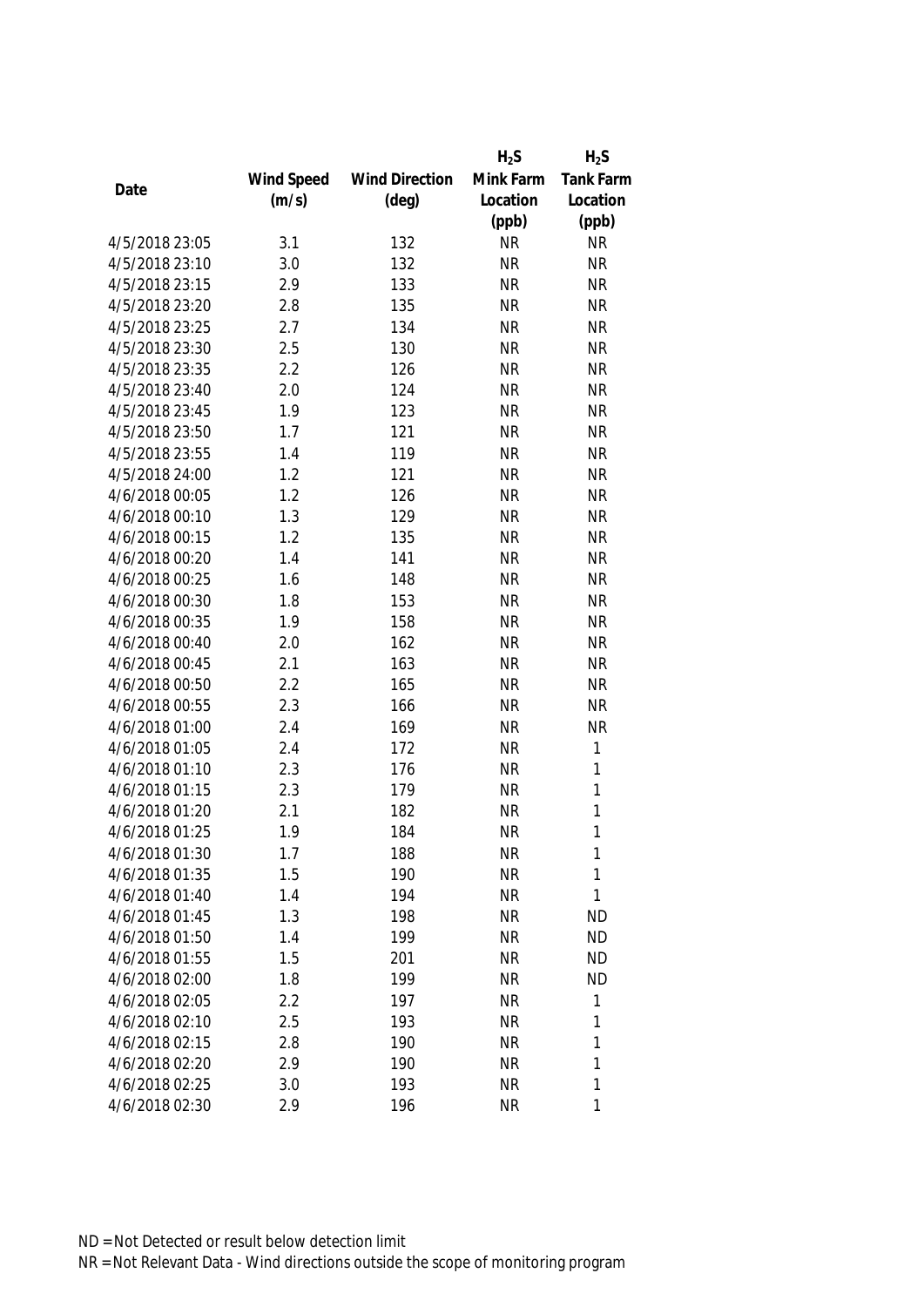| Date | Wind Speed (m/s) | Wind Direction (deg) | $H_2S$ Mink Farm Location (ppb) | $H_2S$ Tank Farm Location (ppb) |
|---|---|---|---|---|
| 4/5/2018 23:05 | 3.1 | 132 | NR | NR |
| 4/5/2018 23:10 | 3.0 | 132 | NR | NR |
| 4/5/2018 23:15 | 2.9 | 133 | NR | NR |
| 4/5/2018 23:20 | 2.8 | 135 | NR | NR |
| 4/5/2018 23:25 | 2.7 | 134 | NR | NR |
| 4/5/2018 23:30 | 2.5 | 130 | NR | NR |
| 4/5/2018 23:35 | 2.2 | 126 | NR | NR |
| 4/5/2018 23:40 | 2.0 | 124 | NR | NR |
| 4/5/2018 23:45 | 1.9 | 123 | NR | NR |
| 4/5/2018 23:50 | 1.7 | 121 | NR | NR |
| 4/5/2018 23:55 | 1.4 | 119 | NR | NR |
| 4/5/2018 24:00 | 1.2 | 121 | NR | NR |
| 4/6/2018 00:05 | 1.2 | 126 | NR | NR |
| 4/6/2018 00:10 | 1.3 | 129 | NR | NR |
| 4/6/2018 00:15 | 1.2 | 135 | NR | NR |
| 4/6/2018 00:20 | 1.4 | 141 | NR | NR |
| 4/6/2018 00:25 | 1.6 | 148 | NR | NR |
| 4/6/2018 00:30 | 1.8 | 153 | NR | NR |
| 4/6/2018 00:35 | 1.9 | 158 | NR | NR |
| 4/6/2018 00:40 | 2.0 | 162 | NR | NR |
| 4/6/2018 00:45 | 2.1 | 163 | NR | NR |
| 4/6/2018 00:50 | 2.2 | 165 | NR | NR |
| 4/6/2018 00:55 | 2.3 | 166 | NR | NR |
| 4/6/2018 01:00 | 2.4 | 169 | NR | NR |
| 4/6/2018 01:05 | 2.4 | 172 | NR | 1 |
| 4/6/2018 01:10 | 2.3 | 176 | NR | 1 |
| 4/6/2018 01:15 | 2.3 | 179 | NR | 1 |
| 4/6/2018 01:20 | 2.1 | 182 | NR | 1 |
| 4/6/2018 01:25 | 1.9 | 184 | NR | 1 |
| 4/6/2018 01:30 | 1.7 | 188 | NR | 1 |
| 4/6/2018 01:35 | 1.5 | 190 | NR | 1 |
| 4/6/2018 01:40 | 1.4 | 194 | NR | 1 |
| 4/6/2018 01:45 | 1.3 | 198 | NR | ND |
| 4/6/2018 01:50 | 1.4 | 199 | NR | ND |
| 4/6/2018 01:55 | 1.5 | 201 | NR | ND |
| 4/6/2018 02:00 | 1.8 | 199 | NR | ND |
| 4/6/2018 02:05 | 2.2 | 197 | NR | 1 |
| 4/6/2018 02:10 | 2.5 | 193 | NR | 1 |
| 4/6/2018 02:15 | 2.8 | 190 | NR | 1 |
| 4/6/2018 02:20 | 2.9 | 190 | NR | 1 |
| 4/6/2018 02:25 | 3.0 | 193 | NR | 1 |
| 4/6/2018 02:30 | 2.9 | 196 | NR | 1 |

ND = Not Detected or result below detection limit
NR = Not Relevant Data - Wind directions outside the scope of monitoring program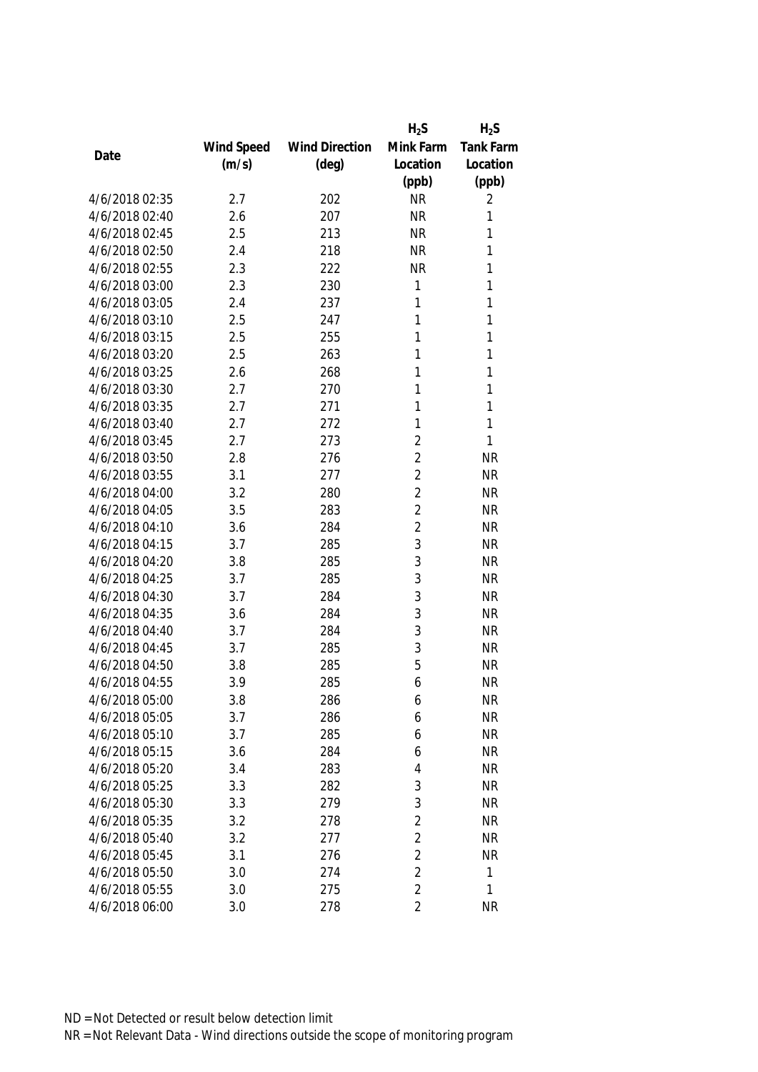| Date | Wind Speed (m/s) | Wind Direction (deg) | $H_2S$ Mink Farm Location (ppb) | $H_2S$ Tank Farm Location (ppb) |
|---|---|---|---|---|
| 4/6/2018 02:35 | 2.7 | 202 | NR | 2 |
| 4/6/2018 02:40 | 2.6 | 207 | NR | 1 |
| 4/6/2018 02:45 | 2.5 | 213 | NR | 1 |
| 4/6/2018 02:50 | 2.4 | 218 | NR | 1 |
| 4/6/2018 02:55 | 2.3 | 222 | NR | 1 |
| 4/6/2018 03:00 | 2.3 | 230 | 1 | 1 |
| 4/6/2018 03:05 | 2.4 | 237 | 1 | 1 |
| 4/6/2018 03:10 | 2.5 | 247 | 1 | 1 |
| 4/6/2018 03:15 | 2.5 | 255 | 1 | 1 |
| 4/6/2018 03:20 | 2.5 | 263 | 1 | 1 |
| 4/6/2018 03:25 | 2.6 | 268 | 1 | 1 |
| 4/6/2018 03:30 | 2.7 | 270 | 1 | 1 |
| 4/6/2018 03:35 | 2.7 | 271 | 1 | 1 |
| 4/6/2018 03:40 | 2.7 | 272 | 1 | 1 |
| 4/6/2018 03:45 | 2.7 | 273 | 2 | 1 |
| 4/6/2018 03:50 | 2.8 | 276 | 2 | NR |
| 4/6/2018 03:55 | 3.1 | 277 | 2 | NR |
| 4/6/2018 04:00 | 3.2 | 280 | 2 | NR |
| 4/6/2018 04:05 | 3.5 | 283 | 2 | NR |
| 4/6/2018 04:10 | 3.6 | 284 | 2 | NR |
| 4/6/2018 04:15 | 3.7 | 285 | 3 | NR |
| 4/6/2018 04:20 | 3.8 | 285 | 3 | NR |
| 4/6/2018 04:25 | 3.7 | 285 | 3 | NR |
| 4/6/2018 04:30 | 3.7 | 284 | 3 | NR |
| 4/6/2018 04:35 | 3.6 | 284 | 3 | NR |
| 4/6/2018 04:40 | 3.7 | 284 | 3 | NR |
| 4/6/2018 04:45 | 3.7 | 285 | 3 | NR |
| 4/6/2018 04:50 | 3.8 | 285 | 5 | NR |
| 4/6/2018 04:55 | 3.9 | 285 | 6 | NR |
| 4/6/2018 05:00 | 3.8 | 286 | 6 | NR |
| 4/6/2018 05:05 | 3.7 | 286 | 6 | NR |
| 4/6/2018 05:10 | 3.7 | 285 | 6 | NR |
| 4/6/2018 05:15 | 3.6 | 284 | 6 | NR |
| 4/6/2018 05:20 | 3.4 | 283 | 4 | NR |
| 4/6/2018 05:25 | 3.3 | 282 | 3 | NR |
| 4/6/2018 05:30 | 3.3 | 279 | 3 | NR |
| 4/6/2018 05:35 | 3.2 | 278 | 2 | NR |
| 4/6/2018 05:40 | 3.2 | 277 | 2 | NR |
| 4/6/2018 05:45 | 3.1 | 276 | 2 | NR |
| 4/6/2018 05:50 | 3.0 | 274 | 2 | 1 |
| 4/6/2018 05:55 | 3.0 | 275 | 2 | 1 |
| 4/6/2018 06:00 | 3.0 | 278 | 2 | NR |

ND = Not Detected or result below detection limit

NR = Not Relevant Data - Wind directions outside the scope of monitoring program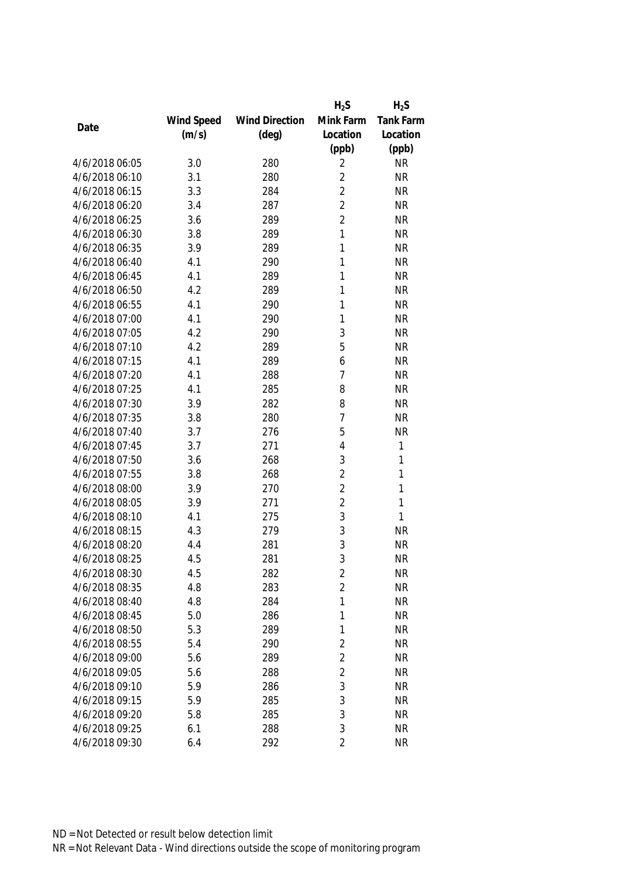| Date | Wind Speed (m/s) | Wind Direction (deg) | $H_2S$ Mink Farm Location (ppb) | $H_2S$ Tank Farm Location (ppb) |
|---|---|---|---|---|
| 4/6/2018 06:05 | 3.0 | 280 | 2 | NR |
| 4/6/2018 06:10 | 3.1 | 280 | 2 | NR |
| 4/6/2018 06:15 | 3.3 | 284 | 2 | NR |
| 4/6/2018 06:20 | 3.4 | 287 | 2 | NR |
| 4/6/2018 06:25 | 3.6 | 289 | 2 | NR |
| 4/6/2018 06:30 | 3.8 | 289 | 1 | NR |
| 4/6/2018 06:35 | 3.9 | 289 | 1 | NR |
| 4/6/2018 06:40 | 4.1 | 290 | 1 | NR |
| 4/6/2018 06:45 | 4.1 | 289 | 1 | NR |
| 4/6/2018 06:50 | 4.2 | 289 | 1 | NR |
| 4/6/2018 06:55 | 4.1 | 290 | 1 | NR |
| 4/6/2018 07:00 | 4.1 | 290 | 1 | NR |
| 4/6/2018 07:05 | 4.2 | 290 | 3 | NR |
| 4/6/2018 07:10 | 4.2 | 289 | 5 | NR |
| 4/6/2018 07:15 | 4.1 | 289 | 6 | NR |
| 4/6/2018 07:20 | 4.1 | 288 | 7 | NR |
| 4/6/2018 07:25 | 4.1 | 285 | 8 | NR |
| 4/6/2018 07:30 | 3.9 | 282 | 8 | NR |
| 4/6/2018 07:35 | 3.8 | 280 | 7 | NR |
| 4/6/2018 07:40 | 3.7 | 276 | 5 | NR |
| 4/6/2018 07:45 | 3.7 | 271 | 4 | 1 |
| 4/6/2018 07:50 | 3.6 | 268 | 3 | 1 |
| 4/6/2018 07:55 | 3.8 | 268 | 2 | 1 |
| 4/6/2018 08:00 | 3.9 | 270 | 2 | 1 |
| 4/6/2018 08:05 | 3.9 | 271 | 2 | 1 |
| 4/6/2018 08:10 | 4.1 | 275 | 3 | 1 |
| 4/6/2018 08:15 | 4.3 | 279 | 3 | NR |
| 4/6/2018 08:20 | 4.4 | 281 | 3 | NR |
| 4/6/2018 08:25 | 4.5 | 281 | 3 | NR |
| 4/6/2018 08:30 | 4.5 | 282 | 2 | NR |
| 4/6/2018 08:35 | 4.8 | 283 | 2 | NR |
| 4/6/2018 08:40 | 4.8 | 284 | 1 | NR |
| 4/6/2018 08:45 | 5.0 | 286 | 1 | NR |
| 4/6/2018 08:50 | 5.3 | 289 | 1 | NR |
| 4/6/2018 08:55 | 5.4 | 290 | 2 | NR |
| 4/6/2018 09:00 | 5.6 | 289 | 2 | NR |
| 4/6/2018 09:05 | 5.6 | 288 | 2 | NR |
| 4/6/2018 09:10 | 5.9 | 286 | 3 | NR |
| 4/6/2018 09:15 | 5.9 | 285 | 3 | NR |
| 4/6/2018 09:20 | 5.8 | 285 | 3 | NR |
| 4/6/2018 09:25 | 6.1 | 288 | 3 | NR |
| 4/6/2018 09:30 | 6.4 | 292 | 2 | NR |

ND = Not Detected or result below detection limit

NR = Not Relevant Data - Wind directions outside the scope of monitoring program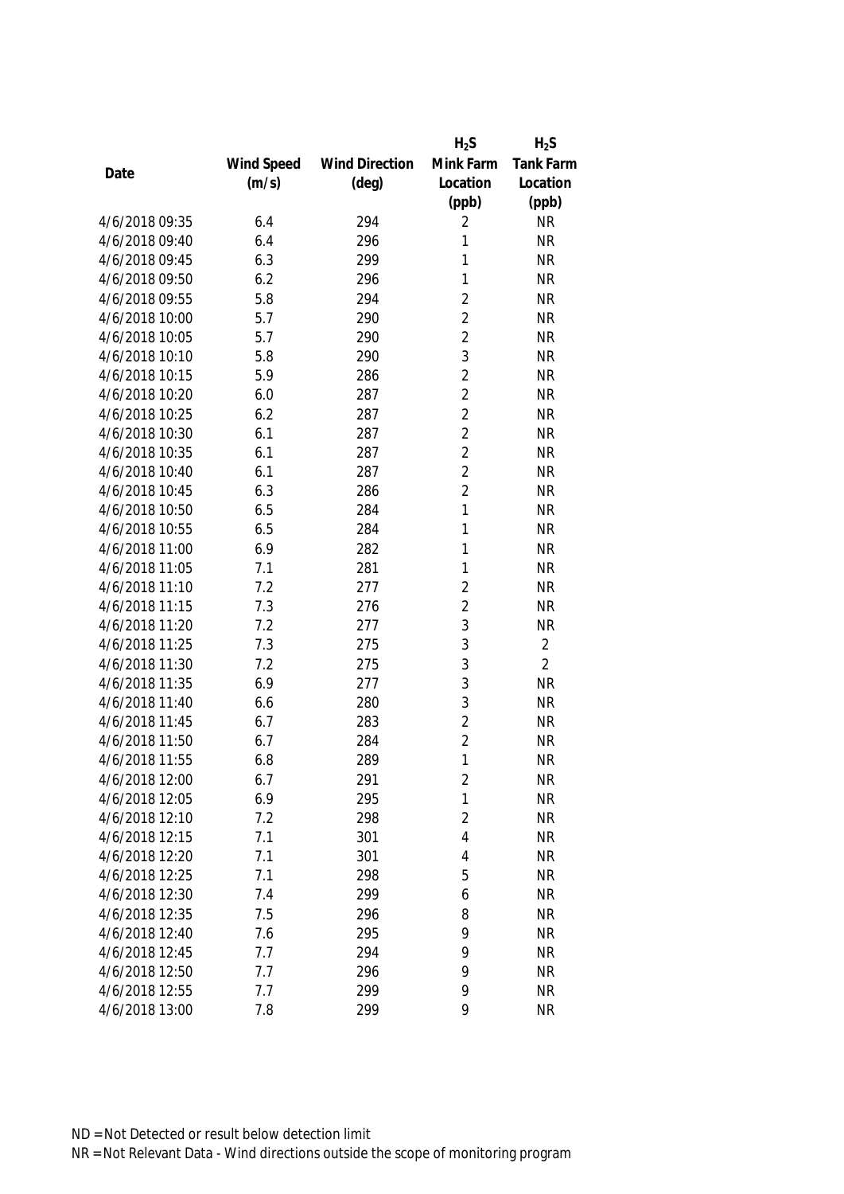| Date | Wind Speed (m/s) | Wind Direction (deg) | $H_2S$ Mink Farm Location (ppb) | $H_2S$ Tank Farm Location (ppb) |
|---|---|---|---|---|
| 4/6/2018 09:35 | 6.4 | 294 | 2 | NR |
| 4/6/2018 09:40 | 6.4 | 296 | 1 | NR |
| 4/6/2018 09:45 | 6.3 | 299 | 1 | NR |
| 4/6/2018 09:50 | 6.2 | 296 | 1 | NR |
| 4/6/2018 09:55 | 5.8 | 294 | 2 | NR |
| 4/6/2018 10:00 | 5.7 | 290 | 2 | NR |
| 4/6/2018 10:05 | 5.7 | 290 | 2 | NR |
| 4/6/2018 10:10 | 5.8 | 290 | 3 | NR |
| 4/6/2018 10:15 | 5.9 | 286 | 2 | NR |
| 4/6/2018 10:20 | 6.0 | 287 | 2 | NR |
| 4/6/2018 10:25 | 6.2 | 287 | 2 | NR |
| 4/6/2018 10:30 | 6.1 | 287 | 2 | NR |
| 4/6/2018 10:35 | 6.1 | 287 | 2 | NR |
| 4/6/2018 10:40 | 6.1 | 287 | 2 | NR |
| 4/6/2018 10:45 | 6.3 | 286 | 2 | NR |
| 4/6/2018 10:50 | 6.5 | 284 | 1 | NR |
| 4/6/2018 10:55 | 6.5 | 284 | 1 | NR |
| 4/6/2018 11:00 | 6.9 | 282 | 1 | NR |
| 4/6/2018 11:05 | 7.1 | 281 | 1 | NR |
| 4/6/2018 11:10 | 7.2 | 277 | 2 | NR |
| 4/6/2018 11:15 | 7.3 | 276 | 2 | NR |
| 4/6/2018 11:20 | 7.2 | 277 | 3 | NR |
| 4/6/2018 11:25 | 7.3 | 275 | 3 | 2 |
| 4/6/2018 11:30 | 7.2 | 275 | 3 | 2 |
| 4/6/2018 11:35 | 6.9 | 277 | 3 | NR |
| 4/6/2018 11:40 | 6.6 | 280 | 3 | NR |
| 4/6/2018 11:45 | 6.7 | 283 | 2 | NR |
| 4/6/2018 11:50 | 6.7 | 284 | 2 | NR |
| 4/6/2018 11:55 | 6.8 | 289 | 1 | NR |
| 4/6/2018 12:00 | 6.7 | 291 | 2 | NR |
| 4/6/2018 12:05 | 6.9 | 295 | 1 | NR |
| 4/6/2018 12:10 | 7.2 | 298 | 2 | NR |
| 4/6/2018 12:15 | 7.1 | 301 | 4 | NR |
| 4/6/2018 12:20 | 7.1 | 301 | 4 | NR |
| 4/6/2018 12:25 | 7.1 | 298 | 5 | NR |
| 4/6/2018 12:30 | 7.4 | 299 | 6 | NR |
| 4/6/2018 12:35 | 7.5 | 296 | 8 | NR |
| 4/6/2018 12:40 | 7.6 | 295 | 9 | NR |
| 4/6/2018 12:45 | 7.7 | 294 | 9 | NR |
| 4/6/2018 12:50 | 7.7 | 296 | 9 | NR |
| 4/6/2018 12:55 | 7.7 | 299 | 9 | NR |
| 4/6/2018 13:00 | 7.8 | 299 | 9 | NR |

ND = Not Detected or result below detection limit

NR = Not Relevant Data - Wind directions outside the scope of monitoring program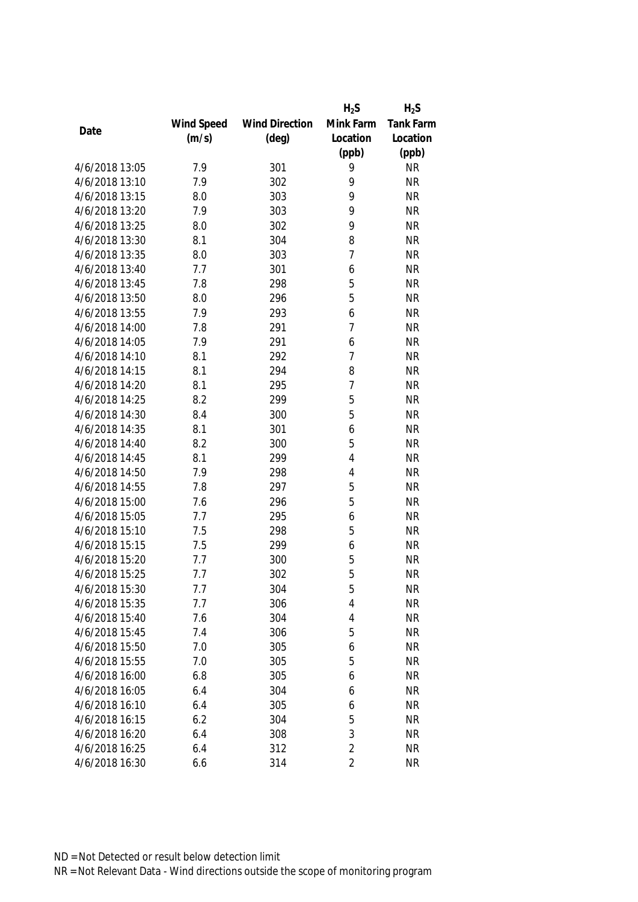| Date | Wind Speed (m/s) | Wind Direction (deg) | $H_2S$ Mink Farm Location (ppb) | $H_2S$ Tank Farm Location (ppb) |
|---|---|---|---|---|
| 4/6/2018 13:05 | 7.9 | 301 | 9 | NR |
| 4/6/2018 13:10 | 7.9 | 302 | 9 | NR |
| 4/6/2018 13:15 | 8.0 | 303 | 9 | NR |
| 4/6/2018 13:20 | 7.9 | 303 | 9 | NR |
| 4/6/2018 13:25 | 8.0 | 302 | 9 | NR |
| 4/6/2018 13:30 | 8.1 | 304 | 8 | NR |
| 4/6/2018 13:35 | 8.0 | 303 | 7 | NR |
| 4/6/2018 13:40 | 7.7 | 301 | 6 | NR |
| 4/6/2018 13:45 | 7.8 | 298 | 5 | NR |
| 4/6/2018 13:50 | 8.0 | 296 | 5 | NR |
| 4/6/2018 13:55 | 7.9 | 293 | 6 | NR |
| 4/6/2018 14:00 | 7.8 | 291 | 7 | NR |
| 4/6/2018 14:05 | 7.9 | 291 | 6 | NR |
| 4/6/2018 14:10 | 8.1 | 292 | 7 | NR |
| 4/6/2018 14:15 | 8.1 | 294 | 8 | NR |
| 4/6/2018 14:20 | 8.1 | 295 | 7 | NR |
| 4/6/2018 14:25 | 8.2 | 299 | 5 | NR |
| 4/6/2018 14:30 | 8.4 | 300 | 5 | NR |
| 4/6/2018 14:35 | 8.1 | 301 | 6 | NR |
| 4/6/2018 14:40 | 8.2 | 300 | 5 | NR |
| 4/6/2018 14:45 | 8.1 | 299 | 4 | NR |
| 4/6/2018 14:50 | 7.9 | 298 | 4 | NR |
| 4/6/2018 14:55 | 7.8 | 297 | 5 | NR |
| 4/6/2018 15:00 | 7.6 | 296 | 5 | NR |
| 4/6/2018 15:05 | 7.7 | 295 | 6 | NR |
| 4/6/2018 15:10 | 7.5 | 298 | 5 | NR |
| 4/6/2018 15:15 | 7.5 | 299 | 6 | NR |
| 4/6/2018 15:20 | 7.7 | 300 | 5 | NR |
| 4/6/2018 15:25 | 7.7 | 302 | 5 | NR |
| 4/6/2018 15:30 | 7.7 | 304 | 5 | NR |
| 4/6/2018 15:35 | 7.7 | 306 | 4 | NR |
| 4/6/2018 15:40 | 7.6 | 304 | 4 | NR |
| 4/6/2018 15:45 | 7.4 | 306 | 5 | NR |
| 4/6/2018 15:50 | 7.0 | 305 | 6 | NR |
| 4/6/2018 15:55 | 7.0 | 305 | 5 | NR |
| 4/6/2018 16:00 | 6.8 | 305 | 6 | NR |
| 4/6/2018 16:05 | 6.4 | 304 | 6 | NR |
| 4/6/2018 16:10 | 6.4 | 305 | 6 | NR |
| 4/6/2018 16:15 | 6.2 | 304 | 5 | NR |
| 4/6/2018 16:20 | 6.4 | 308 | 3 | NR |
| 4/6/2018 16:25 | 6.4 | 312 | 2 | NR |
| 4/6/2018 16:30 | 6.6 | 314 | 2 | NR |

ND = Not Detected or result below detection limit

NR = Not Relevant Data - Wind directions outside the scope of monitoring program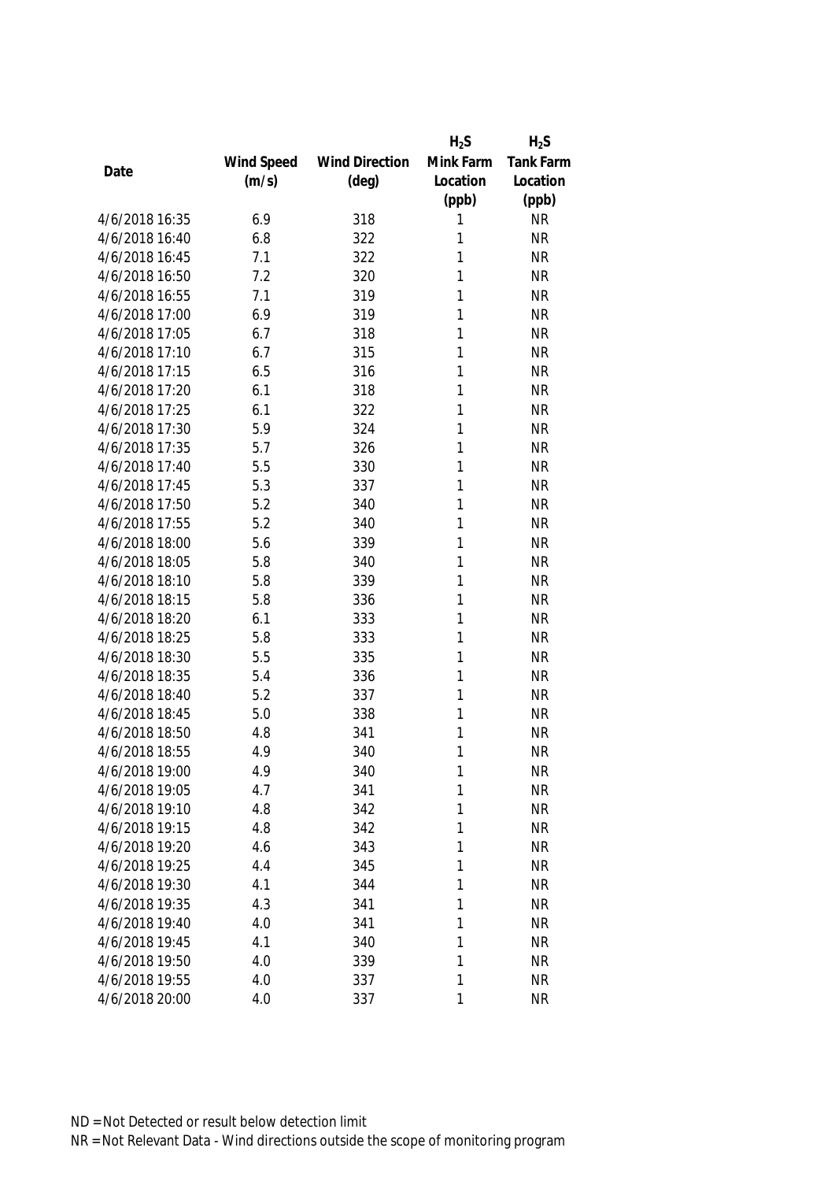| Date | Wind Speed (m/s) | Wind Direction (deg) | $H_2S$ Mink Farm Location (ppb) | $H_2S$ Tank Farm Location (ppb) |
|---|---|---|---|---|
| 4/6/2018 16:35 | 6.9 | 318 | 1 | NR |
| 4/6/2018 16:40 | 6.8 | 322 | 1 | NR |
| 4/6/2018 16:45 | 7.1 | 322 | 1 | NR |
| 4/6/2018 16:50 | 7.2 | 320 | 1 | NR |
| 4/6/2018 16:55 | 7.1 | 319 | 1 | NR |
| 4/6/2018 17:00 | 6.9 | 319 | 1 | NR |
| 4/6/2018 17:05 | 6.7 | 318 | 1 | NR |
| 4/6/2018 17:10 | 6.7 | 315 | 1 | NR |
| 4/6/2018 17:15 | 6.5 | 316 | 1 | NR |
| 4/6/2018 17:20 | 6.1 | 318 | 1 | NR |
| 4/6/2018 17:25 | 6.1 | 322 | 1 | NR |
| 4/6/2018 17:30 | 5.9 | 324 | 1 | NR |
| 4/6/2018 17:35 | 5.7 | 326 | 1 | NR |
| 4/6/2018 17:40 | 5.5 | 330 | 1 | NR |
| 4/6/2018 17:45 | 5.3 | 337 | 1 | NR |
| 4/6/2018 17:50 | 5.2 | 340 | 1 | NR |
| 4/6/2018 17:55 | 5.2 | 340 | 1 | NR |
| 4/6/2018 18:00 | 5.6 | 339 | 1 | NR |
| 4/6/2018 18:05 | 5.8 | 340 | 1 | NR |
| 4/6/2018 18:10 | 5.8 | 339 | 1 | NR |
| 4/6/2018 18:15 | 5.8 | 336 | 1 | NR |
| 4/6/2018 18:20 | 6.1 | 333 | 1 | NR |
| 4/6/2018 18:25 | 5.8 | 333 | 1 | NR |
| 4/6/2018 18:30 | 5.5 | 335 | 1 | NR |
| 4/6/2018 18:35 | 5.4 | 336 | 1 | NR |
| 4/6/2018 18:40 | 5.2 | 337 | 1 | NR |
| 4/6/2018 18:45 | 5.0 | 338 | 1 | NR |
| 4/6/2018 18:50 | 4.8 | 341 | 1 | NR |
| 4/6/2018 18:55 | 4.9 | 340 | 1 | NR |
| 4/6/2018 19:00 | 4.9 | 340 | 1 | NR |
| 4/6/2018 19:05 | 4.7 | 341 | 1 | NR |
| 4/6/2018 19:10 | 4.8 | 342 | 1 | NR |
| 4/6/2018 19:15 | 4.8 | 342 | 1 | NR |
| 4/6/2018 19:20 | 4.6 | 343 | 1 | NR |
| 4/6/2018 19:25 | 4.4 | 345 | 1 | NR |
| 4/6/2018 19:30 | 4.1 | 344 | 1 | NR |
| 4/6/2018 19:35 | 4.3 | 341 | 1 | NR |
| 4/6/2018 19:40 | 4.0 | 341 | 1 | NR |
| 4/6/2018 19:45 | 4.1 | 340 | 1 | NR |
| 4/6/2018 19:50 | 4.0 | 339 | 1 | NR |
| 4/6/2018 19:55 | 4.0 | 337 | 1 | NR |
| 4/6/2018 20:00 | 4.0 | 337 | 1 | NR |

ND = Not Detected or result below detection limit

NR = Not Relevant Data - Wind directions outside the scope of monitoring program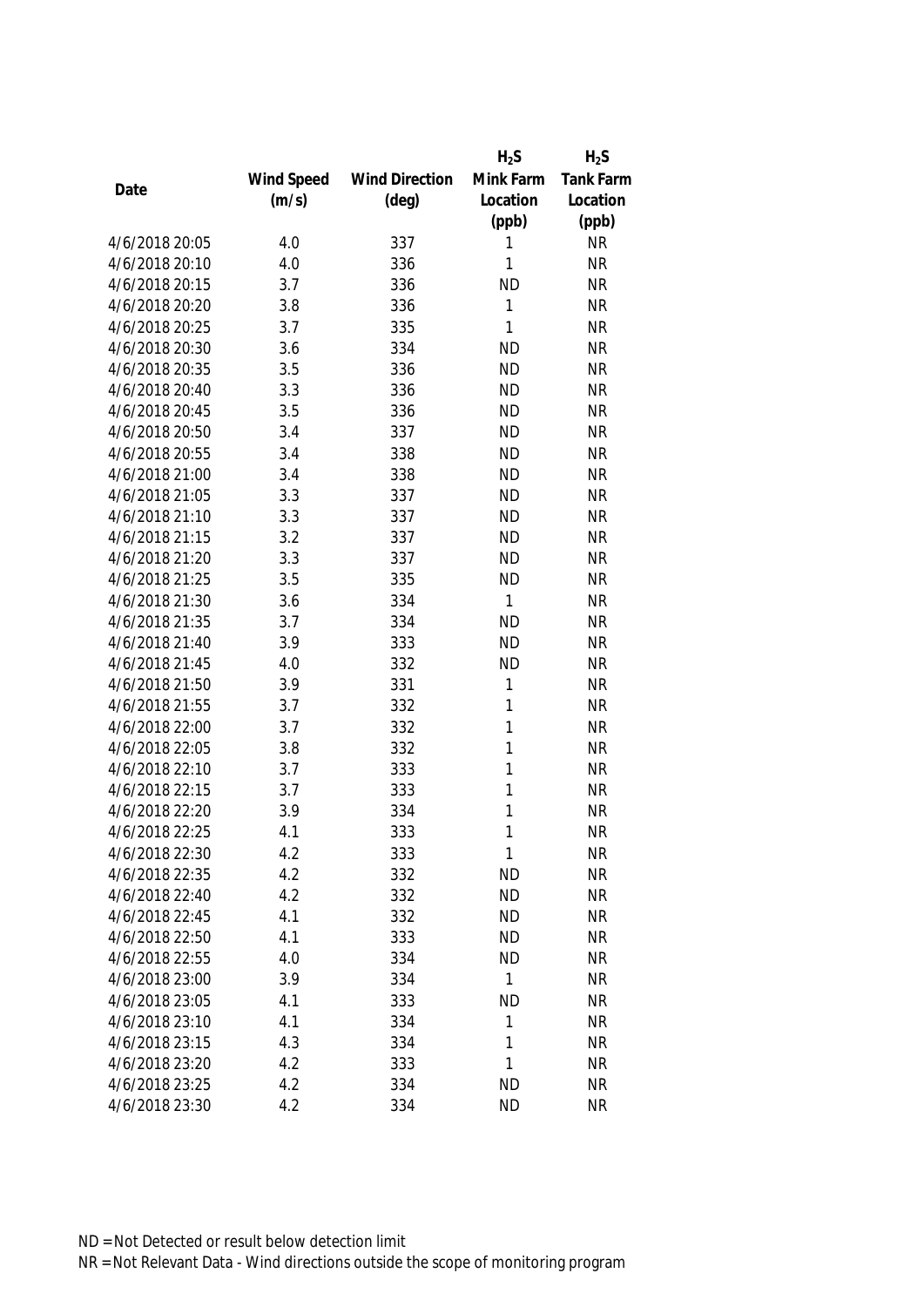| Date | Wind Speed (m/s) | Wind Direction (deg) | $H_2S$ Mink Farm Location (ppb) | $H_2S$ Tank Farm Location (ppb) |
|---|---|---|---|---|
| 4/6/2018 20:05 | 4.0 | 337 | 1 | NR |
| 4/6/2018 20:10 | 4.0 | 336 | 1 | NR |
| 4/6/2018 20:15 | 3.7 | 336 | ND | NR |
| 4/6/2018 20:20 | 3.8 | 336 | 1 | NR |
| 4/6/2018 20:25 | 3.7 | 335 | 1 | NR |
| 4/6/2018 20:30 | 3.6 | 334 | ND | NR |
| 4/6/2018 20:35 | 3.5 | 336 | ND | NR |
| 4/6/2018 20:40 | 3.3 | 336 | ND | NR |
| 4/6/2018 20:45 | 3.5 | 336 | ND | NR |
| 4/6/2018 20:50 | 3.4 | 337 | ND | NR |
| 4/6/2018 20:55 | 3.4 | 338 | ND | NR |
| 4/6/2018 21:00 | 3.4 | 338 | ND | NR |
| 4/6/2018 21:05 | 3.3 | 337 | ND | NR |
| 4/6/2018 21:10 | 3.3 | 337 | ND | NR |
| 4/6/2018 21:15 | 3.2 | 337 | ND | NR |
| 4/6/2018 21:20 | 3.3 | 337 | ND | NR |
| 4/6/2018 21:25 | 3.5 | 335 | ND | NR |
| 4/6/2018 21:30 | 3.6 | 334 | 1 | NR |
| 4/6/2018 21:35 | 3.7 | 334 | ND | NR |
| 4/6/2018 21:40 | 3.9 | 333 | ND | NR |
| 4/6/2018 21:45 | 4.0 | 332 | ND | NR |
| 4/6/2018 21:50 | 3.9 | 331 | 1 | NR |
| 4/6/2018 21:55 | 3.7 | 332 | 1 | NR |
| 4/6/2018 22:00 | 3.7 | 332 | 1 | NR |
| 4/6/2018 22:05 | 3.8 | 332 | 1 | NR |
| 4/6/2018 22:10 | 3.7 | 333 | 1 | NR |
| 4/6/2018 22:15 | 3.7 | 333 | 1 | NR |
| 4/6/2018 22:20 | 3.9 | 334 | 1 | NR |
| 4/6/2018 22:25 | 4.1 | 333 | 1 | NR |
| 4/6/2018 22:30 | 4.2 | 333 | 1 | NR |
| 4/6/2018 22:35 | 4.2 | 332 | ND | NR |
| 4/6/2018 22:40 | 4.2 | 332 | ND | NR |
| 4/6/2018 22:45 | 4.1 | 332 | ND | NR |
| 4/6/2018 22:50 | 4.1 | 333 | ND | NR |
| 4/6/2018 22:55 | 4.0 | 334 | ND | NR |
| 4/6/2018 23:00 | 3.9 | 334 | 1 | NR |
| 4/6/2018 23:05 | 4.1 | 333 | ND | NR |
| 4/6/2018 23:10 | 4.1 | 334 | 1 | NR |
| 4/6/2018 23:15 | 4.3 | 334 | 1 | NR |
| 4/6/2018 23:20 | 4.2 | 333 | 1 | NR |
| 4/6/2018 23:25 | 4.2 | 334 | ND | NR |
| 4/6/2018 23:30 | 4.2 | 334 | ND | NR |

ND = Not Detected or result below detection limit

NR = Not Relevant Data - Wind directions outside the scope of monitoring program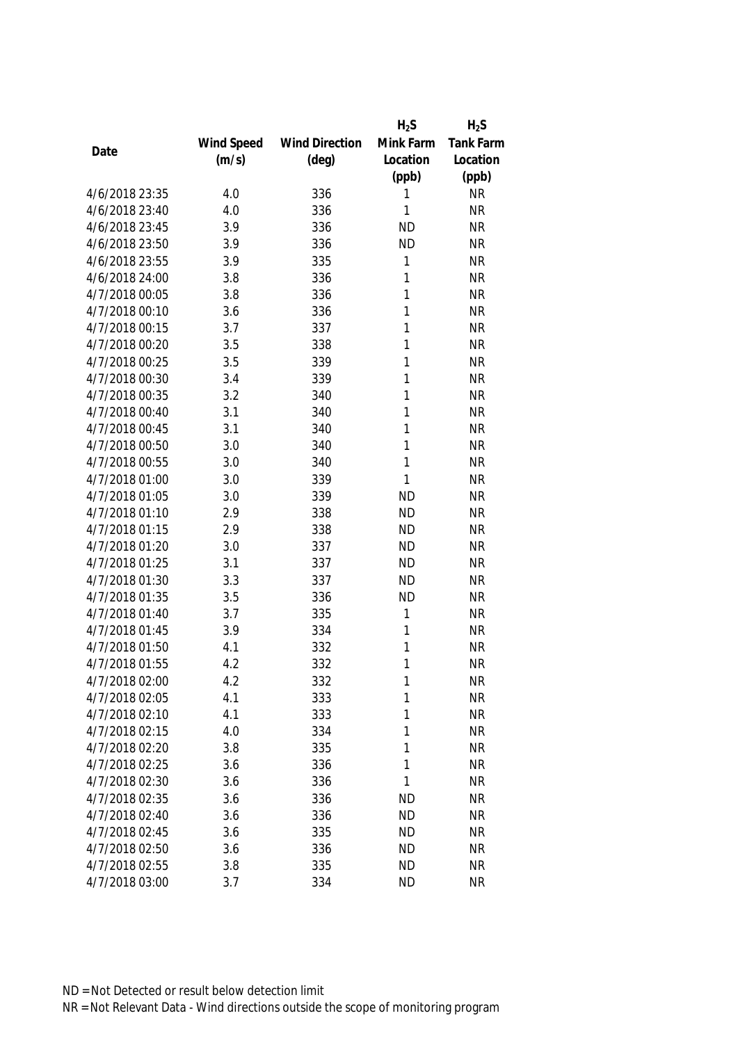| Date | Wind Speed (m/s) | Wind Direction (deg) | $H_2S$ Mink Farm Location (ppb) | $H_2S$ Tank Farm Location (ppb) |
|---|---|---|---|---|
| 4/6/2018 23:35 | 4.0 | 336 | 1 | NR |
| 4/6/2018 23:40 | 4.0 | 336 | 1 | NR |
| 4/6/2018 23:45 | 3.9 | 336 | ND | NR |
| 4/6/2018 23:50 | 3.9 | 336 | ND | NR |
| 4/6/2018 23:55 | 3.9 | 335 | 1 | NR |
| 4/6/2018 24:00 | 3.8 | 336 | 1 | NR |
| 4/7/2018 00:05 | 3.8 | 336 | 1 | NR |
| 4/7/2018 00:10 | 3.6 | 336 | 1 | NR |
| 4/7/2018 00:15 | 3.7 | 337 | 1 | NR |
| 4/7/2018 00:20 | 3.5 | 338 | 1 | NR |
| 4/7/2018 00:25 | 3.5 | 339 | 1 | NR |
| 4/7/2018 00:30 | 3.4 | 339 | 1 | NR |
| 4/7/2018 00:35 | 3.2 | 340 | 1 | NR |
| 4/7/2018 00:40 | 3.1 | 340 | 1 | NR |
| 4/7/2018 00:45 | 3.1 | 340 | 1 | NR |
| 4/7/2018 00:50 | 3.0 | 340 | 1 | NR |
| 4/7/2018 00:55 | 3.0 | 340 | 1 | NR |
| 4/7/2018 01:00 | 3.0 | 339 | 1 | NR |
| 4/7/2018 01:05 | 3.0 | 339 | ND | NR |
| 4/7/2018 01:10 | 2.9 | 338 | ND | NR |
| 4/7/2018 01:15 | 2.9 | 338 | ND | NR |
| 4/7/2018 01:20 | 3.0 | 337 | ND | NR |
| 4/7/2018 01:25 | 3.1 | 337 | ND | NR |
| 4/7/2018 01:30 | 3.3 | 337 | ND | NR |
| 4/7/2018 01:35 | 3.5 | 336 | ND | NR |
| 4/7/2018 01:40 | 3.7 | 335 | 1 | NR |
| 4/7/2018 01:45 | 3.9 | 334 | 1 | NR |
| 4/7/2018 01:50 | 4.1 | 332 | 1 | NR |
| 4/7/2018 01:55 | 4.2 | 332 | 1 | NR |
| 4/7/2018 02:00 | 4.2 | 332 | 1 | NR |
| 4/7/2018 02:05 | 4.1 | 333 | 1 | NR |
| 4/7/2018 02:10 | 4.1 | 333 | 1 | NR |
| 4/7/2018 02:15 | 4.0 | 334 | 1 | NR |
| 4/7/2018 02:20 | 3.8 | 335 | 1 | NR |
| 4/7/2018 02:25 | 3.6 | 336 | 1 | NR |
| 4/7/2018 02:30 | 3.6 | 336 | 1 | NR |
| 4/7/2018 02:35 | 3.6 | 336 | ND | NR |
| 4/7/2018 02:40 | 3.6 | 336 | ND | NR |
| 4/7/2018 02:45 | 3.6 | 335 | ND | NR |
| 4/7/2018 02:50 | 3.6 | 336 | ND | NR |
| 4/7/2018 02:55 | 3.8 | 335 | ND | NR |
| 4/7/2018 03:00 | 3.7 | 334 | ND | NR |

ND = Not Detected or result below detection limit

NR = Not Relevant Data - Wind directions outside the scope of monitoring program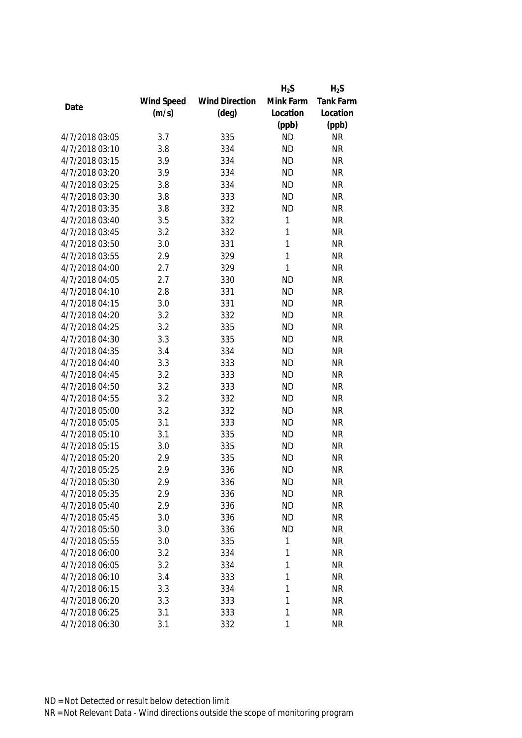| Date | Wind Speed (m/s) | Wind Direction (deg) | $H_2S$ Mink Farm Location (ppb) | $H_2S$ Tank Farm Location (ppb) |
|---|---|---|---|---|
| 4/7/2018 03:05 | 3.7 | 335 | ND | NR |
| 4/7/2018 03:10 | 3.8 | 334 | ND | NR |
| 4/7/2018 03:15 | 3.9 | 334 | ND | NR |
| 4/7/2018 03:20 | 3.9 | 334 | ND | NR |
| 4/7/2018 03:25 | 3.8 | 334 | ND | NR |
| 4/7/2018 03:30 | 3.8 | 333 | ND | NR |
| 4/7/2018 03:35 | 3.8 | 332 | ND | NR |
| 4/7/2018 03:40 | 3.5 | 332 | 1 | NR |
| 4/7/2018 03:45 | 3.2 | 332 | 1 | NR |
| 4/7/2018 03:50 | 3.0 | 331 | 1 | NR |
| 4/7/2018 03:55 | 2.9 | 329 | 1 | NR |
| 4/7/2018 04:00 | 2.7 | 329 | 1 | NR |
| 4/7/2018 04:05 | 2.7 | 330 | ND | NR |
| 4/7/2018 04:10 | 2.8 | 331 | ND | NR |
| 4/7/2018 04:15 | 3.0 | 331 | ND | NR |
| 4/7/2018 04:20 | 3.2 | 332 | ND | NR |
| 4/7/2018 04:25 | 3.2 | 335 | ND | NR |
| 4/7/2018 04:30 | 3.3 | 335 | ND | NR |
| 4/7/2018 04:35 | 3.4 | 334 | ND | NR |
| 4/7/2018 04:40 | 3.3 | 333 | ND | NR |
| 4/7/2018 04:45 | 3.2 | 333 | ND | NR |
| 4/7/2018 04:50 | 3.2 | 333 | ND | NR |
| 4/7/2018 04:55 | 3.2 | 332 | ND | NR |
| 4/7/2018 05:00 | 3.2 | 332 | ND | NR |
| 4/7/2018 05:05 | 3.1 | 333 | ND | NR |
| 4/7/2018 05:10 | 3.1 | 335 | ND | NR |
| 4/7/2018 05:15 | 3.0 | 335 | ND | NR |
| 4/7/2018 05:20 | 2.9 | 335 | ND | NR |
| 4/7/2018 05:25 | 2.9 | 336 | ND | NR |
| 4/7/2018 05:30 | 2.9 | 336 | ND | NR |
| 4/7/2018 05:35 | 2.9 | 336 | ND | NR |
| 4/7/2018 05:40 | 2.9 | 336 | ND | NR |
| 4/7/2018 05:45 | 3.0 | 336 | ND | NR |
| 4/7/2018 05:50 | 3.0 | 336 | ND | NR |
| 4/7/2018 05:55 | 3.0 | 335 | 1 | NR |
| 4/7/2018 06:00 | 3.2 | 334 | 1 | NR |
| 4/7/2018 06:05 | 3.2 | 334 | 1 | NR |
| 4/7/2018 06:10 | 3.4 | 333 | 1 | NR |
| 4/7/2018 06:15 | 3.3 | 334 | 1 | NR |
| 4/7/2018 06:20 | 3.3 | 333 | 1 | NR |
| 4/7/2018 06:25 | 3.1 | 333 | 1 | NR |
| 4/7/2018 06:30 | 3.1 | 332 | 1 | NR |

ND = Not Detected or result below detection limit

NR = Not Relevant Data - Wind directions outside the scope of monitoring program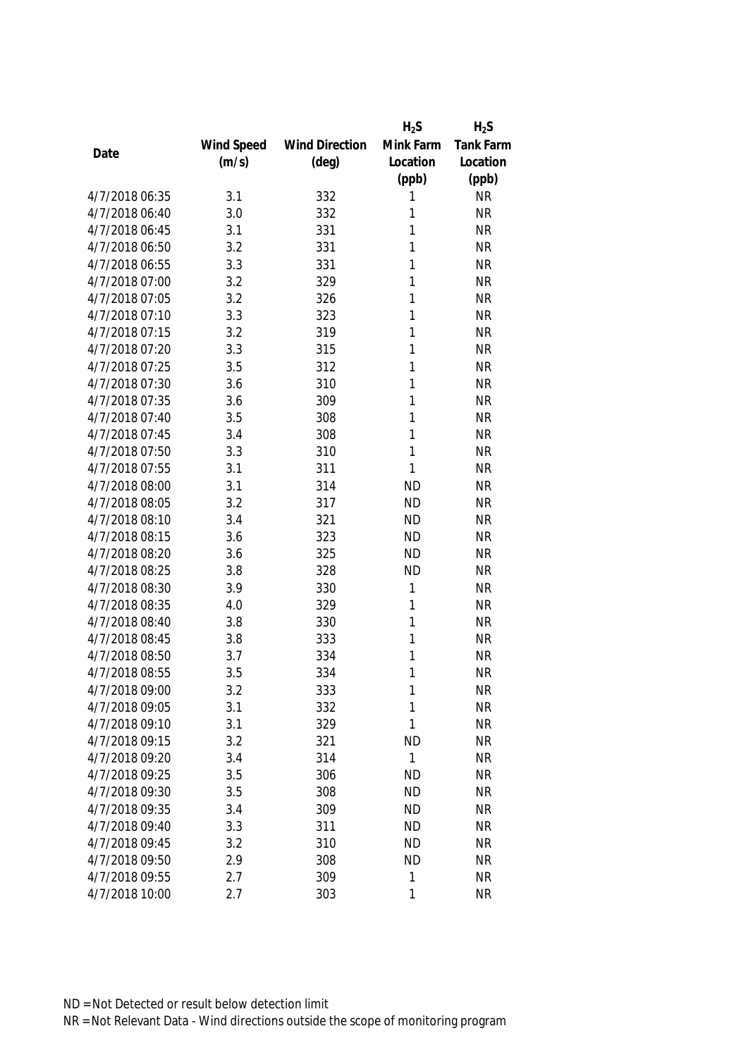| Date | Wind Speed (m/s) | Wind Direction (deg) | $H_2S$ Mink Farm Location (ppb) | $H_2S$ Tank Farm Location (ppb) |
|---|---|---|---|---|
| 4/7/2018 06:35 | 3.1 | 332 | 1 | NR |
| 4/7/2018 06:40 | 3.0 | 332 | 1 | NR |
| 4/7/2018 06:45 | 3.1 | 331 | 1 | NR |
| 4/7/2018 06:50 | 3.2 | 331 | 1 | NR |
| 4/7/2018 06:55 | 3.3 | 331 | 1 | NR |
| 4/7/2018 07:00 | 3.2 | 329 | 1 | NR |
| 4/7/2018 07:05 | 3.2 | 326 | 1 | NR |
| 4/7/2018 07:10 | 3.3 | 323 | 1 | NR |
| 4/7/2018 07:15 | 3.2 | 319 | 1 | NR |
| 4/7/2018 07:20 | 3.3 | 315 | 1 | NR |
| 4/7/2018 07:25 | 3.5 | 312 | 1 | NR |
| 4/7/2018 07:30 | 3.6 | 310 | 1 | NR |
| 4/7/2018 07:35 | 3.6 | 309 | 1 | NR |
| 4/7/2018 07:40 | 3.5 | 308 | 1 | NR |
| 4/7/2018 07:45 | 3.4 | 308 | 1 | NR |
| 4/7/2018 07:50 | 3.3 | 310 | 1 | NR |
| 4/7/2018 07:55 | 3.1 | 311 | 1 | NR |
| 4/7/2018 08:00 | 3.1 | 314 | ND | NR |
| 4/7/2018 08:05 | 3.2 | 317 | ND | NR |
| 4/7/2018 08:10 | 3.4 | 321 | ND | NR |
| 4/7/2018 08:15 | 3.6 | 323 | ND | NR |
| 4/7/2018 08:20 | 3.6 | 325 | ND | NR |
| 4/7/2018 08:25 | 3.8 | 328 | ND | NR |
| 4/7/2018 08:30 | 3.9 | 330 | 1 | NR |
| 4/7/2018 08:35 | 4.0 | 329 | 1 | NR |
| 4/7/2018 08:40 | 3.8 | 330 | 1 | NR |
| 4/7/2018 08:45 | 3.8 | 333 | 1 | NR |
| 4/7/2018 08:50 | 3.7 | 334 | 1 | NR |
| 4/7/2018 08:55 | 3.5 | 334 | 1 | NR |
| 4/7/2018 09:00 | 3.2 | 333 | 1 | NR |
| 4/7/2018 09:05 | 3.1 | 332 | 1 | NR |
| 4/7/2018 09:10 | 3.1 | 329 | 1 | NR |
| 4/7/2018 09:15 | 3.2 | 321 | ND | NR |
| 4/7/2018 09:20 | 3.4 | 314 | 1 | NR |
| 4/7/2018 09:25 | 3.5 | 306 | ND | NR |
| 4/7/2018 09:30 | 3.5 | 308 | ND | NR |
| 4/7/2018 09:35 | 3.4 | 309 | ND | NR |
| 4/7/2018 09:40 | 3.3 | 311 | ND | NR |
| 4/7/2018 09:45 | 3.2 | 310 | ND | NR |
| 4/7/2018 09:50 | 2.9 | 308 | ND | NR |
| 4/7/2018 09:55 | 2.7 | 309 | 1 | NR |
| 4/7/2018 10:00 | 2.7 | 303 | 1 | NR |

ND = Not Detected or result below detection limit

NR = Not Relevant Data - Wind directions outside the scope of monitoring program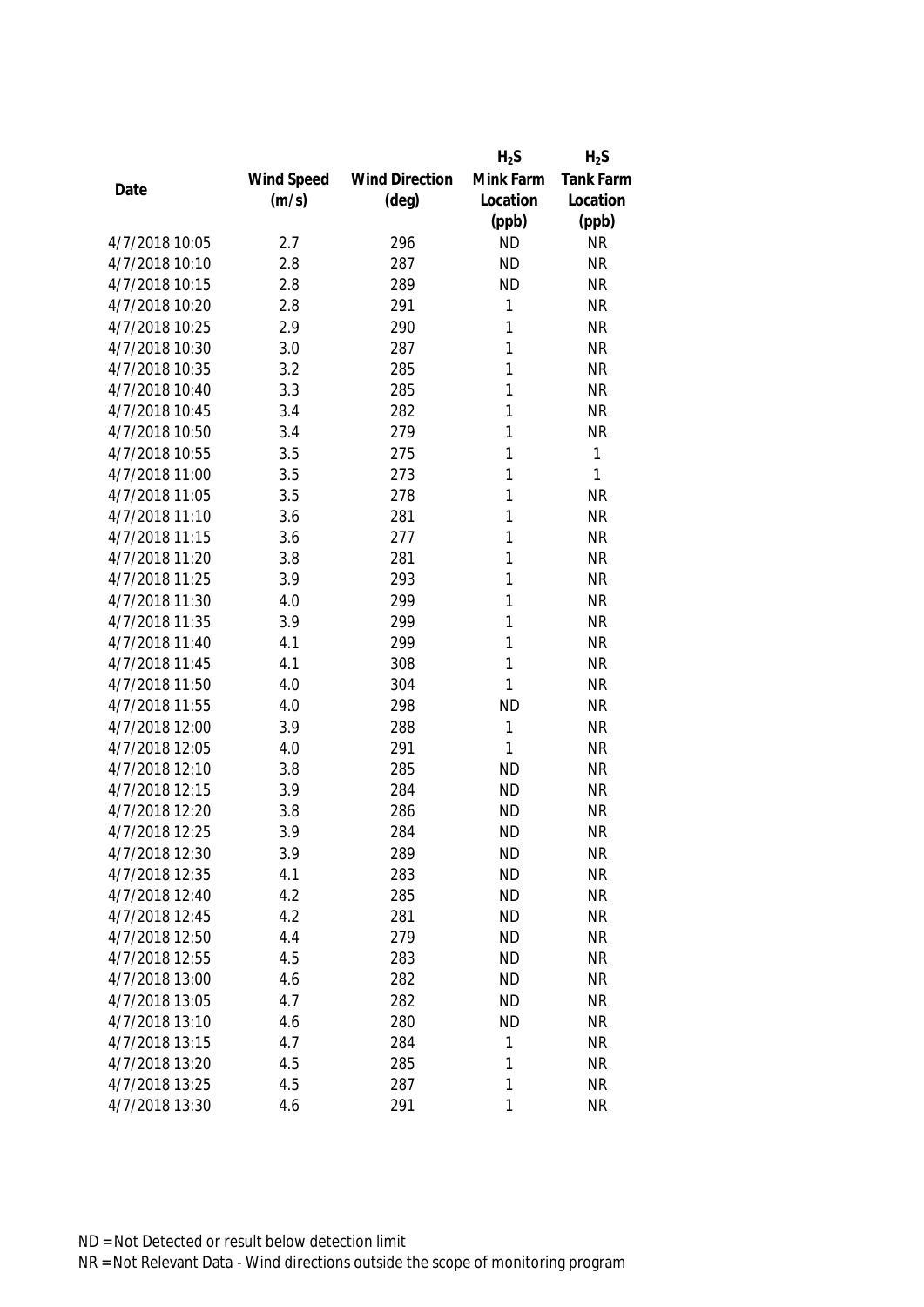| Date | Wind Speed (m/s) | Wind Direction (deg) | $H_2S$ Mink Farm Location (ppb) | $H_2S$ Tank Farm Location (ppb) |
|---|---|---|---|---|
| 4/7/2018 10:05 | 2.7 | 296 | ND | NR |
| 4/7/2018 10:10 | 2.8 | 287 | ND | NR |
| 4/7/2018 10:15 | 2.8 | 289 | ND | NR |
| 4/7/2018 10:20 | 2.8 | 291 | 1 | NR |
| 4/7/2018 10:25 | 2.9 | 290 | 1 | NR |
| 4/7/2018 10:30 | 3.0 | 287 | 1 | NR |
| 4/7/2018 10:35 | 3.2 | 285 | 1 | NR |
| 4/7/2018 10:40 | 3.3 | 285 | 1 | NR |
| 4/7/2018 10:45 | 3.4 | 282 | 1 | NR |
| 4/7/2018 10:50 | 3.4 | 279 | 1 | NR |
| 4/7/2018 10:55 | 3.5 | 275 | 1 | 1 |
| 4/7/2018 11:00 | 3.5 | 273 | 1 | 1 |
| 4/7/2018 11:05 | 3.5 | 278 | 1 | NR |
| 4/7/2018 11:10 | 3.6 | 281 | 1 | NR |
| 4/7/2018 11:15 | 3.6 | 277 | 1 | NR |
| 4/7/2018 11:20 | 3.8 | 281 | 1 | NR |
| 4/7/2018 11:25 | 3.9 | 293 | 1 | NR |
| 4/7/2018 11:30 | 4.0 | 299 | 1 | NR |
| 4/7/2018 11:35 | 3.9 | 299 | 1 | NR |
| 4/7/2018 11:40 | 4.1 | 299 | 1 | NR |
| 4/7/2018 11:45 | 4.1 | 308 | 1 | NR |
| 4/7/2018 11:50 | 4.0 | 304 | 1 | NR |
| 4/7/2018 11:55 | 4.0 | 298 | ND | NR |
| 4/7/2018 12:00 | 3.9 | 288 | 1 | NR |
| 4/7/2018 12:05 | 4.0 | 291 | 1 | NR |
| 4/7/2018 12:10 | 3.8 | 285 | ND | NR |
| 4/7/2018 12:15 | 3.9 | 284 | ND | NR |
| 4/7/2018 12:20 | 3.8 | 286 | ND | NR |
| 4/7/2018 12:25 | 3.9 | 284 | ND | NR |
| 4/7/2018 12:30 | 3.9 | 289 | ND | NR |
| 4/7/2018 12:35 | 4.1 | 283 | ND | NR |
| 4/7/2018 12:40 | 4.2 | 285 | ND | NR |
| 4/7/2018 12:45 | 4.2 | 281 | ND | NR |
| 4/7/2018 12:50 | 4.4 | 279 | ND | NR |
| 4/7/2018 12:55 | 4.5 | 283 | ND | NR |
| 4/7/2018 13:00 | 4.6 | 282 | ND | NR |
| 4/7/2018 13:05 | 4.7 | 282 | ND | NR |
| 4/7/2018 13:10 | 4.6 | 280 | ND | NR |
| 4/7/2018 13:15 | 4.7 | 284 | 1 | NR |
| 4/7/2018 13:20 | 4.5 | 285 | 1 | NR |
| 4/7/2018 13:25 | 4.5 | 287 | 1 | NR |
| 4/7/2018 13:30 | 4.6 | 291 | 1 | NR |

ND = Not Detected or result below detection limit

NR = Not Relevant Data - Wind directions outside the scope of monitoring program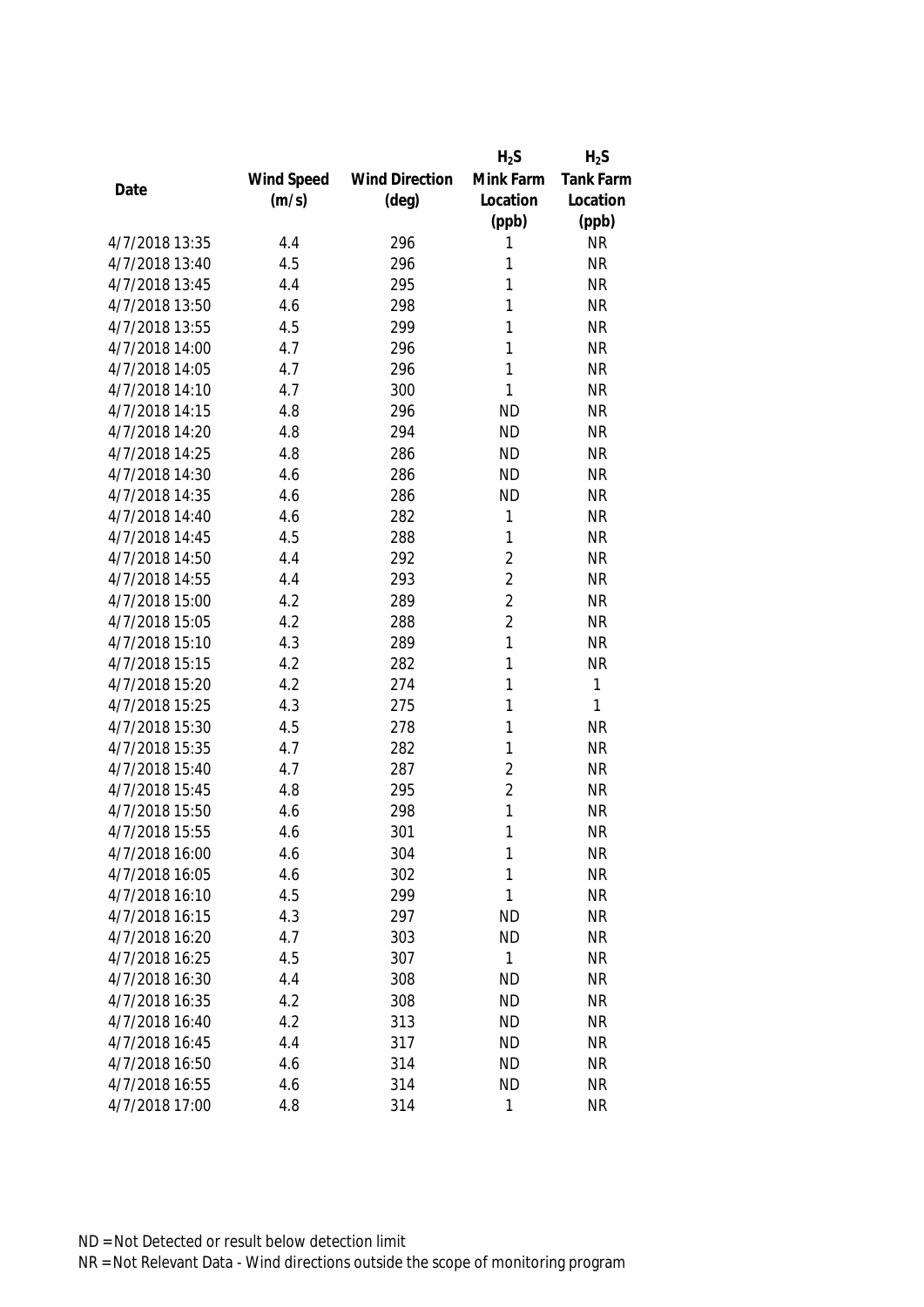| Date | Wind Speed (m/s) | Wind Direction (deg) | $H_2S$ Mink Farm Location (ppb) | $H_2S$ Tank Farm Location (ppb) |
|---|---|---|---|---|
| 4/7/2018 13:35 | 4.4 | 296 | 1 | NR |
| 4/7/2018 13:40 | 4.5 | 296 | 1 | NR |
| 4/7/2018 13:45 | 4.4 | 295 | 1 | NR |
| 4/7/2018 13:50 | 4.6 | 298 | 1 | NR |
| 4/7/2018 13:55 | 4.5 | 299 | 1 | NR |
| 4/7/2018 14:00 | 4.7 | 296 | 1 | NR |
| 4/7/2018 14:05 | 4.7 | 296 | 1 | NR |
| 4/7/2018 14:10 | 4.7 | 300 | 1 | NR |
| 4/7/2018 14:15 | 4.8 | 296 | ND | NR |
| 4/7/2018 14:20 | 4.8 | 294 | ND | NR |
| 4/7/2018 14:25 | 4.8 | 286 | ND | NR |
| 4/7/2018 14:30 | 4.6 | 286 | ND | NR |
| 4/7/2018 14:35 | 4.6 | 286 | ND | NR |
| 4/7/2018 14:40 | 4.6 | 282 | 1 | NR |
| 4/7/2018 14:45 | 4.5 | 288 | 1 | NR |
| 4/7/2018 14:50 | 4.4 | 292 | 2 | NR |
| 4/7/2018 14:55 | 4.4 | 293 | 2 | NR |
| 4/7/2018 15:00 | 4.2 | 289 | 2 | NR |
| 4/7/2018 15:05 | 4.2 | 288 | 2 | NR |
| 4/7/2018 15:10 | 4.3 | 289 | 1 | NR |
| 4/7/2018 15:15 | 4.2 | 282 | 1 | NR |
| 4/7/2018 15:20 | 4.2 | 274 | 1 | 1 |
| 4/7/2018 15:25 | 4.3 | 275 | 1 | 1 |
| 4/7/2018 15:30 | 4.5 | 278 | 1 | NR |
| 4/7/2018 15:35 | 4.7 | 282 | 1 | NR |
| 4/7/2018 15:40 | 4.7 | 287 | 2 | NR |
| 4/7/2018 15:45 | 4.8 | 295 | 2 | NR |
| 4/7/2018 15:50 | 4.6 | 298 | 1 | NR |
| 4/7/2018 15:55 | 4.6 | 301 | 1 | NR |
| 4/7/2018 16:00 | 4.6 | 304 | 1 | NR |
| 4/7/2018 16:05 | 4.6 | 302 | 1 | NR |
| 4/7/2018 16:10 | 4.5 | 299 | 1 | NR |
| 4/7/2018 16:15 | 4.3 | 297 | ND | NR |
| 4/7/2018 16:20 | 4.7 | 303 | ND | NR |
| 4/7/2018 16:25 | 4.5 | 307 | 1 | NR |
| 4/7/2018 16:30 | 4.4 | 308 | ND | NR |
| 4/7/2018 16:35 | 4.2 | 308 | ND | NR |
| 4/7/2018 16:40 | 4.2 | 313 | ND | NR |
| 4/7/2018 16:45 | 4.4 | 317 | ND | NR |
| 4/7/2018 16:50 | 4.6 | 314 | ND | NR |
| 4/7/2018 16:55 | 4.6 | 314 | ND | NR |
| 4/7/2018 17:00 | 4.8 | 314 | 1 | NR |

ND = Not Detected or result below detection limit

NR = Not Relevant Data - Wind directions outside the scope of monitoring program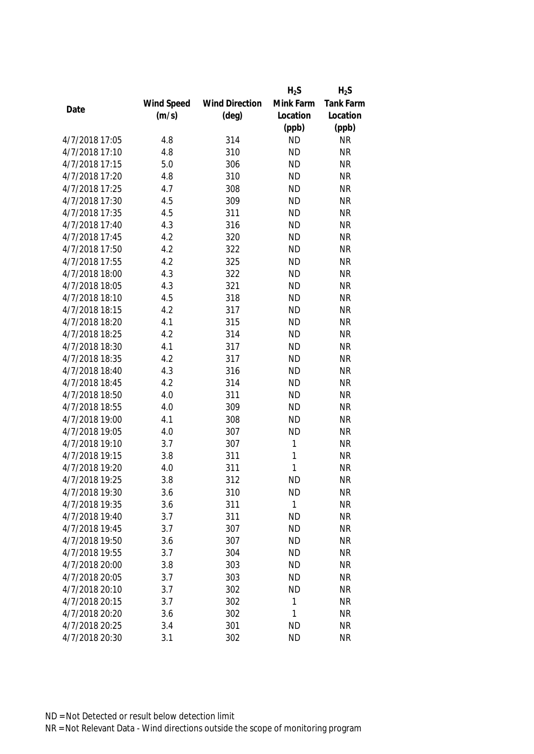| Date | Wind Speed (m/s) | Wind Direction (deg) | $H_2S$ Mink Farm Location (ppb) | $H_2S$ Tank Farm Location (ppb) |
|---|---|---|---|---|
| 4/7/2018 17:05 | 4.8 | 314 | ND | NR |
| 4/7/2018 17:10 | 4.8 | 310 | ND | NR |
| 4/7/2018 17:15 | 5.0 | 306 | ND | NR |
| 4/7/2018 17:20 | 4.8 | 310 | ND | NR |
| 4/7/2018 17:25 | 4.7 | 308 | ND | NR |
| 4/7/2018 17:30 | 4.5 | 309 | ND | NR |
| 4/7/2018 17:35 | 4.5 | 311 | ND | NR |
| 4/7/2018 17:40 | 4.3 | 316 | ND | NR |
| 4/7/2018 17:45 | 4.2 | 320 | ND | NR |
| 4/7/2018 17:50 | 4.2 | 322 | ND | NR |
| 4/7/2018 17:55 | 4.2 | 325 | ND | NR |
| 4/7/2018 18:00 | 4.3 | 322 | ND | NR |
| 4/7/2018 18:05 | 4.3 | 321 | ND | NR |
| 4/7/2018 18:10 | 4.5 | 318 | ND | NR |
| 4/7/2018 18:15 | 4.2 | 317 | ND | NR |
| 4/7/2018 18:20 | 4.1 | 315 | ND | NR |
| 4/7/2018 18:25 | 4.2 | 314 | ND | NR |
| 4/7/2018 18:30 | 4.1 | 317 | ND | NR |
| 4/7/2018 18:35 | 4.2 | 317 | ND | NR |
| 4/7/2018 18:40 | 4.3 | 316 | ND | NR |
| 4/7/2018 18:45 | 4.2 | 314 | ND | NR |
| 4/7/2018 18:50 | 4.0 | 311 | ND | NR |
| 4/7/2018 18:55 | 4.0 | 309 | ND | NR |
| 4/7/2018 19:00 | 4.1 | 308 | ND | NR |
| 4/7/2018 19:05 | 4.0 | 307 | ND | NR |
| 4/7/2018 19:10 | 3.7 | 307 | 1 | NR |
| 4/7/2018 19:15 | 3.8 | 311 | 1 | NR |
| 4/7/2018 19:20 | 4.0 | 311 | 1 | NR |
| 4/7/2018 19:25 | 3.8 | 312 | ND | NR |
| 4/7/2018 19:30 | 3.6 | 310 | ND | NR |
| 4/7/2018 19:35 | 3.6 | 311 | 1 | NR |
| 4/7/2018 19:40 | 3.7 | 311 | ND | NR |
| 4/7/2018 19:45 | 3.7 | 307 | ND | NR |
| 4/7/2018 19:50 | 3.6 | 307 | ND | NR |
| 4/7/2018 19:55 | 3.7 | 304 | ND | NR |
| 4/7/2018 20:00 | 3.8 | 303 | ND | NR |
| 4/7/2018 20:05 | 3.7 | 303 | ND | NR |
| 4/7/2018 20:10 | 3.7 | 302 | ND | NR |
| 4/7/2018 20:15 | 3.7 | 302 | 1 | NR |
| 4/7/2018 20:20 | 3.6 | 302 | 1 | NR |
| 4/7/2018 20:25 | 3.4 | 301 | ND | NR |
| 4/7/2018 20:30 | 3.1 | 302 | ND | NR |

ND = Not Detected or result below detection limit

NR = Not Relevant Data - Wind directions outside the scope of monitoring program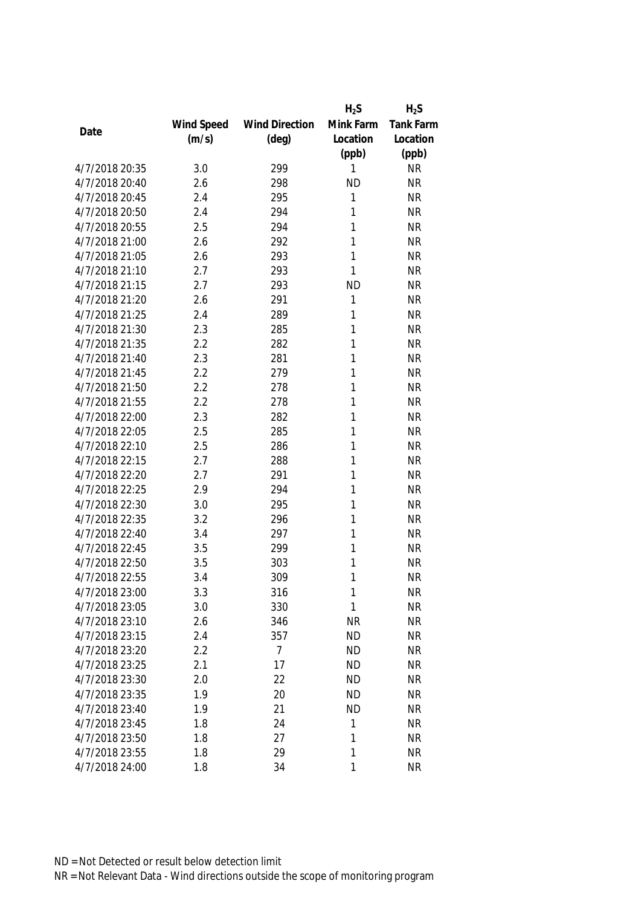| Date | Wind Speed (m/s) | Wind Direction (deg) | $H_2S$ Mink Farm Location (ppb) | $H_2S$ Tank Farm Location (ppb) |
|---|---|---|---|---|
| 4/7/2018 20:35 | 3.0 | 299 | 1 | NR |
| 4/7/2018 20:40 | 2.6 | 298 | ND | NR |
| 4/7/2018 20:45 | 2.4 | 295 | 1 | NR |
| 4/7/2018 20:50 | 2.4 | 294 | 1 | NR |
| 4/7/2018 20:55 | 2.5 | 294 | 1 | NR |
| 4/7/2018 21:00 | 2.6 | 292 | 1 | NR |
| 4/7/2018 21:05 | 2.6 | 293 | 1 | NR |
| 4/7/2018 21:10 | 2.7 | 293 | 1 | NR |
| 4/7/2018 21:15 | 2.7 | 293 | ND | NR |
| 4/7/2018 21:20 | 2.6 | 291 | 1 | NR |
| 4/7/2018 21:25 | 2.4 | 289 | 1 | NR |
| 4/7/2018 21:30 | 2.3 | 285 | 1 | NR |
| 4/7/2018 21:35 | 2.2 | 282 | 1 | NR |
| 4/7/2018 21:40 | 2.3 | 281 | 1 | NR |
| 4/7/2018 21:45 | 2.2 | 279 | 1 | NR |
| 4/7/2018 21:50 | 2.2 | 278 | 1 | NR |
| 4/7/2018 21:55 | 2.2 | 278 | 1 | NR |
| 4/7/2018 22:00 | 2.3 | 282 | 1 | NR |
| 4/7/2018 22:05 | 2.5 | 285 | 1 | NR |
| 4/7/2018 22:10 | 2.5 | 286 | 1 | NR |
| 4/7/2018 22:15 | 2.7 | 288 | 1 | NR |
| 4/7/2018 22:20 | 2.7 | 291 | 1 | NR |
| 4/7/2018 22:25 | 2.9 | 294 | 1 | NR |
| 4/7/2018 22:30 | 3.0 | 295 | 1 | NR |
| 4/7/2018 22:35 | 3.2 | 296 | 1 | NR |
| 4/7/2018 22:40 | 3.4 | 297 | 1 | NR |
| 4/7/2018 22:45 | 3.5 | 299 | 1 | NR |
| 4/7/2018 22:50 | 3.5 | 303 | 1 | NR |
| 4/7/2018 22:55 | 3.4 | 309 | 1 | NR |
| 4/7/2018 23:00 | 3.3 | 316 | 1 | NR |
| 4/7/2018 23:05 | 3.0 | 330 | 1 | NR |
| 4/7/2018 23:10 | 2.6 | 346 | NR | NR |
| 4/7/2018 23:15 | 2.4 | 357 | ND | NR |
| 4/7/2018 23:20 | 2.2 | 7 | ND | NR |
| 4/7/2018 23:25 | 2.1 | 17 | ND | NR |
| 4/7/2018 23:30 | 2.0 | 22 | ND | NR |
| 4/7/2018 23:35 | 1.9 | 20 | ND | NR |
| 4/7/2018 23:40 | 1.9 | 21 | ND | NR |
| 4/7/2018 23:45 | 1.8 | 24 | 1 | NR |
| 4/7/2018 23:50 | 1.8 | 27 | 1 | NR |
| 4/7/2018 23:55 | 1.8 | 29 | 1 | NR |
| 4/7/2018 24:00 | 1.8 | 34 | 1 | NR |

ND = Not Detected or result below detection limit

NR = Not Relevant Data - Wind directions outside the scope of monitoring program